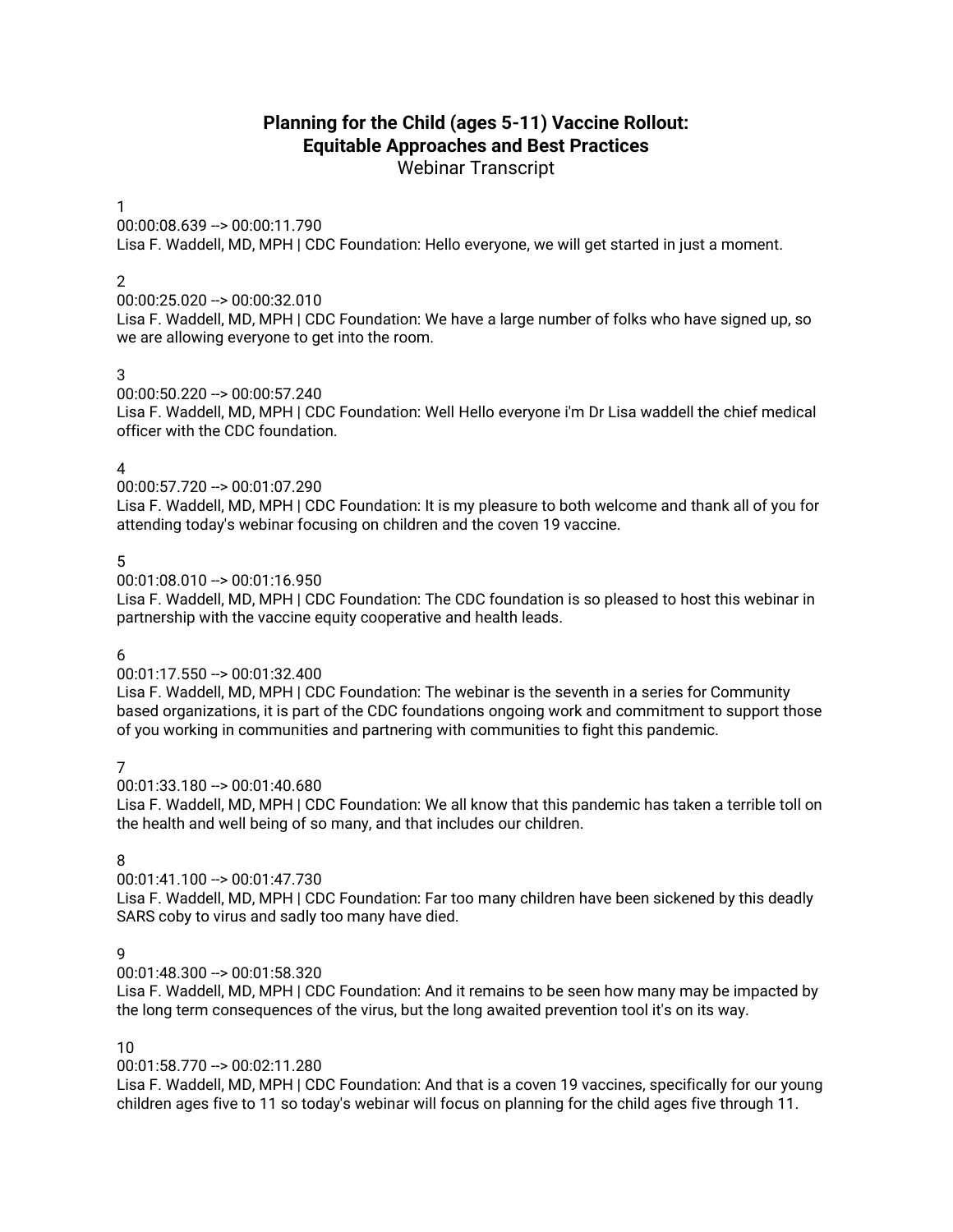# Planning for the Child (ages 5-11) Vaccine Rollout: Equitable Approaches and Best Practices

Webinar Transcript

1
00:00:08.639 --> 00:00:11.790
Lisa F. Waddell, MD, MPH | CDC Foundation: Hello everyone, we will get started in just a moment.

2
00:00:25.020 --> 00:00:32.010
Lisa F. Waddell, MD, MPH | CDC Foundation: We have a large number of folks who have signed up, so we are allowing everyone to get into the room.

3
00:00:50.220 --> 00:00:57.240
Lisa F. Waddell, MD, MPH | CDC Foundation: Well Hello everyone i'm Dr Lisa waddell the chief medical officer with the CDC foundation.

4
00:00:57.720 --> 00:01:07.290
Lisa F. Waddell, MD, MPH | CDC Foundation: It is my pleasure to both welcome and thank all of you for attending today's webinar focusing on children and the coven 19 vaccine.

5
00:01:08.010 --> 00:01:16.950
Lisa F. Waddell, MD, MPH | CDC Foundation: The CDC foundation is so pleased to host this webinar in partnership with the vaccine equity cooperative and health leads.

6
00:01:17.550 --> 00:01:32.400
Lisa F. Waddell, MD, MPH | CDC Foundation: The webinar is the seventh in a series for Community based organizations, it is part of the CDC foundations ongoing work and commitment to support those of you working in communities and partnering with communities to fight this pandemic.

7
00:01:33.180 --> 00:01:40.680
Lisa F. Waddell, MD, MPH | CDC Foundation: We all know that this pandemic has taken a terrible toll on the health and well being of so many, and that includes our children.

8
00:01:41.100 --> 00:01:47.730
Lisa F. Waddell, MD, MPH | CDC Foundation: Far too many children have been sickened by this deadly SARS coby to virus and sadly too many have died.

9
00:01:48.300 --> 00:01:58.320
Lisa F. Waddell, MD, MPH | CDC Foundation: And it remains to be seen how many may be impacted by the long term consequences of the virus, but the long awaited prevention tool it's on its way.

10
00:01:58.770 --> 00:02:11.280
Lisa F. Waddell, MD, MPH | CDC Foundation: And that is a coven 19 vaccines, specifically for our young children ages five to 11 so today's webinar will focus on planning for the child ages five through 11.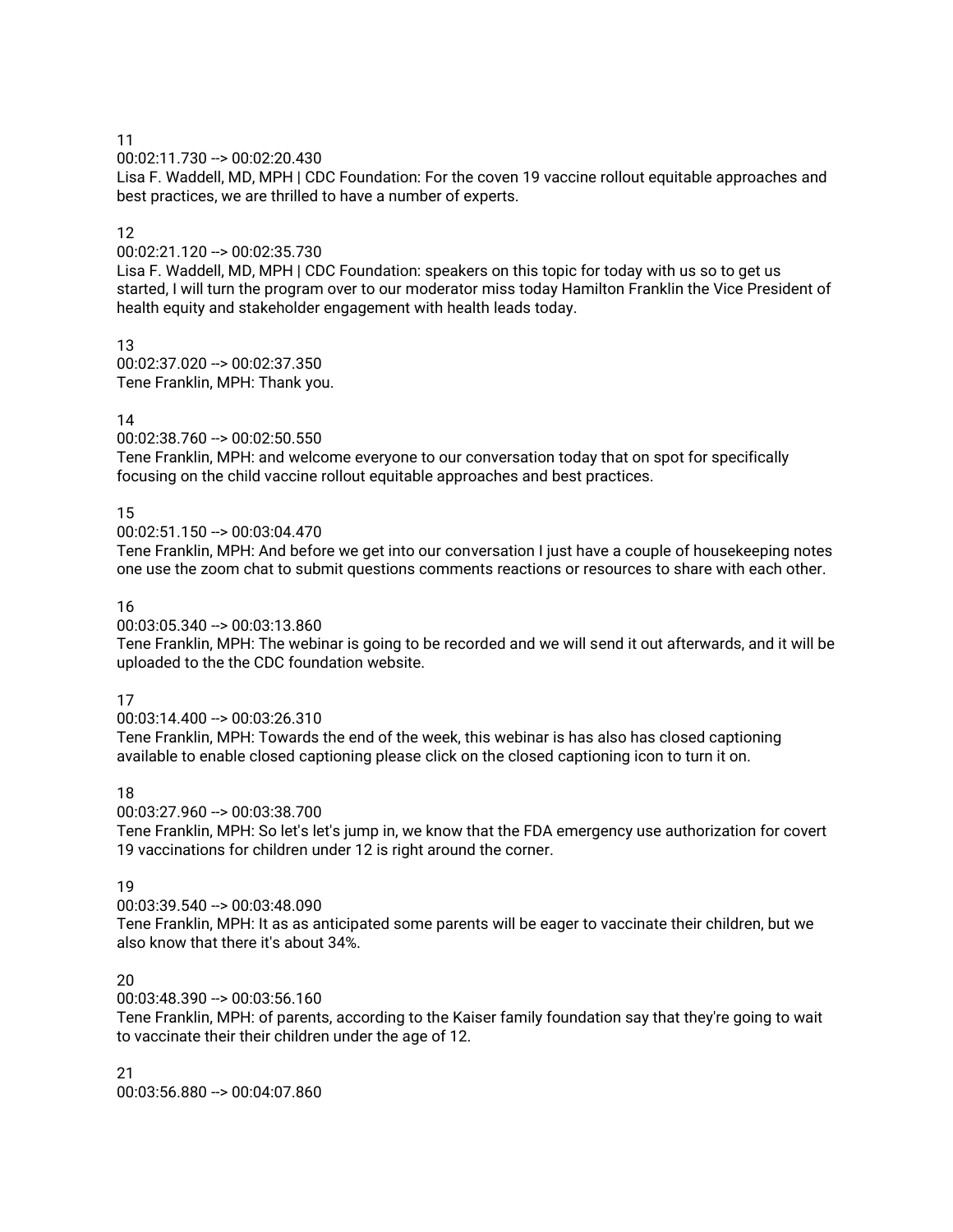11
00:02:11.730 --> 00:02:20.430
Lisa F. Waddell, MD, MPH | CDC Foundation: For the coven 19 vaccine rollout equitable approaches and best practices, we are thrilled to have a number of experts.

12
00:02:21.120 --> 00:02:35.730
Lisa F. Waddell, MD, MPH | CDC Foundation: speakers on this topic for today with us so to get us started, I will turn the program over to our moderator miss today Hamilton Franklin the Vice President of health equity and stakeholder engagement with health leads today.

13
00:02:37.020 --> 00:02:37.350
Tene Franklin, MPH: Thank you.

14
00:02:38.760 --> 00:02:50.550
Tene Franklin, MPH: and welcome everyone to our conversation today that on spot for specifically focusing on the child vaccine rollout equitable approaches and best practices.

15
00:02:51.150 --> 00:03:04.470
Tene Franklin, MPH: And before we get into our conversation I just have a couple of housekeeping notes one use the zoom chat to submit questions comments reactions or resources to share with each other.

16
00:03:05.340 --> 00:03:13.860
Tene Franklin, MPH: The webinar is going to be recorded and we will send it out afterwards, and it will be uploaded to the the CDC foundation website.

17
00:03:14.400 --> 00:03:26.310
Tene Franklin, MPH: Towards the end of the week, this webinar is has also has closed captioning available to enable closed captioning please click on the closed captioning icon to turn it on.

18
00:03:27.960 --> 00:03:38.700
Tene Franklin, MPH: So let's let's jump in, we know that the FDA emergency use authorization for covert 19 vaccinations for children under 12 is right around the corner.

19
00:03:39.540 --> 00:03:48.090
Tene Franklin, MPH: It as as anticipated some parents will be eager to vaccinate their children, but we also know that there it's about 34%.

20
00:03:48.390 --> 00:03:56.160
Tene Franklin, MPH: of parents, according to the Kaiser family foundation say that they're going to wait to vaccinate their their children under the age of 12.

21
00:03:56.880 --> 00:04:07.860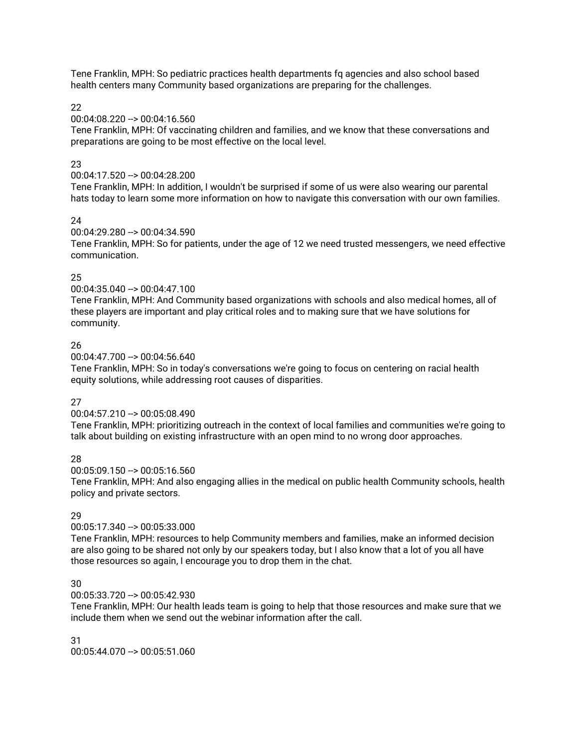Tene Franklin, MPH: So pediatric practices health departments fq agencies and also school based health centers many Community based organizations are preparing for the challenges.

22
00:04:08.220 --> 00:04:16.560
Tene Franklin, MPH: Of vaccinating children and families, and we know that these conversations and preparations are going to be most effective on the local level.

23
00:04:17.520 --> 00:04:28.200
Tene Franklin, MPH: In addition, I wouldn't be surprised if some of us were also wearing our parental hats today to learn some more information on how to navigate this conversation with our own families.

24
00:04:29.280 --> 00:04:34.590
Tene Franklin, MPH: So for patients, under the age of 12 we need trusted messengers, we need effective communication.

25
00:04:35.040 --> 00:04:47.100
Tene Franklin, MPH: And Community based organizations with schools and also medical homes, all of these players are important and play critical roles and to making sure that we have solutions for community.

26
00:04:47.700 --> 00:04:56.640
Tene Franklin, MPH: So in today's conversations we're going to focus on centering on racial health equity solutions, while addressing root causes of disparities.

27
00:04:57.210 --> 00:05:08.490
Tene Franklin, MPH: prioritizing outreach in the context of local families and communities we're going to talk about building on existing infrastructure with an open mind to no wrong door approaches.

28
00:05:09.150 --> 00:05:16.560
Tene Franklin, MPH: And also engaging allies in the medical on public health Community schools, health policy and private sectors.

29
00:05:17.340 --> 00:05:33.000
Tene Franklin, MPH: resources to help Community members and families, make an informed decision are also going to be shared not only by our speakers today, but I also know that a lot of you all have those resources so again, I encourage you to drop them in the chat.

30
00:05:33.720 --> 00:05:42.930
Tene Franklin, MPH: Our health leads team is going to help that those resources and make sure that we include them when we send out the webinar information after the call.

31
00:05:44.070 --> 00:05:51.060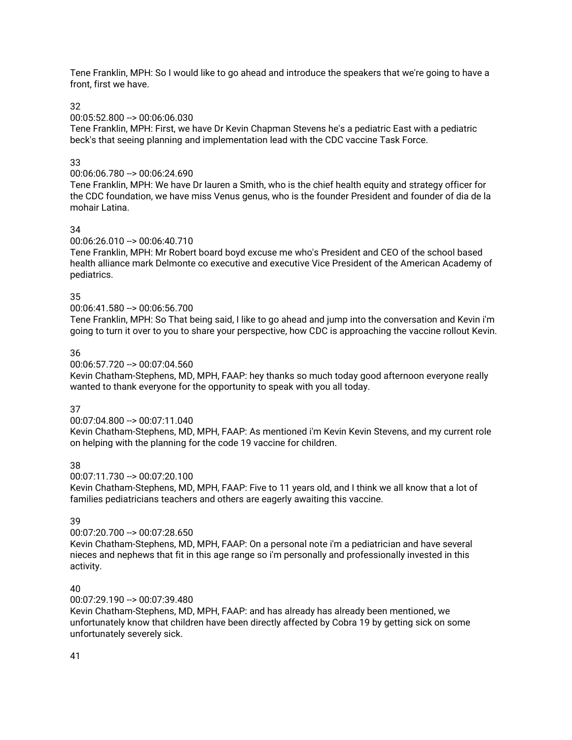Tene Franklin, MPH: So I would like to go ahead and introduce the speakers that we're going to have a front, first we have.

32

00:05:52.800 --> 00:06:06.030

Tene Franklin, MPH: First, we have Dr Kevin Chapman Stevens he's a pediatric East with a pediatric beck's that seeing planning and implementation lead with the CDC vaccine Task Force.

33

00:06:06.780 --> 00:06:24.690

Tene Franklin, MPH: We have Dr lauren a Smith, who is the chief health equity and strategy officer for the CDC foundation, we have miss Venus genus, who is the founder President and founder of dia de la mohair Latina.

34

00:06:26.010 --> 00:06:40.710

Tene Franklin, MPH: Mr Robert board boyd excuse me who's President and CEO of the school based health alliance mark Delmonte co executive and executive Vice President of the American Academy of pediatrics.

35

00:06:41.580 --> 00:06:56.700

Tene Franklin, MPH: So That being said, I like to go ahead and jump into the conversation and Kevin i'm going to turn it over to you to share your perspective, how CDC is approaching the vaccine rollout Kevin.

36

00:06:57.720 --> 00:07:04.560

Kevin Chatham-Stephens, MD, MPH, FAAP: hey thanks so much today good afternoon everyone really wanted to thank everyone for the opportunity to speak with you all today.

37

00:07:04.800 --> 00:07:11.040

Kevin Chatham-Stephens, MD, MPH, FAAP: As mentioned i'm Kevin Kevin Stevens, and my current role on helping with the planning for the code 19 vaccine for children.

38

00:07:11.730 --> 00:07:20.100

Kevin Chatham-Stephens, MD, MPH, FAAP: Five to 11 years old, and I think we all know that a lot of families pediatricians teachers and others are eagerly awaiting this vaccine.

39

00:07:20.700 --> 00:07:28.650

Kevin Chatham-Stephens, MD, MPH, FAAP: On a personal note i'm a pediatrician and have several nieces and nephews that fit in this age range so i'm personally and professionally invested in this activity.

40

00:07:29.190 --> 00:07:39.480

Kevin Chatham-Stephens, MD, MPH, FAAP: and has already has already been mentioned, we unfortunately know that children have been directly affected by Cobra 19 by getting sick on some unfortunately severely sick.

41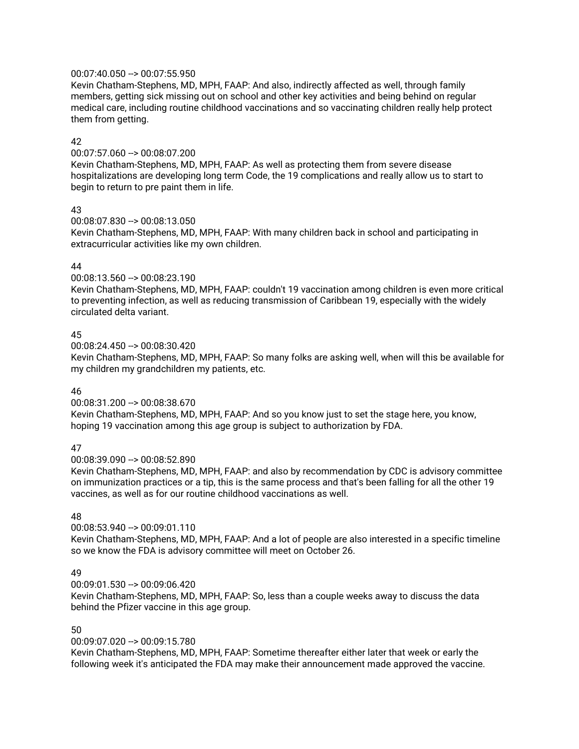00:07:40.050 --> 00:07:55.950
Kevin Chatham-Stephens, MD, MPH, FAAP: And also, indirectly affected as well, through family members, getting sick missing out on school and other key activities and being behind on regular medical care, including routine childhood vaccinations and so vaccinating children really help protect them from getting.

42
00:07:57.060 --> 00:08:07.200
Kevin Chatham-Stephens, MD, MPH, FAAP: As well as protecting them from severe disease hospitalizations are developing long term Code, the 19 complications and really allow us to start to begin to return to pre paint them in life.

43
00:08:07.830 --> 00:08:13.050
Kevin Chatham-Stephens, MD, MPH, FAAP: With many children back in school and participating in extracurricular activities like my own children.

44
00:08:13.560 --> 00:08:23.190
Kevin Chatham-Stephens, MD, MPH, FAAP: couldn't 19 vaccination among children is even more critical to preventing infection, as well as reducing transmission of Caribbean 19, especially with the widely circulated delta variant.

45
00:08:24.450 --> 00:08:30.420
Kevin Chatham-Stephens, MD, MPH, FAAP: So many folks are asking well, when will this be available for my children my grandchildren my patients, etc.

46
00:08:31.200 --> 00:08:38.670
Kevin Chatham-Stephens, MD, MPH, FAAP: And so you know just to set the stage here, you know, hoping 19 vaccination among this age group is subject to authorization by FDA.

47
00:08:39.090 --> 00:08:52.890
Kevin Chatham-Stephens, MD, MPH, FAAP: and also by recommendation by CDC is advisory committee on immunization practices or a tip, this is the same process and that's been falling for all the other 19 vaccines, as well as for our routine childhood vaccinations as well.

48
00:08:53.940 --> 00:09:01.110
Kevin Chatham-Stephens, MD, MPH, FAAP: And a lot of people are also interested in a specific timeline so we know the FDA is advisory committee will meet on October 26.

49
00:09:01.530 --> 00:09:06.420
Kevin Chatham-Stephens, MD, MPH, FAAP: So, less than a couple weeks away to discuss the data behind the Pfizer vaccine in this age group.

50
00:09:07.020 --> 00:09:15.780
Kevin Chatham-Stephens, MD, MPH, FAAP: Sometime thereafter either later that week or early the following week it's anticipated the FDA may make their announcement made approved the vaccine.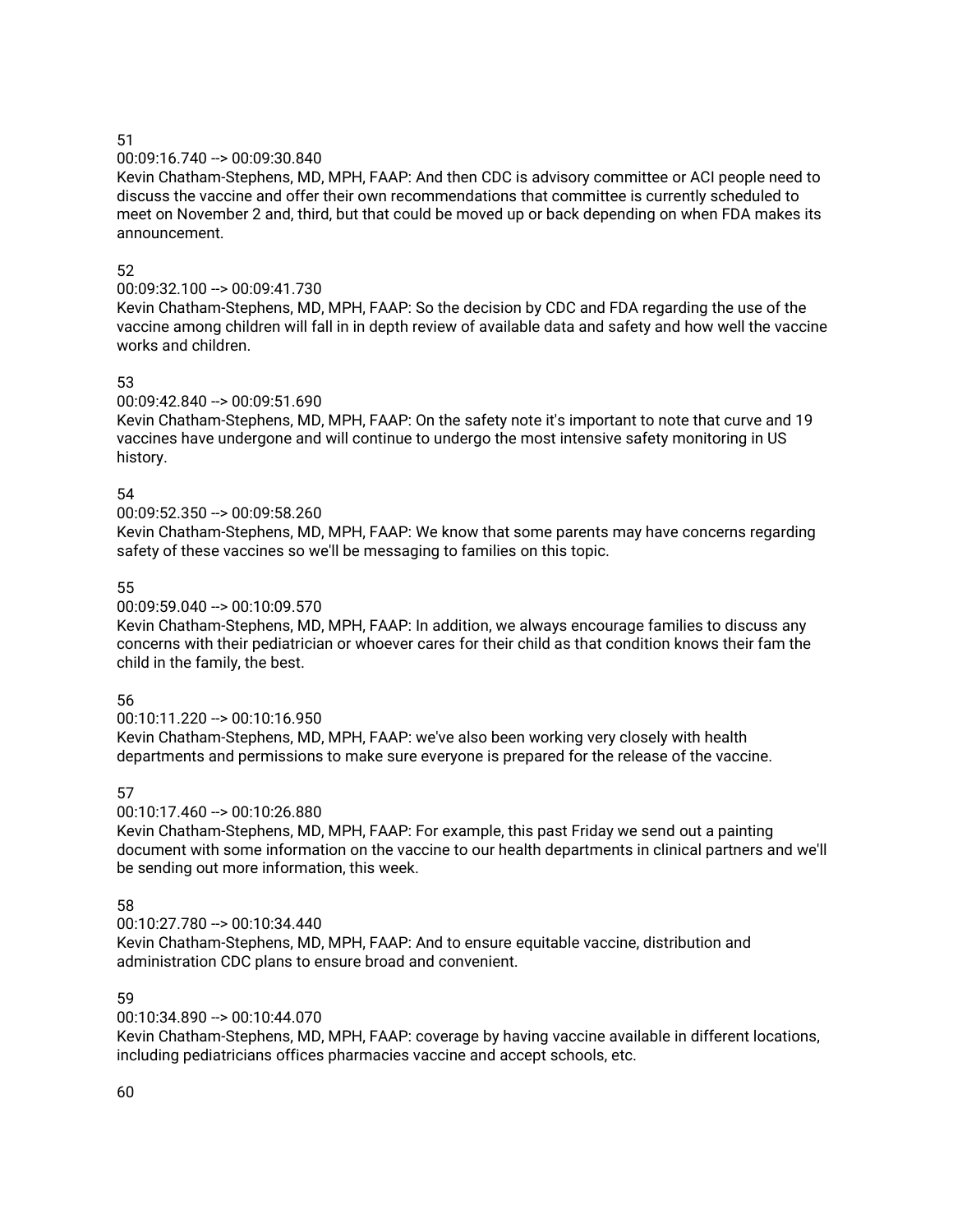51

00:09:16.740 --> 00:09:30.840

Kevin Chatham-Stephens, MD, MPH, FAAP: And then CDC is advisory committee or ACI people need to discuss the vaccine and offer their own recommendations that committee is currently scheduled to meet on November 2 and, third, but that could be moved up or back depending on when FDA makes its announcement.

52

00:09:32.100 --> 00:09:41.730

Kevin Chatham-Stephens, MD, MPH, FAAP: So the decision by CDC and FDA regarding the use of the vaccine among children will fall in in depth review of available data and safety and how well the vaccine works and children.

53

00:09:42.840 --> 00:09:51.690

Kevin Chatham-Stephens, MD, MPH, FAAP: On the safety note it's important to note that curve and 19 vaccines have undergone and will continue to undergo the most intensive safety monitoring in US history.

54

00:09:52.350 --> 00:09:58.260

Kevin Chatham-Stephens, MD, MPH, FAAP: We know that some parents may have concerns regarding safety of these vaccines so we'll be messaging to families on this topic.

55

00:09:59.040 --> 00:10:09.570

Kevin Chatham-Stephens, MD, MPH, FAAP: In addition, we always encourage families to discuss any concerns with their pediatrician or whoever cares for their child as that condition knows their fam the child in the family, the best.

56

00:10:11.220 --> 00:10:16.950

Kevin Chatham-Stephens, MD, MPH, FAAP: we've also been working very closely with health departments and permissions to make sure everyone is prepared for the release of the vaccine.

57

00:10:17.460 --> 00:10:26.880

Kevin Chatham-Stephens, MD, MPH, FAAP: For example, this past Friday we send out a painting document with some information on the vaccine to our health departments in clinical partners and we'll be sending out more information, this week.

58

00:10:27.780 --> 00:10:34.440

Kevin Chatham-Stephens, MD, MPH, FAAP: And to ensure equitable vaccine, distribution and administration CDC plans to ensure broad and convenient.

59

00:10:34.890 --> 00:10:44.070

Kevin Chatham-Stephens, MD, MPH, FAAP: coverage by having vaccine available in different locations, including pediatricians offices pharmacies vaccine and accept schools, etc.

60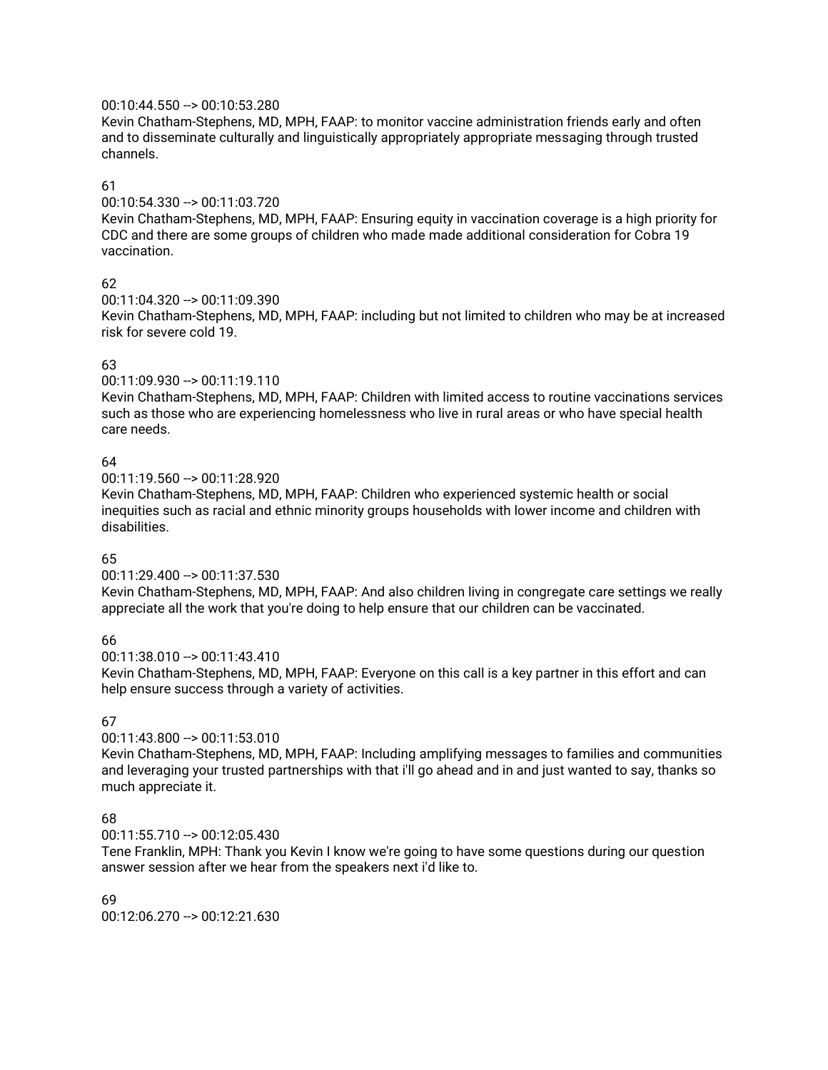00:10:44.550 --> 00:10:53.280
Kevin Chatham-Stephens, MD, MPH, FAAP: to monitor vaccine administration friends early and often and to disseminate culturally and linguistically appropriately appropriate messaging through trusted channels.

61
00:10:54.330 --> 00:11:03.720
Kevin Chatham-Stephens, MD, MPH, FAAP: Ensuring equity in vaccination coverage is a high priority for CDC and there are some groups of children who made made additional consideration for Cobra 19 vaccination.

62
00:11:04.320 --> 00:11:09.390
Kevin Chatham-Stephens, MD, MPH, FAAP: including but not limited to children who may be at increased risk for severe cold 19.

63
00:11:09.930 --> 00:11:19.110
Kevin Chatham-Stephens, MD, MPH, FAAP: Children with limited access to routine vaccinations services such as those who are experiencing homelessness who live in rural areas or who have special health care needs.

64
00:11:19.560 --> 00:11:28.920
Kevin Chatham-Stephens, MD, MPH, FAAP: Children who experienced systemic health or social inequities such as racial and ethnic minority groups households with lower income and children with disabilities.

65
00:11:29.400 --> 00:11:37.530
Kevin Chatham-Stephens, MD, MPH, FAAP: And also children living in congregate care settings we really appreciate all the work that you're doing to help ensure that our children can be vaccinated.

66
00:11:38.010 --> 00:11:43.410
Kevin Chatham-Stephens, MD, MPH, FAAP: Everyone on this call is a key partner in this effort and can help ensure success through a variety of activities.

67
00:11:43.800 --> 00:11:53.010
Kevin Chatham-Stephens, MD, MPH, FAAP: Including amplifying messages to families and communities and leveraging your trusted partnerships with that i'll go ahead and in and just wanted to say, thanks so much appreciate it.

68
00:11:55.710 --> 00:12:05.430
Tene Franklin, MPH: Thank you Kevin I know we're going to have some questions during our question answer session after we hear from the speakers next i'd like to.

69
00:12:06.270 --> 00:12:21.630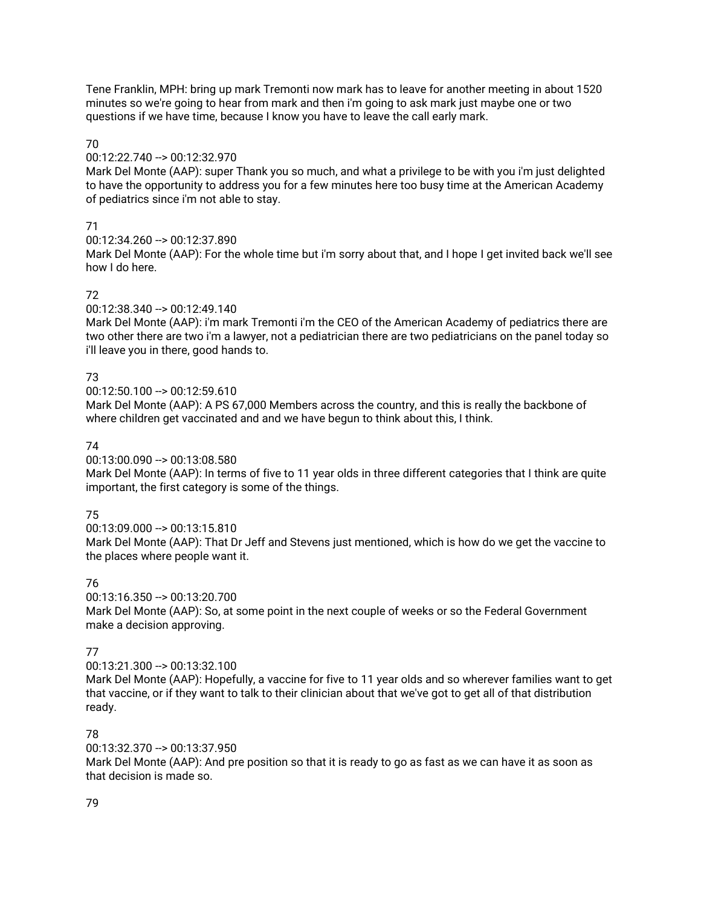Tene Franklin, MPH: bring up mark Tremonti now mark has to leave for another meeting in about 1520 minutes so we're going to hear from mark and then i'm going to ask mark just maybe one or two questions if we have time, because I know you have to leave the call early mark.

70
00:12:22.740 --> 00:12:32.970
Mark Del Monte (AAP): super Thank you so much, and what a privilege to be with you i'm just delighted to have the opportunity to address you for a few minutes here too busy time at the American Academy of pediatrics since i'm not able to stay.

71
00:12:34.260 --> 00:12:37.890
Mark Del Monte (AAP): For the whole time but i'm sorry about that, and I hope I get invited back we'll see how I do here.

72
00:12:38.340 --> 00:12:49.140
Mark Del Monte (AAP): i'm mark Tremonti i'm the CEO of the American Academy of pediatrics there are two other there are two i'm a lawyer, not a pediatrician there are two pediatricians on the panel today so i'll leave you in there, good hands to.

73
00:12:50.100 --> 00:12:59.610
Mark Del Monte (AAP): A PS 67,000 Members across the country, and this is really the backbone of where children get vaccinated and and we have begun to think about this, I think.

74
00:13:00.090 --> 00:13:08.580
Mark Del Monte (AAP): In terms of five to 11 year olds in three different categories that I think are quite important, the first category is some of the things.

75
00:13:09.000 --> 00:13:15.810
Mark Del Monte (AAP): That Dr Jeff and Stevens just mentioned, which is how do we get the vaccine to the places where people want it.

76
00:13:16.350 --> 00:13:20.700
Mark Del Monte (AAP): So, at some point in the next couple of weeks or so the Federal Government make a decision approving.

77
00:13:21.300 --> 00:13:32.100
Mark Del Monte (AAP): Hopefully, a vaccine for five to 11 year olds and so wherever families want to get that vaccine, or if they want to talk to their clinician about that we've got to get all of that distribution ready.

78
00:13:32.370 --> 00:13:37.950
Mark Del Monte (AAP): And pre position so that it is ready to go as fast as we can have it as soon as that decision is made so.

79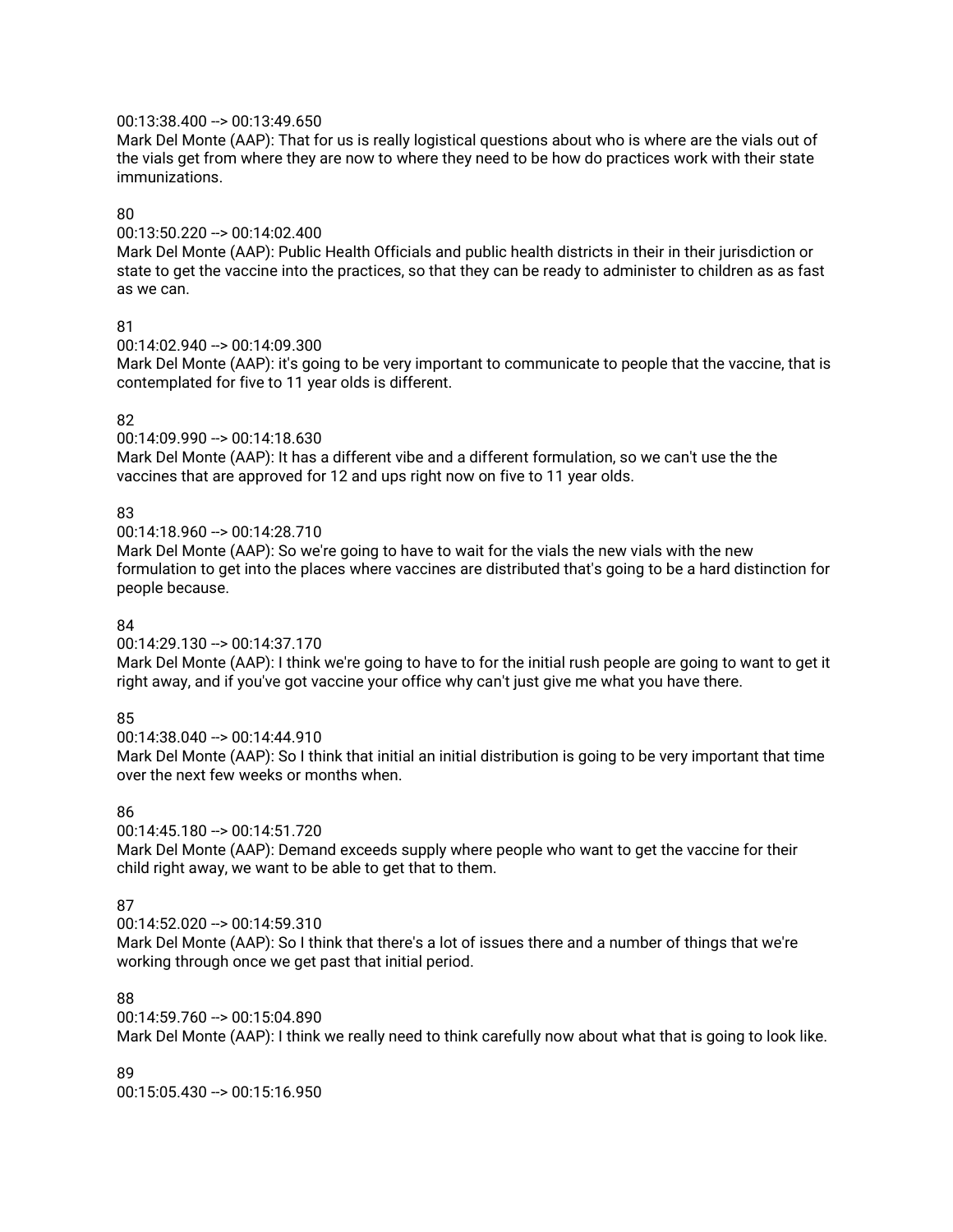00:13:38.400 --> 00:13:49.650
Mark Del Monte (AAP): That for us is really logistical questions about who is where are the vials out of the vials get from where they are now to where they need to be how do practices work with their state immunizations.

80
00:13:50.220 --> 00:14:02.400
Mark Del Monte (AAP): Public Health Officials and public health districts in their in their jurisdiction or state to get the vaccine into the practices, so that they can be ready to administer to children as as fast as we can.

81
00:14:02.940 --> 00:14:09.300
Mark Del Monte (AAP): it's going to be very important to communicate to people that the vaccine, that is contemplated for five to 11 year olds is different.

82
00:14:09.990 --> 00:14:18.630
Mark Del Monte (AAP): It has a different vibe and a different formulation, so we can't use the the vaccines that are approved for 12 and ups right now on five to 11 year olds.

83
00:14:18.960 --> 00:14:28.710
Mark Del Monte (AAP): So we're going to have to wait for the vials the new vials with the new formulation to get into the places where vaccines are distributed that's going to be a hard distinction for people because.

84
00:14:29.130 --> 00:14:37.170
Mark Del Monte (AAP): I think we're going to have to for the initial rush people are going to want to get it right away, and if you've got vaccine your office why can't just give me what you have there.

85
00:14:38.040 --> 00:14:44.910
Mark Del Monte (AAP): So I think that initial an initial distribution is going to be very important that time over the next few weeks or months when.

86
00:14:45.180 --> 00:14:51.720
Mark Del Monte (AAP): Demand exceeds supply where people who want to get the vaccine for their child right away, we want to be able to get that to them.

87
00:14:52.020 --> 00:14:59.310
Mark Del Monte (AAP): So I think that there's a lot of issues there and a number of things that we're working through once we get past that initial period.

88
00:14:59.760 --> 00:15:04.890
Mark Del Monte (AAP): I think we really need to think carefully now about what that is going to look like.

89
00:15:05.430 --> 00:15:16.950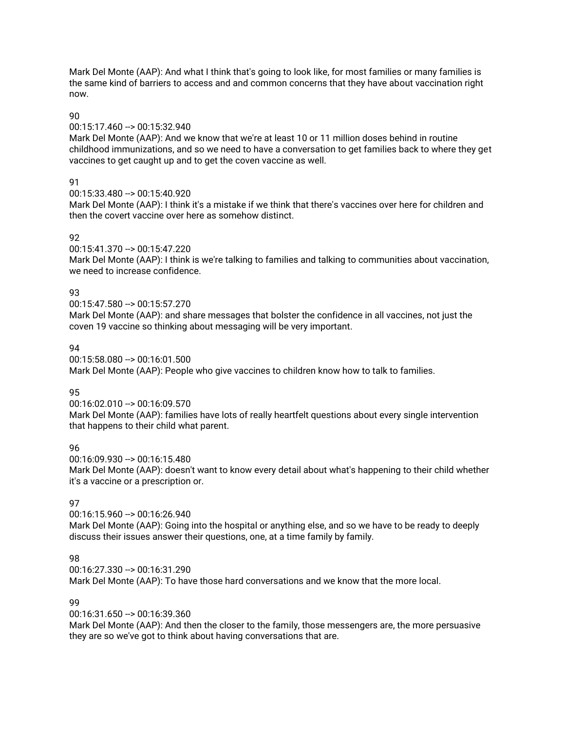Mark Del Monte (AAP): And what I think that's going to look like, for most families or many families is the same kind of barriers to access and and common concerns that they have about vaccination right now.

90

00:15:17.460 --> 00:15:32.940

Mark Del Monte (AAP): And we know that we're at least 10 or 11 million doses behind in routine childhood immunizations, and so we need to have a conversation to get families back to where they get vaccines to get caught up and to get the coven vaccine as well.

91

00:15:33.480 --> 00:15:40.920

Mark Del Monte (AAP): I think it's a mistake if we think that there's vaccines over here for children and then the covert vaccine over here as somehow distinct.

92

00:15:41.370 --> 00:15:47.220

Mark Del Monte (AAP): I think is we're talking to families and talking to communities about vaccination, we need to increase confidence.

93

00:15:47.580 --> 00:15:57.270

Mark Del Monte (AAP): and share messages that bolster the confidence in all vaccines, not just the coven 19 vaccine so thinking about messaging will be very important.

94

00:15:58.080 --> 00:16:01.500

Mark Del Monte (AAP): People who give vaccines to children know how to talk to families.

95

00:16:02.010 --> 00:16:09.570

Mark Del Monte (AAP): families have lots of really heartfelt questions about every single intervention that happens to their child what parent.

96

00:16:09.930 --> 00:16:15.480

Mark Del Monte (AAP): doesn't want to know every detail about what's happening to their child whether it's a vaccine or a prescription or.

97

00:16:15.960 --> 00:16:26.940

Mark Del Monte (AAP): Going into the hospital or anything else, and so we have to be ready to deeply discuss their issues answer their questions, one, at a time family by family.

98

00:16:27.330 --> 00:16:31.290

Mark Del Monte (AAP): To have those hard conversations and we know that the more local.

99

00:16:31.650 --> 00:16:39.360

Mark Del Monte (AAP): And then the closer to the family, those messengers are, the more persuasive they are so we've got to think about having conversations that are.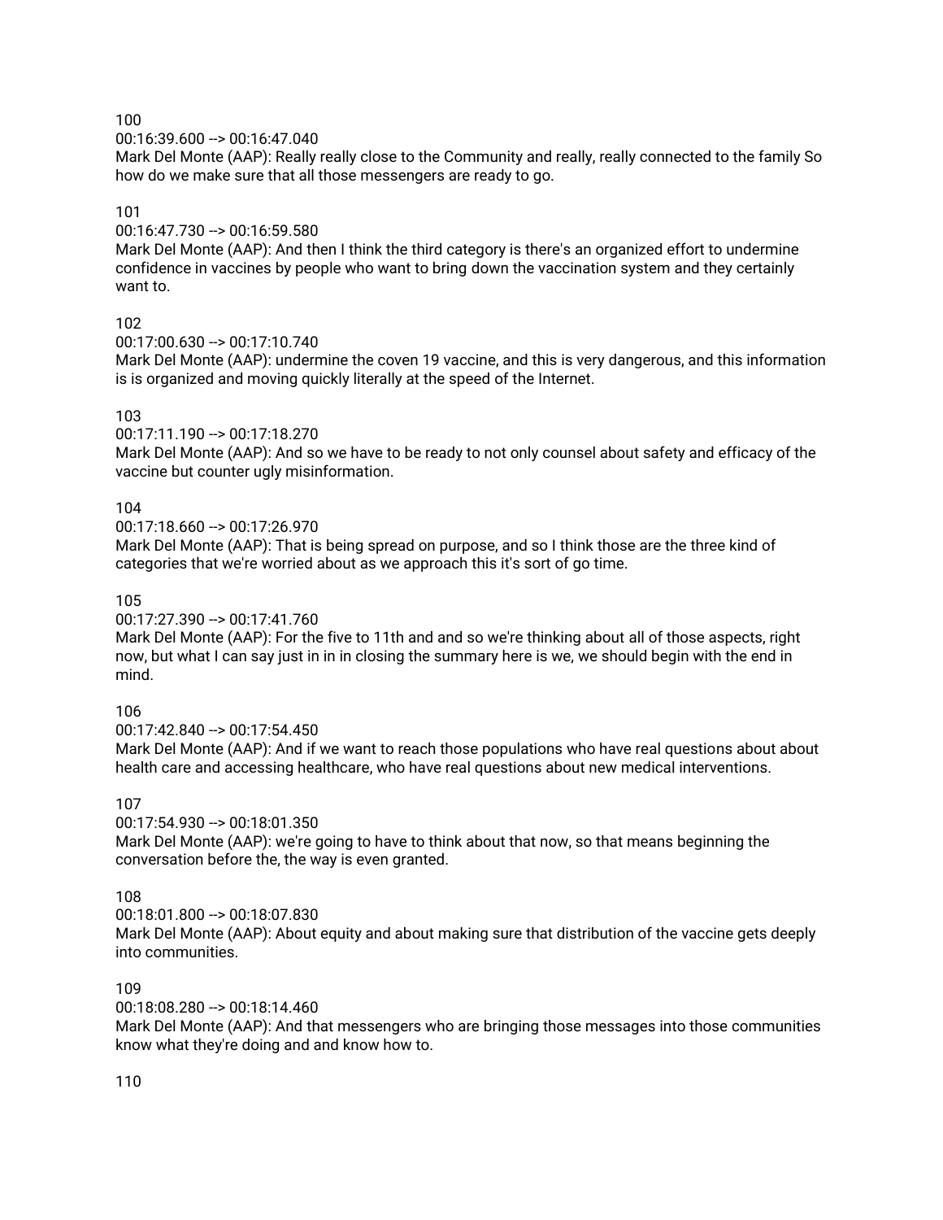100
00:16:39.600 --> 00:16:47.040
Mark Del Monte (AAP): Really really close to the Community and really, really connected to the family So how do we make sure that all those messengers are ready to go.

101
00:16:47.730 --> 00:16:59.580
Mark Del Monte (AAP): And then I think the third category is there's an organized effort to undermine confidence in vaccines by people who want to bring down the vaccination system and they certainly want to.

102
00:17:00.630 --> 00:17:10.740
Mark Del Monte (AAP): undermine the coven 19 vaccine, and this is very dangerous, and this information is is organized and moving quickly literally at the speed of the Internet.

103
00:17:11.190 --> 00:17:18.270
Mark Del Monte (AAP): And so we have to be ready to not only counsel about safety and efficacy of the vaccine but counter ugly misinformation.

104
00:17:18.660 --> 00:17:26.970
Mark Del Monte (AAP): That is being spread on purpose, and so I think those are the three kind of categories that we're worried about as we approach this it's sort of go time.

105
00:17:27.390 --> 00:17:41.760
Mark Del Monte (AAP): For the five to 11th and and so we're thinking about all of those aspects, right now, but what I can say just in in in closing the summary here is we, we should begin with the end in mind.

106
00:17:42.840 --> 00:17:54.450
Mark Del Monte (AAP): And if we want to reach those populations who have real questions about about health care and accessing healthcare, who have real questions about new medical interventions.

107
00:17:54.930 --> 00:18:01.350
Mark Del Monte (AAP): we're going to have to think about that now, so that means beginning the conversation before the, the way is even granted.

108
00:18:01.800 --> 00:18:07.830
Mark Del Monte (AAP): About equity and about making sure that distribution of the vaccine gets deeply into communities.

109
00:18:08.280 --> 00:18:14.460
Mark Del Monte (AAP): And that messengers who are bringing those messages into those communities know what they're doing and and know how to.

110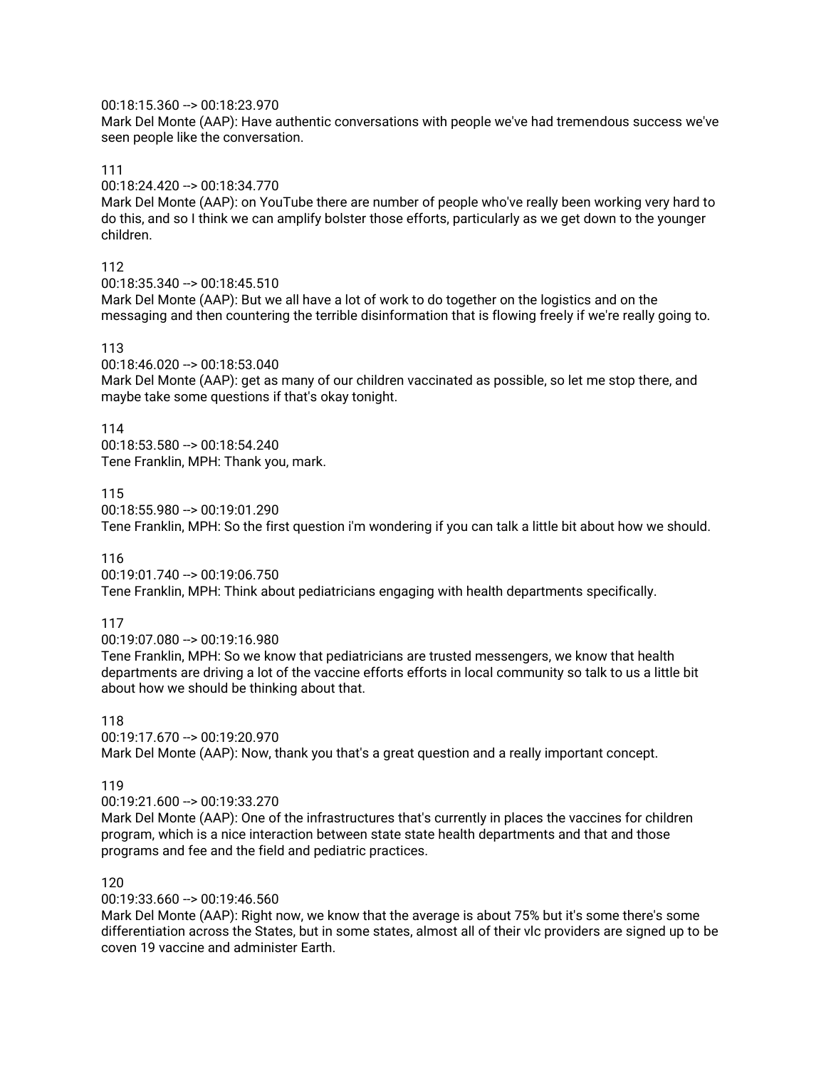00:18:15.360 --> 00:18:23.970
Mark Del Monte (AAP): Have authentic conversations with people we've had tremendous success we've seen people like the conversation.

111
00:18:24.420 --> 00:18:34.770
Mark Del Monte (AAP): on YouTube there are number of people who've really been working very hard to do this, and so I think we can amplify bolster those efforts, particularly as we get down to the younger children.

112
00:18:35.340 --> 00:18:45.510
Mark Del Monte (AAP): But we all have a lot of work to do together on the logistics and on the messaging and then countering the terrible disinformation that is flowing freely if we're really going to.

113
00:18:46.020 --> 00:18:53.040
Mark Del Monte (AAP): get as many of our children vaccinated as possible, so let me stop there, and maybe take some questions if that's okay tonight.

114
00:18:53.580 --> 00:18:54.240
Tene Franklin, MPH: Thank you, mark.

115
00:18:55.980 --> 00:19:01.290
Tene Franklin, MPH: So the first question i'm wondering if you can talk a little bit about how we should.

116
00:19:01.740 --> 00:19:06.750
Tene Franklin, MPH: Think about pediatricians engaging with health departments specifically.

117
00:19:07.080 --> 00:19:16.980
Tene Franklin, MPH: So we know that pediatricians are trusted messengers, we know that health departments are driving a lot of the vaccine efforts efforts in local community so talk to us a little bit about how we should be thinking about that.

118
00:19:17.670 --> 00:19:20.970
Mark Del Monte (AAP): Now, thank you that's a great question and a really important concept.

119
00:19:21.600 --> 00:19:33.270
Mark Del Monte (AAP): One of the infrastructures that's currently in places the vaccines for children program, which is a nice interaction between state state health departments and that and those programs and fee and the field and pediatric practices.

120
00:19:33.660 --> 00:19:46.560
Mark Del Monte (AAP): Right now, we know that the average is about 75% but it's some there's some differentiation across the States, but in some states, almost all of their vlc providers are signed up to be coven 19 vaccine and administer Earth.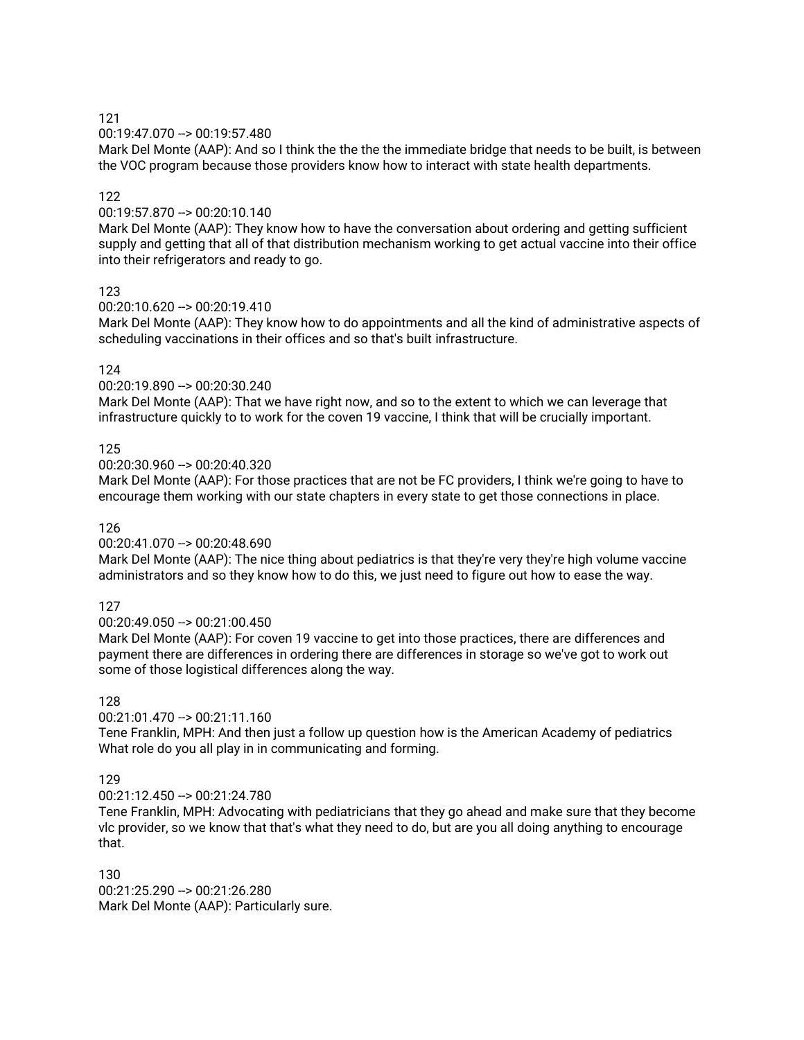121
00:19:47.070 --> 00:19:57.480
Mark Del Monte (AAP): And so I think the the the the immediate bridge that needs to be built, is between the VOC program because those providers know how to interact with state health departments.

122
00:19:57.870 --> 00:20:10.140
Mark Del Monte (AAP): They know how to have the conversation about ordering and getting sufficient supply and getting that all of that distribution mechanism working to get actual vaccine into their office into their refrigerators and ready to go.

123
00:20:10.620 --> 00:20:19.410
Mark Del Monte (AAP): They know how to do appointments and all the kind of administrative aspects of scheduling vaccinations in their offices and so that's built infrastructure.

124
00:20:19.890 --> 00:20:30.240
Mark Del Monte (AAP): That we have right now, and so to the extent to which we can leverage that infrastructure quickly to to work for the coven 19 vaccine, I think that will be crucially important.

125
00:20:30.960 --> 00:20:40.320
Mark Del Monte (AAP): For those practices that are not be FC providers, I think we're going to have to encourage them working with our state chapters in every state to get those connections in place.

126
00:20:41.070 --> 00:20:48.690
Mark Del Monte (AAP): The nice thing about pediatrics is that they're very they're high volume vaccine administrators and so they know how to do this, we just need to figure out how to ease the way.

127
00:20:49.050 --> 00:21:00.450
Mark Del Monte (AAP): For coven 19 vaccine to get into those practices, there are differences and payment there are differences in ordering there are differences in storage so we've got to work out some of those logistical differences along the way.

128
00:21:01.470 --> 00:21:11.160
Tene Franklin, MPH: And then just a follow up question how is the American Academy of pediatrics What role do you all play in in communicating and forming.

129
00:21:12.450 --> 00:21:24.780
Tene Franklin, MPH: Advocating with pediatricians that they go ahead and make sure that they become vlc provider, so we know that that's what they need to do, but are you all doing anything to encourage that.

130
00:21:25.290 --> 00:21:26.280
Mark Del Monte (AAP): Particularly sure.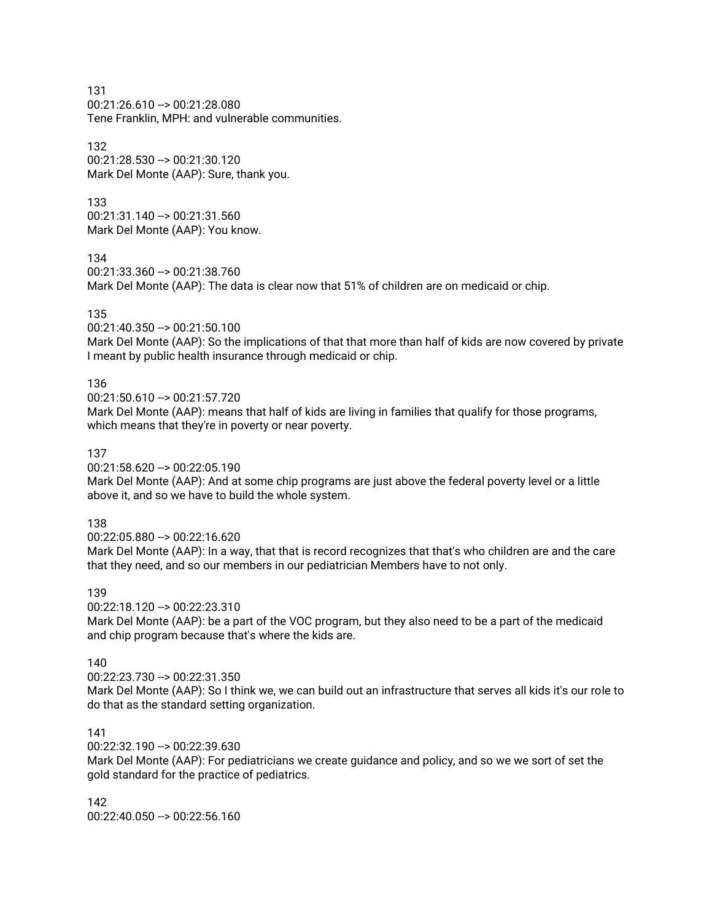131
00:21:26.610 --> 00:21:28.080
Tene Franklin, MPH: and vulnerable communities.

132
00:21:28.530 --> 00:21:30.120
Mark Del Monte (AAP): Sure, thank you.

133
00:21:31.140 --> 00:21:31.560
Mark Del Monte (AAP): You know.

134
00:21:33.360 --> 00:21:38.760
Mark Del Monte (AAP): The data is clear now that 51% of children are on medicaid or chip.

135
00:21:40.350 --> 00:21:50.100
Mark Del Monte (AAP): So the implications of that that more than half of kids are now covered by private I meant by public health insurance through medicaid or chip.

136
00:21:50.610 --> 00:21:57.720
Mark Del Monte (AAP): means that half of kids are living in families that qualify for those programs, which means that they're in poverty or near poverty.

137
00:21:58.620 --> 00:22:05.190
Mark Del Monte (AAP): And at some chip programs are just above the federal poverty level or a little above it, and so we have to build the whole system.

138
00:22:05.880 --> 00:22:16.620
Mark Del Monte (AAP): In a way, that that is record recognizes that that's who children are and the care that they need, and so our members in our pediatrician Members have to not only.

139
00:22:18.120 --> 00:22:23.310
Mark Del Monte (AAP): be a part of the VOC program, but they also need to be a part of the medicaid and chip program because that's where the kids are.

140
00:22:23.730 --> 00:22:31.350
Mark Del Monte (AAP): So I think we, we can build out an infrastructure that serves all kids it's our role to do that as the standard setting organization.

141
00:22:32.190 --> 00:22:39.630
Mark Del Monte (AAP): For pediatricians we create guidance and policy, and so we we sort of set the gold standard for the practice of pediatrics.

142
00:22:40.050 --> 00:22:56.160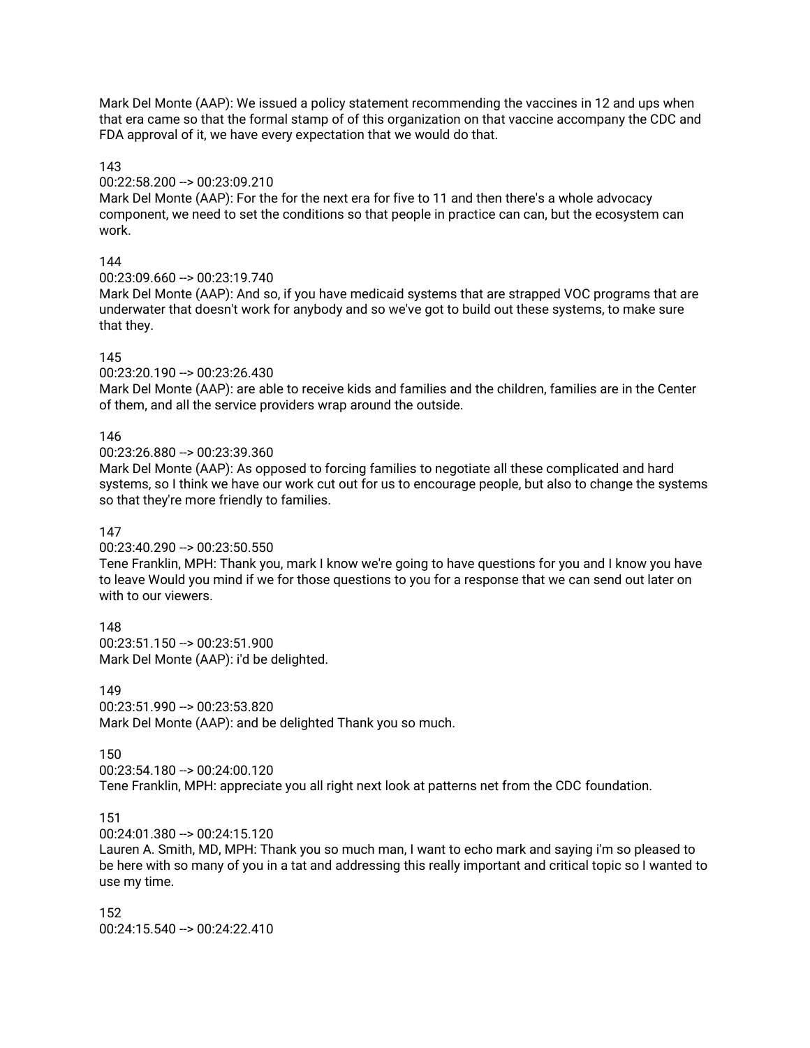Mark Del Monte (AAP): We issued a policy statement recommending the vaccines in 12 and ups when that era came so that the formal stamp of of this organization on that vaccine accompany the CDC and FDA approval of it, we have every expectation that we would do that.

143
00:22:58.200 --> 00:23:09.210
Mark Del Monte (AAP): For the for the next era for five to 11 and then there's a whole advocacy component, we need to set the conditions so that people in practice can can, but the ecosystem can work.

144
00:23:09.660 --> 00:23:19.740
Mark Del Monte (AAP): And so, if you have medicaid systems that are strapped VOC programs that are underwater that doesn't work for anybody and so we've got to build out these systems, to make sure that they.

145
00:23:20.190 --> 00:23:26.430
Mark Del Monte (AAP): are able to receive kids and families and the children, families are in the Center of them, and all the service providers wrap around the outside.

146
00:23:26.880 --> 00:23:39.360
Mark Del Monte (AAP): As opposed to forcing families to negotiate all these complicated and hard systems, so I think we have our work cut out for us to encourage people, but also to change the systems so that they're more friendly to families.

147
00:23:40.290 --> 00:23:50.550
Tene Franklin, MPH: Thank you, mark I know we're going to have questions for you and I know you have to leave Would you mind if we for those questions to you for a response that we can send out later on with to our viewers.

148
00:23:51.150 --> 00:23:51.900
Mark Del Monte (AAP): i'd be delighted.

149
00:23:51.990 --> 00:23:53.820
Mark Del Monte (AAP): and be delighted Thank you so much.

150
00:23:54.180 --> 00:24:00.120
Tene Franklin, MPH: appreciate you all right next look at patterns net from the CDC foundation.

151
00:24:01.380 --> 00:24:15.120
Lauren A. Smith, MD, MPH: Thank you so much man, I want to echo mark and saying i'm so pleased to be here with so many of you in a tat and addressing this really important and critical topic so I wanted to use my time.

152
00:24:15.540 --> 00:24:22.410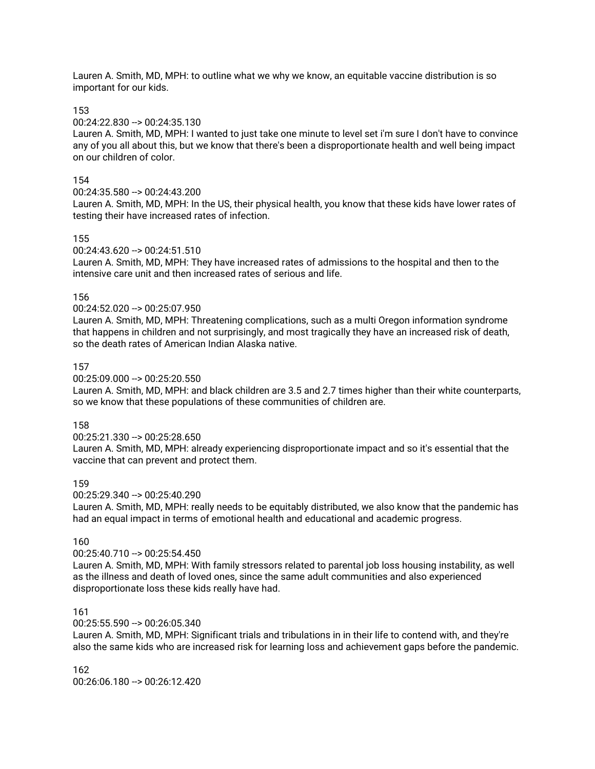Lauren A. Smith, MD, MPH: to outline what we why we know, an equitable vaccine distribution is so important for our kids.

153
00:24:22.830 --> 00:24:35.130
Lauren A. Smith, MD, MPH: I wanted to just take one minute to level set i'm sure I don't have to convince any of you all about this, but we know that there's been a disproportionate health and well being impact on our children of color.

154
00:24:35.580 --> 00:24:43.200
Lauren A. Smith, MD, MPH: In the US, their physical health, you know that these kids have lower rates of testing their have increased rates of infection.

155
00:24:43.620 --> 00:24:51.510
Lauren A. Smith, MD, MPH: They have increased rates of admissions to the hospital and then to the intensive care unit and then increased rates of serious and life.

156
00:24:52.020 --> 00:25:07.950
Lauren A. Smith, MD, MPH: Threatening complications, such as a multi Oregon information syndrome that happens in children and not surprisingly, and most tragically they have an increased risk of death, so the death rates of American Indian Alaska native.

157
00:25:09.000 --> 00:25:20.550
Lauren A. Smith, MD, MPH: and black children are 3.5 and 2.7 times higher than their white counterparts, so we know that these populations of these communities of children are.

158
00:25:21.330 --> 00:25:28.650
Lauren A. Smith, MD, MPH: already experiencing disproportionate impact and so it's essential that the vaccine that can prevent and protect them.

159
00:25:29.340 --> 00:25:40.290
Lauren A. Smith, MD, MPH: really needs to be equitably distributed, we also know that the pandemic has had an equal impact in terms of emotional health and educational and academic progress.

160
00:25:40.710 --> 00:25:54.450
Lauren A. Smith, MD, MPH: With family stressors related to parental job loss housing instability, as well as the illness and death of loved ones, since the same adult communities and also experienced disproportionate loss these kids really have had.

161
00:25:55.590 --> 00:26:05.340
Lauren A. Smith, MD, MPH: Significant trials and tribulations in in their life to contend with, and they're also the same kids who are increased risk for learning loss and achievement gaps before the pandemic.

162
00:26:06.180 --> 00:26:12.420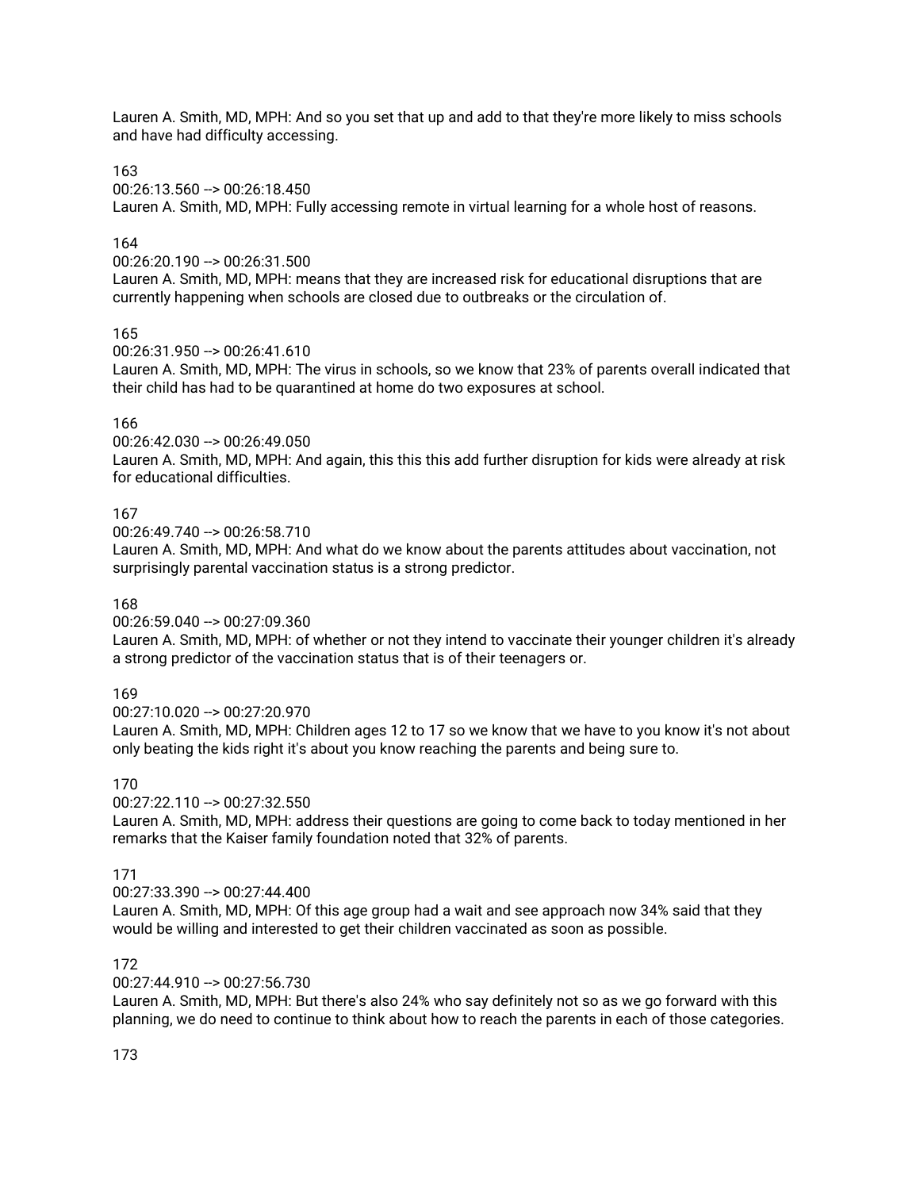Lauren A. Smith, MD, MPH: And so you set that up and add to that they're more likely to miss schools and have had difficulty accessing.

163
00:26:13.560 --> 00:26:18.450
Lauren A. Smith, MD, MPH: Fully accessing remote in virtual learning for a whole host of reasons.

164
00:26:20.190 --> 00:26:31.500
Lauren A. Smith, MD, MPH: means that they are increased risk for educational disruptions that are currently happening when schools are closed due to outbreaks or the circulation of.

165
00:26:31.950 --> 00:26:41.610
Lauren A. Smith, MD, MPH: The virus in schools, so we know that 23% of parents overall indicated that their child has had to be quarantined at home do two exposures at school.

166
00:26:42.030 --> 00:26:49.050
Lauren A. Smith, MD, MPH: And again, this this this add further disruption for kids were already at risk for educational difficulties.

167
00:26:49.740 --> 00:26:58.710
Lauren A. Smith, MD, MPH: And what do we know about the parents attitudes about vaccination, not surprisingly parental vaccination status is a strong predictor.

168
00:26:59.040 --> 00:27:09.360
Lauren A. Smith, MD, MPH: of whether or not they intend to vaccinate their younger children it's already a strong predictor of the vaccination status that is of their teenagers or.

169
00:27:10.020 --> 00:27:20.970
Lauren A. Smith, MD, MPH: Children ages 12 to 17 so we know that we have to you know it's not about only beating the kids right it's about you know reaching the parents and being sure to.

170
00:27:22.110 --> 00:27:32.550
Lauren A. Smith, MD, MPH: address their questions are going to come back to today mentioned in her remarks that the Kaiser family foundation noted that 32% of parents.

171
00:27:33.390 --> 00:27:44.400
Lauren A. Smith, MD, MPH: Of this age group had a wait and see approach now 34% said that they would be willing and interested to get their children vaccinated as soon as possible.

172
00:27:44.910 --> 00:27:56.730
Lauren A. Smith, MD, MPH: But there's also 24% who say definitely not so as we go forward with this planning, we do need to continue to think about how to reach the parents in each of those categories.

173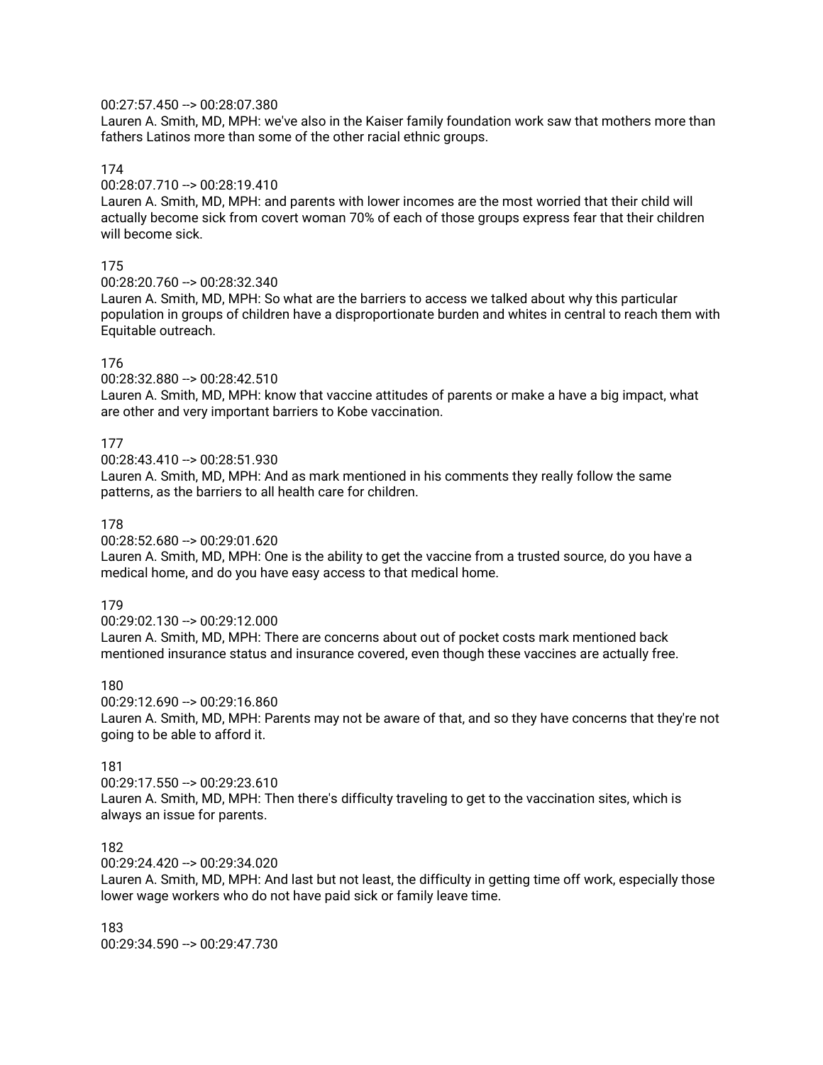00:27:57.450 --> 00:28:07.380
Lauren A. Smith, MD, MPH: we've also in the Kaiser family foundation work saw that mothers more than fathers Latinos more than some of the other racial ethnic groups.

174
00:28:07.710 --> 00:28:19.410
Lauren A. Smith, MD, MPH: and parents with lower incomes are the most worried that their child will actually become sick from covert woman 70% of each of those groups express fear that their children will become sick.

175
00:28:20.760 --> 00:28:32.340
Lauren A. Smith, MD, MPH: So what are the barriers to access we talked about why this particular population in groups of children have a disproportionate burden and whites in central to reach them with Equitable outreach.

176
00:28:32.880 --> 00:28:42.510
Lauren A. Smith, MD, MPH: know that vaccine attitudes of parents or make a have a big impact, what are other and very important barriers to Kobe vaccination.

177
00:28:43.410 --> 00:28:51.930
Lauren A. Smith, MD, MPH: And as mark mentioned in his comments they really follow the same patterns, as the barriers to all health care for children.

178
00:28:52.680 --> 00:29:01.620
Lauren A. Smith, MD, MPH: One is the ability to get the vaccine from a trusted source, do you have a medical home, and do you have easy access to that medical home.

179
00:29:02.130 --> 00:29:12.000
Lauren A. Smith, MD, MPH: There are concerns about out of pocket costs mark mentioned back mentioned insurance status and insurance covered, even though these vaccines are actually free.

180
00:29:12.690 --> 00:29:16.860
Lauren A. Smith, MD, MPH: Parents may not be aware of that, and so they have concerns that they're not going to be able to afford it.

181
00:29:17.550 --> 00:29:23.610
Lauren A. Smith, MD, MPH: Then there's difficulty traveling to get to the vaccination sites, which is always an issue for parents.

182
00:29:24.420 --> 00:29:34.020
Lauren A. Smith, MD, MPH: And last but not least, the difficulty in getting time off work, especially those lower wage workers who do not have paid sick or family leave time.

183
00:29:34.590 --> 00:29:47.730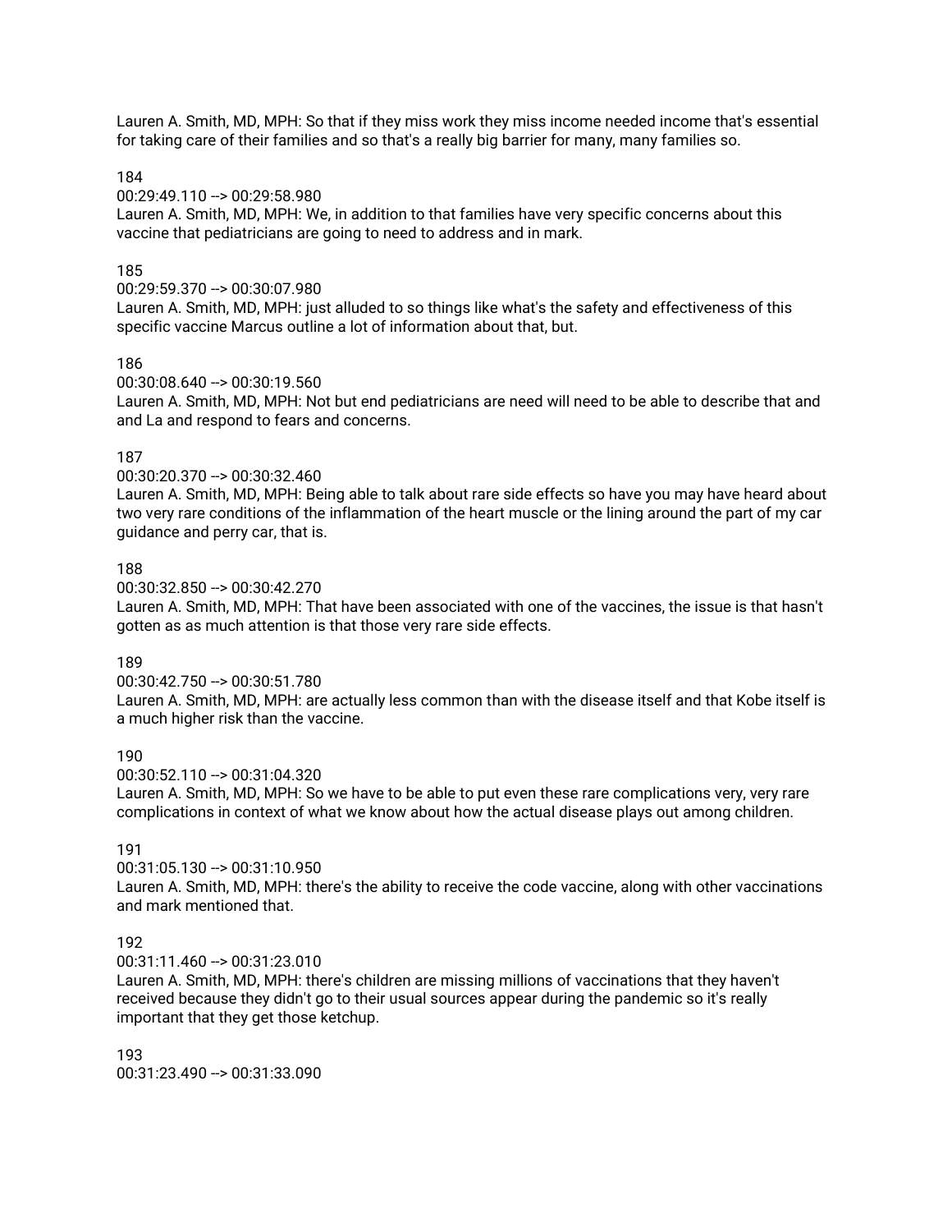Lauren A. Smith, MD, MPH: So that if they miss work they miss income needed income that's essential for taking care of their families and so that's a really big barrier for many, many families so.

184
00:29:49.110 --> 00:29:58.980
Lauren A. Smith, MD, MPH: We, in addition to that families have very specific concerns about this vaccine that pediatricians are going to need to address and in mark.

185
00:29:59.370 --> 00:30:07.980
Lauren A. Smith, MD, MPH: just alluded to so things like what's the safety and effectiveness of this specific vaccine Marcus outline a lot of information about that, but.

186
00:30:08.640 --> 00:30:19.560
Lauren A. Smith, MD, MPH: Not but end pediatricians are need will need to be able to describe that and and La and respond to fears and concerns.

187
00:30:20.370 --> 00:30:32.460
Lauren A. Smith, MD, MPH: Being able to talk about rare side effects so have you may have heard about two very rare conditions of the inflammation of the heart muscle or the lining around the part of my car guidance and perry car, that is.

188
00:30:32.850 --> 00:30:42.270
Lauren A. Smith, MD, MPH: That have been associated with one of the vaccines, the issue is that hasn't gotten as as much attention is that those very rare side effects.

189
00:30:42.750 --> 00:30:51.780
Lauren A. Smith, MD, MPH: are actually less common than with the disease itself and that Kobe itself is a much higher risk than the vaccine.

190
00:30:52.110 --> 00:31:04.320
Lauren A. Smith, MD, MPH: So we have to be able to put even these rare complications very, very rare complications in context of what we know about how the actual disease plays out among children.

191
00:31:05.130 --> 00:31:10.950
Lauren A. Smith, MD, MPH: there's the ability to receive the code vaccine, along with other vaccinations and mark mentioned that.

192
00:31:11.460 --> 00:31:23.010
Lauren A. Smith, MD, MPH: there's children are missing millions of vaccinations that they haven't received because they didn't go to their usual sources appear during the pandemic so it's really important that they get those ketchup.

193
00:31:23.490 --> 00:31:33.090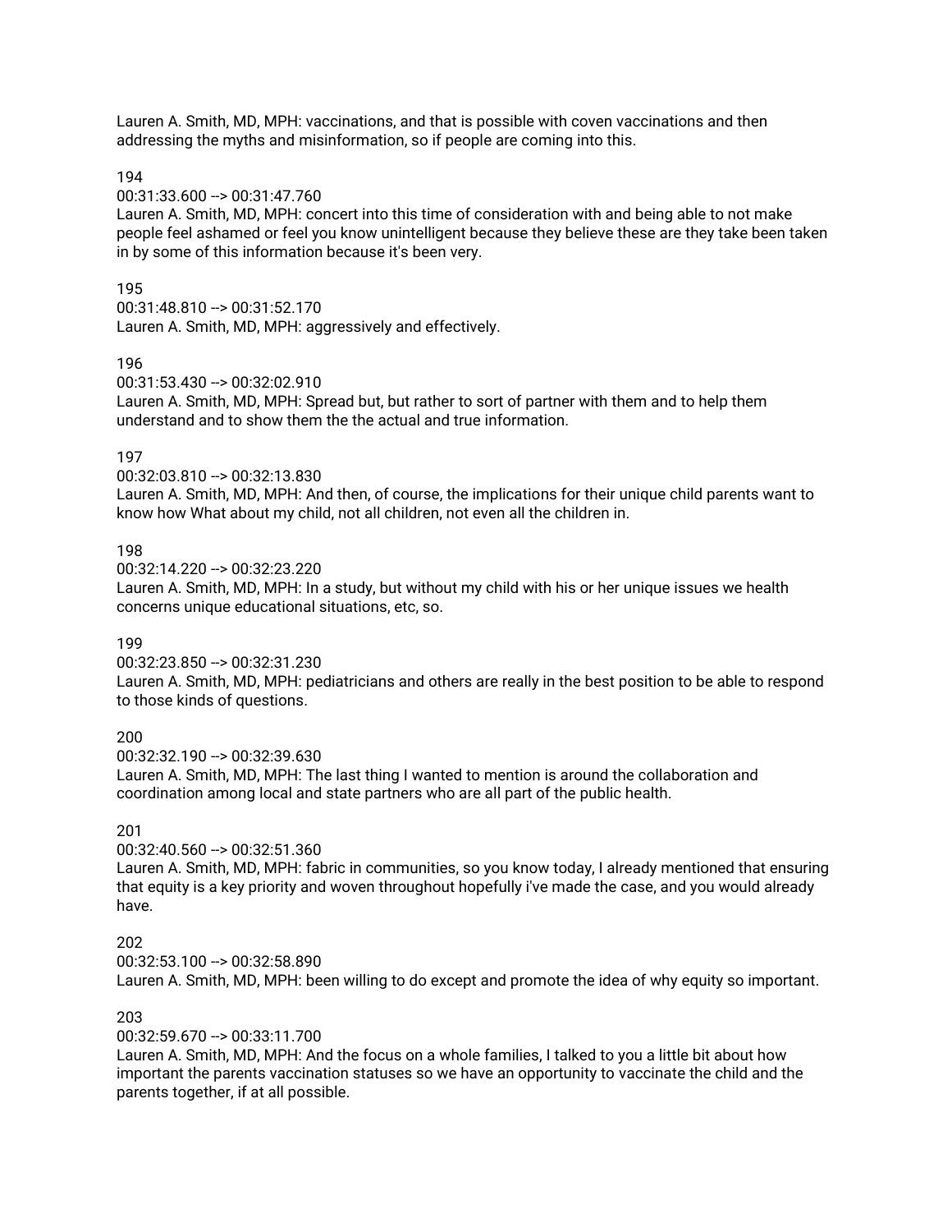Lauren A. Smith, MD, MPH: vaccinations, and that is possible with coven vaccinations and then addressing the myths and misinformation, so if people are coming into this.

194
00:31:33.600 --> 00:31:47.760
Lauren A. Smith, MD, MPH: concert into this time of consideration with and being able to not make people feel ashamed or feel you know unintelligent because they believe these are they take been taken in by some of this information because it's been very.

195
00:31:48.810 --> 00:31:52.170
Lauren A. Smith, MD, MPH: aggressively and effectively.

196
00:31:53.430 --> 00:32:02.910
Lauren A. Smith, MD, MPH: Spread but, but rather to sort of partner with them and to help them understand and to show them the the actual and true information.

197
00:32:03.810 --> 00:32:13.830
Lauren A. Smith, MD, MPH: And then, of course, the implications for their unique child parents want to know how What about my child, not all children, not even all the children in.

198
00:32:14.220 --> 00:32:23.220
Lauren A. Smith, MD, MPH: In a study, but without my child with his or her unique issues we health concerns unique educational situations, etc, so.

199
00:32:23.850 --> 00:32:31.230
Lauren A. Smith, MD, MPH: pediatricians and others are really in the best position to be able to respond to those kinds of questions.

200
00:32:32.190 --> 00:32:39.630
Lauren A. Smith, MD, MPH: The last thing I wanted to mention is around the collaboration and coordination among local and state partners who are all part of the public health.

201
00:32:40.560 --> 00:32:51.360
Lauren A. Smith, MD, MPH: fabric in communities, so you know today, I already mentioned that ensuring that equity is a key priority and woven throughout hopefully i've made the case, and you would already have.

202
00:32:53.100 --> 00:32:58.890
Lauren A. Smith, MD, MPH: been willing to do except and promote the idea of why equity so important.

203
00:32:59.670 --> 00:33:11.700
Lauren A. Smith, MD, MPH: And the focus on a whole families, I talked to you a little bit about how important the parents vaccination statuses so we have an opportunity to vaccinate the child and the parents together, if at all possible.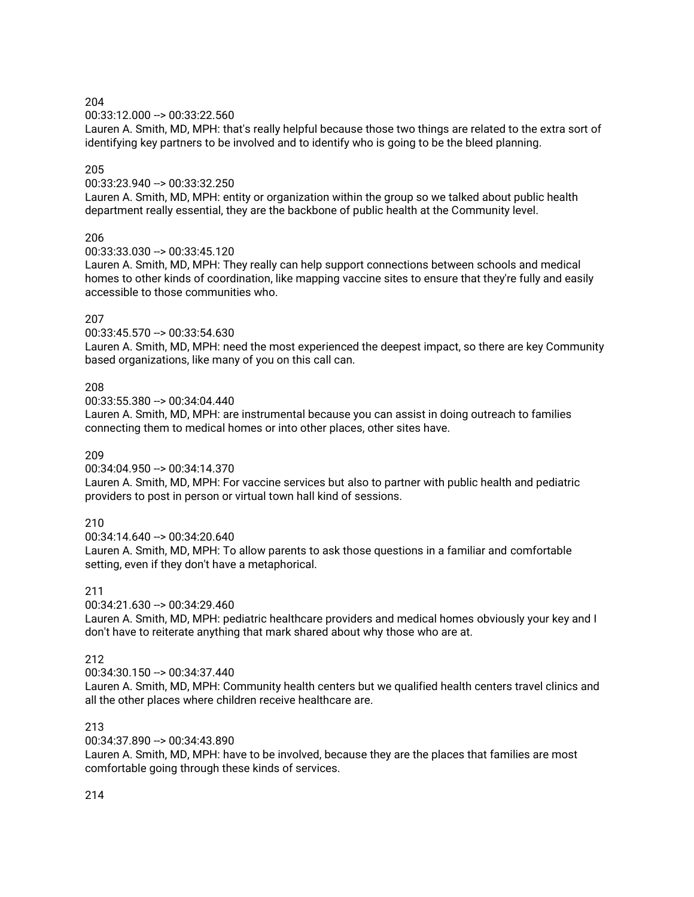204

00:33:12.000 --> 00:33:22.560

Lauren A. Smith, MD, MPH: that's really helpful because those two things are related to the extra sort of identifying key partners to be involved and to identify who is going to be the bleed planning.

205

00:33:23.940 --> 00:33:32.250

Lauren A. Smith, MD, MPH: entity or organization within the group so we talked about public health department really essential, they are the backbone of public health at the Community level.

206

00:33:33.030 --> 00:33:45.120

Lauren A. Smith, MD, MPH: They really can help support connections between schools and medical homes to other kinds of coordination, like mapping vaccine sites to ensure that they're fully and easily accessible to those communities who.

207

00:33:45.570 --> 00:33:54.630

Lauren A. Smith, MD, MPH: need the most experienced the deepest impact, so there are key Community based organizations, like many of you on this call can.

208

00:33:55.380 --> 00:34:04.440

Lauren A. Smith, MD, MPH: are instrumental because you can assist in doing outreach to families connecting them to medical homes or into other places, other sites have.

209

00:34:04.950 --> 00:34:14.370

Lauren A. Smith, MD, MPH: For vaccine services but also to partner with public health and pediatric providers to post in person or virtual town hall kind of sessions.

210

00:34:14.640 --> 00:34:20.640

Lauren A. Smith, MD, MPH: To allow parents to ask those questions in a familiar and comfortable setting, even if they don't have a metaphorical.

211

00:34:21.630 --> 00:34:29.460

Lauren A. Smith, MD, MPH: pediatric healthcare providers and medical homes obviously your key and I don't have to reiterate anything that mark shared about why those who are at.

212

00:34:30.150 --> 00:34:37.440

Lauren A. Smith, MD, MPH: Community health centers but we qualified health centers travel clinics and all the other places where children receive healthcare are.

213

00:34:37.890 --> 00:34:43.890

Lauren A. Smith, MD, MPH: have to be involved, because they are the places that families are most comfortable going through these kinds of services.

214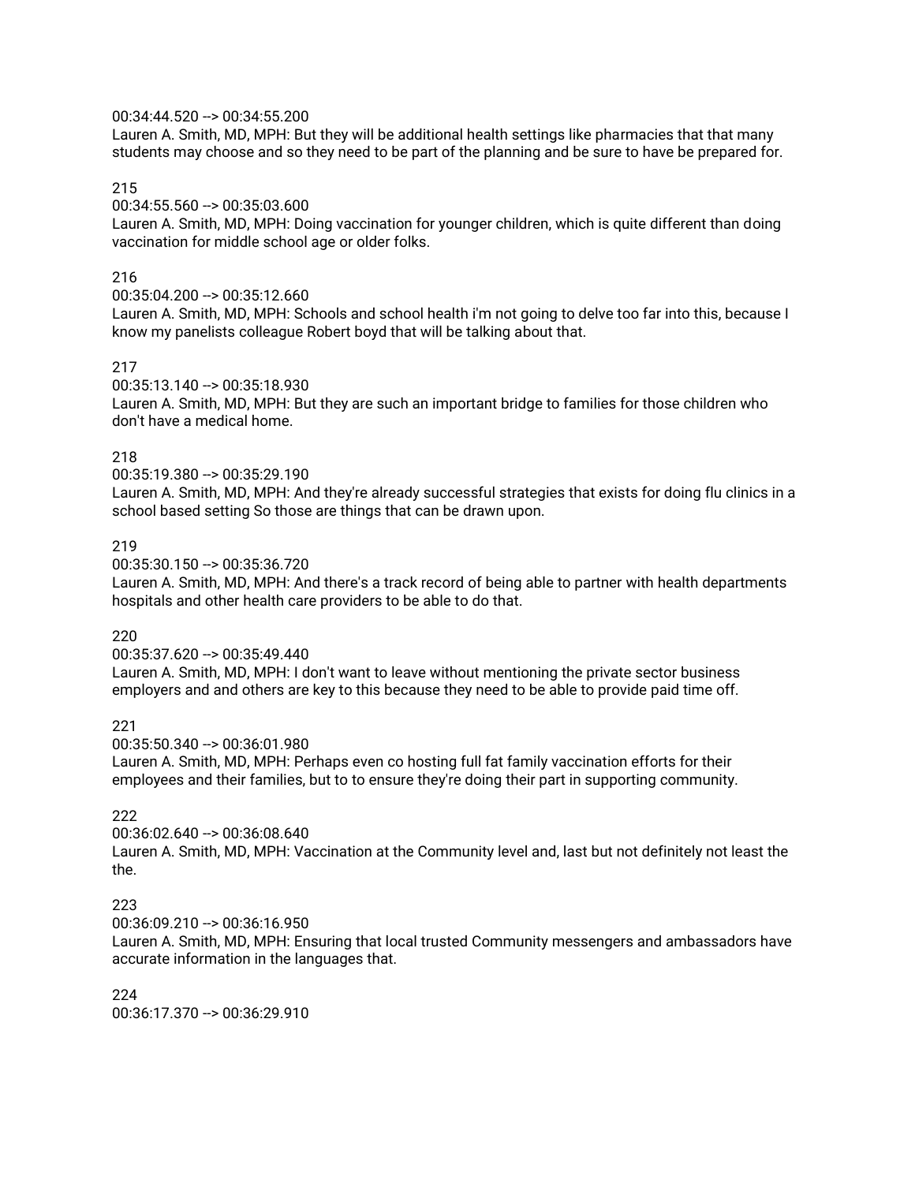00:34:44.520 --> 00:34:55.200
Lauren A. Smith, MD, MPH: But they will be additional health settings like pharmacies that that many students may choose and so they need to be part of the planning and be sure to have be prepared for.

215
00:34:55.560 --> 00:35:03.600
Lauren A. Smith, MD, MPH: Doing vaccination for younger children, which is quite different than doing vaccination for middle school age or older folks.

216
00:35:04.200 --> 00:35:12.660
Lauren A. Smith, MD, MPH: Schools and school health i'm not going to delve too far into this, because I know my panelists colleague Robert boyd that will be talking about that.

217
00:35:13.140 --> 00:35:18.930
Lauren A. Smith, MD, MPH: But they are such an important bridge to families for those children who don't have a medical home.

218
00:35:19.380 --> 00:35:29.190
Lauren A. Smith, MD, MPH: And they're already successful strategies that exists for doing flu clinics in a school based setting So those are things that can be drawn upon.

219
00:35:30.150 --> 00:35:36.720
Lauren A. Smith, MD, MPH: And there's a track record of being able to partner with health departments hospitals and other health care providers to be able to do that.

220
00:35:37.620 --> 00:35:49.440
Lauren A. Smith, MD, MPH: I don't want to leave without mentioning the private sector business employers and and others are key to this because they need to be able to provide paid time off.

221
00:35:50.340 --> 00:36:01.980
Lauren A. Smith, MD, MPH: Perhaps even co hosting full fat family vaccination efforts for their employees and their families, but to to ensure they're doing their part in supporting community.

222
00:36:02.640 --> 00:36:08.640
Lauren A. Smith, MD, MPH: Vaccination at the Community level and, last but not definitely not least the the.

223
00:36:09.210 --> 00:36:16.950
Lauren A. Smith, MD, MPH: Ensuring that local trusted Community messengers and ambassadors have accurate information in the languages that.

224
00:36:17.370 --> 00:36:29.910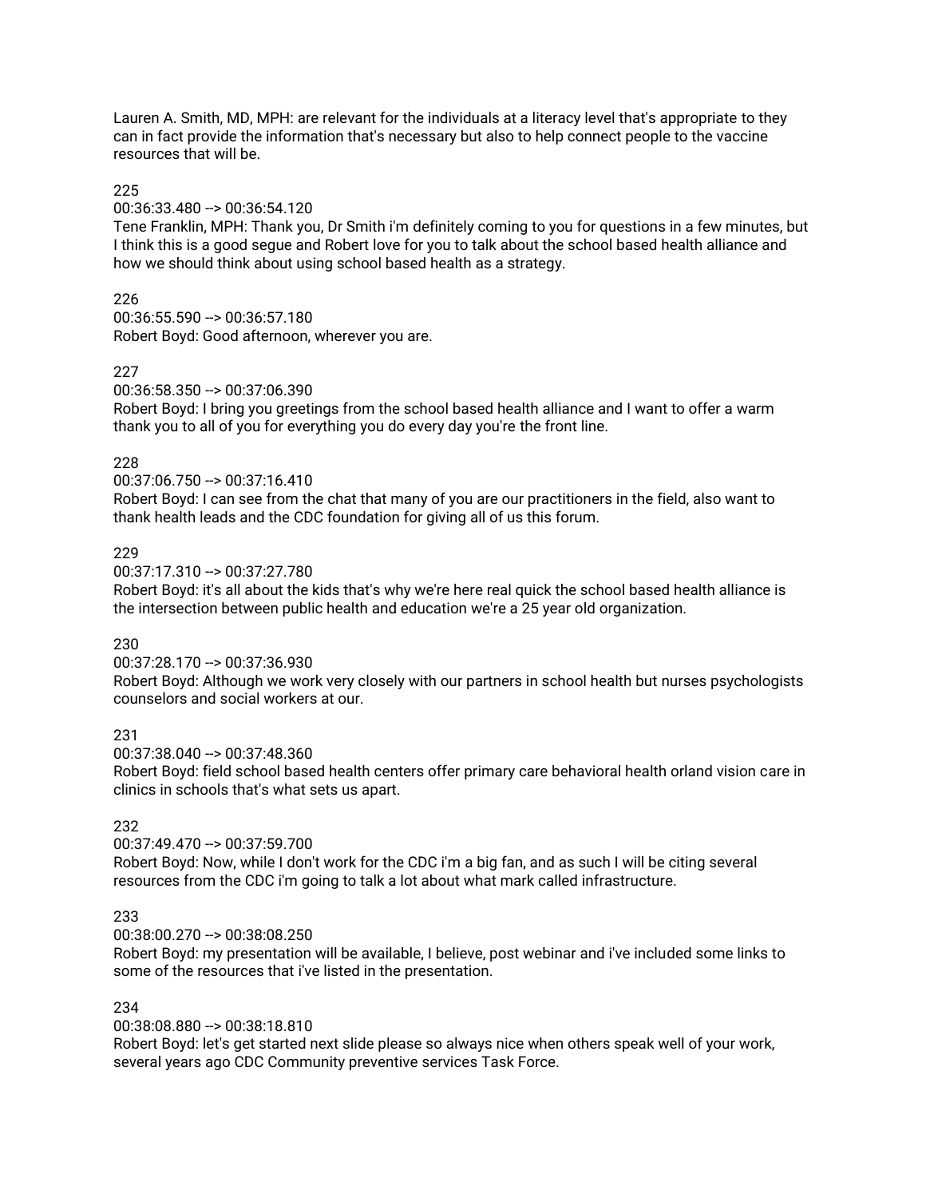Lauren A. Smith, MD, MPH: are relevant for the individuals at a literacy level that's appropriate to they can in fact provide the information that's necessary but also to help connect people to the vaccine resources that will be.

225
00:36:33.480 --> 00:36:54.120
Tene Franklin, MPH: Thank you, Dr Smith i'm definitely coming to you for questions in a few minutes, but I think this is a good segue and Robert love for you to talk about the school based health alliance and how we should think about using school based health as a strategy.

226
00:36:55.590 --> 00:36:57.180
Robert Boyd: Good afternoon, wherever you are.

227
00:36:58.350 --> 00:37:06.390
Robert Boyd: I bring you greetings from the school based health alliance and I want to offer a warm thank you to all of you for everything you do every day you're the front line.

228
00:37:06.750 --> 00:37:16.410
Robert Boyd: I can see from the chat that many of you are our practitioners in the field, also want to thank health leads and the CDC foundation for giving all of us this forum.

229
00:37:17.310 --> 00:37:27.780
Robert Boyd: it's all about the kids that's why we're here real quick the school based health alliance is the intersection between public health and education we're a 25 year old organization.

230
00:37:28.170 --> 00:37:36.930
Robert Boyd: Although we work very closely with our partners in school health but nurses psychologists counselors and social workers at our.

231
00:37:38.040 --> 00:37:48.360
Robert Boyd: field school based health centers offer primary care behavioral health orland vision care in clinics in schools that's what sets us apart.

232
00:37:49.470 --> 00:37:59.700
Robert Boyd: Now, while I don't work for the CDC i'm a big fan, and as such I will be citing several resources from the CDC i'm going to talk a lot about what mark called infrastructure.

233
00:38:00.270 --> 00:38:08.250
Robert Boyd: my presentation will be available, I believe, post webinar and i've included some links to some of the resources that i've listed in the presentation.

234
00:38:08.880 --> 00:38:18.810
Robert Boyd: let's get started next slide please so always nice when others speak well of your work, several years ago CDC Community preventive services Task Force.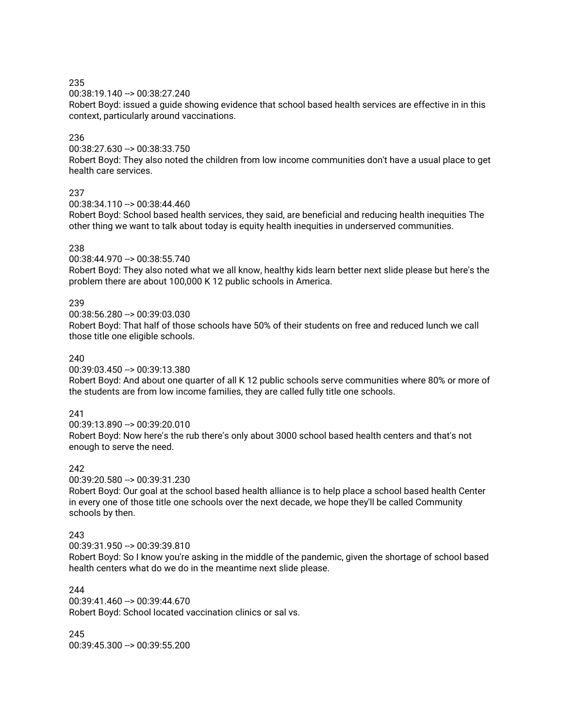235
00:38:19.140 --> 00:38:27.240
Robert Boyd: issued a guide showing evidence that school based health services are effective in in this context, particularly around vaccinations.

236
00:38:27.630 --> 00:38:33.750
Robert Boyd: They also noted the children from low income communities don't have a usual place to get health care services.

237
00:38:34.110 --> 00:38:44.460
Robert Boyd: School based health services, they said, are beneficial and reducing health inequities The other thing we want to talk about today is equity health inequities in underserved communities.

238
00:38:44.970 --> 00:38:55.740
Robert Boyd: They also noted what we all know, healthy kids learn better next slide please but here's the problem there are about 100,000 K 12 public schools in America.

239
00:38:56.280 --> 00:39:03.030
Robert Boyd: That half of those schools have 50% of their students on free and reduced lunch we call those title one eligible schools.

240
00:39:03.450 --> 00:39:13.380
Robert Boyd: And about one quarter of all K 12 public schools serve communities where 80% or more of the students are from low income families, they are called fully title one schools.

241
00:39:13.890 --> 00:39:20.010
Robert Boyd: Now here's the rub there's only about 3000 school based health centers and that's not enough to serve the need.

242
00:39:20.580 --> 00:39:31.230
Robert Boyd: Our goal at the school based health alliance is to help place a school based health Center in every one of those title one schools over the next decade, we hope they'll be called Community schools by then.

243
00:39:31.950 --> 00:39:39.810
Robert Boyd: So I know you're asking in the middle of the pandemic, given the shortage of school based health centers what do we do in the meantime next slide please.

244
00:39:41.460 --> 00:39:44.670
Robert Boyd: School located vaccination clinics or sal vs.

245
00:39:45.300 --> 00:39:55.200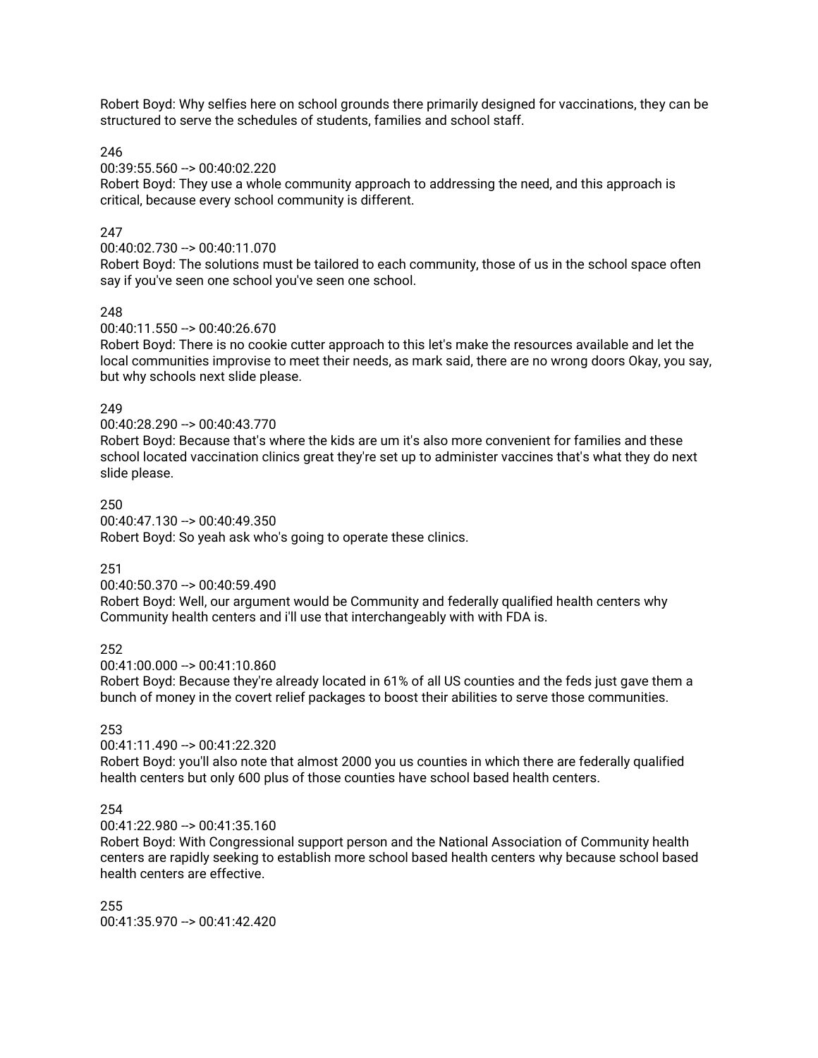Robert Boyd: Why selfies here on school grounds there primarily designed for vaccinations, they can be structured to serve the schedules of students, families and school staff.

246
00:39:55.560 --> 00:40:02.220
Robert Boyd: They use a whole community approach to addressing the need, and this approach is critical, because every school community is different.

247
00:40:02.730 --> 00:40:11.070
Robert Boyd: The solutions must be tailored to each community, those of us in the school space often say if you've seen one school you've seen one school.

248
00:40:11.550 --> 00:40:26.670
Robert Boyd: There is no cookie cutter approach to this let's make the resources available and let the local communities improvise to meet their needs, as mark said, there are no wrong doors Okay, you say, but why schools next slide please.

249
00:40:28.290 --> 00:40:43.770
Robert Boyd: Because that's where the kids are um it's also more convenient for families and these school located vaccination clinics great they're set up to administer vaccines that's what they do next slide please.

250
00:40:47.130 --> 00:40:49.350
Robert Boyd: So yeah ask who's going to operate these clinics.

251
00:40:50.370 --> 00:40:59.490
Robert Boyd: Well, our argument would be Community and federally qualified health centers why Community health centers and i'll use that interchangeably with with FDA is.

252
00:41:00.000 --> 00:41:10.860
Robert Boyd: Because they're already located in 61% of all US counties and the feds just gave them a bunch of money in the covert relief packages to boost their abilities to serve those communities.

253
00:41:11.490 --> 00:41:22.320
Robert Boyd: you'll also note that almost 2000 you us counties in which there are federally qualified health centers but only 600 plus of those counties have school based health centers.

254
00:41:22.980 --> 00:41:35.160
Robert Boyd: With Congressional support person and the National Association of Community health centers are rapidly seeking to establish more school based health centers why because school based health centers are effective.

255
00:41:35.970 --> 00:41:42.420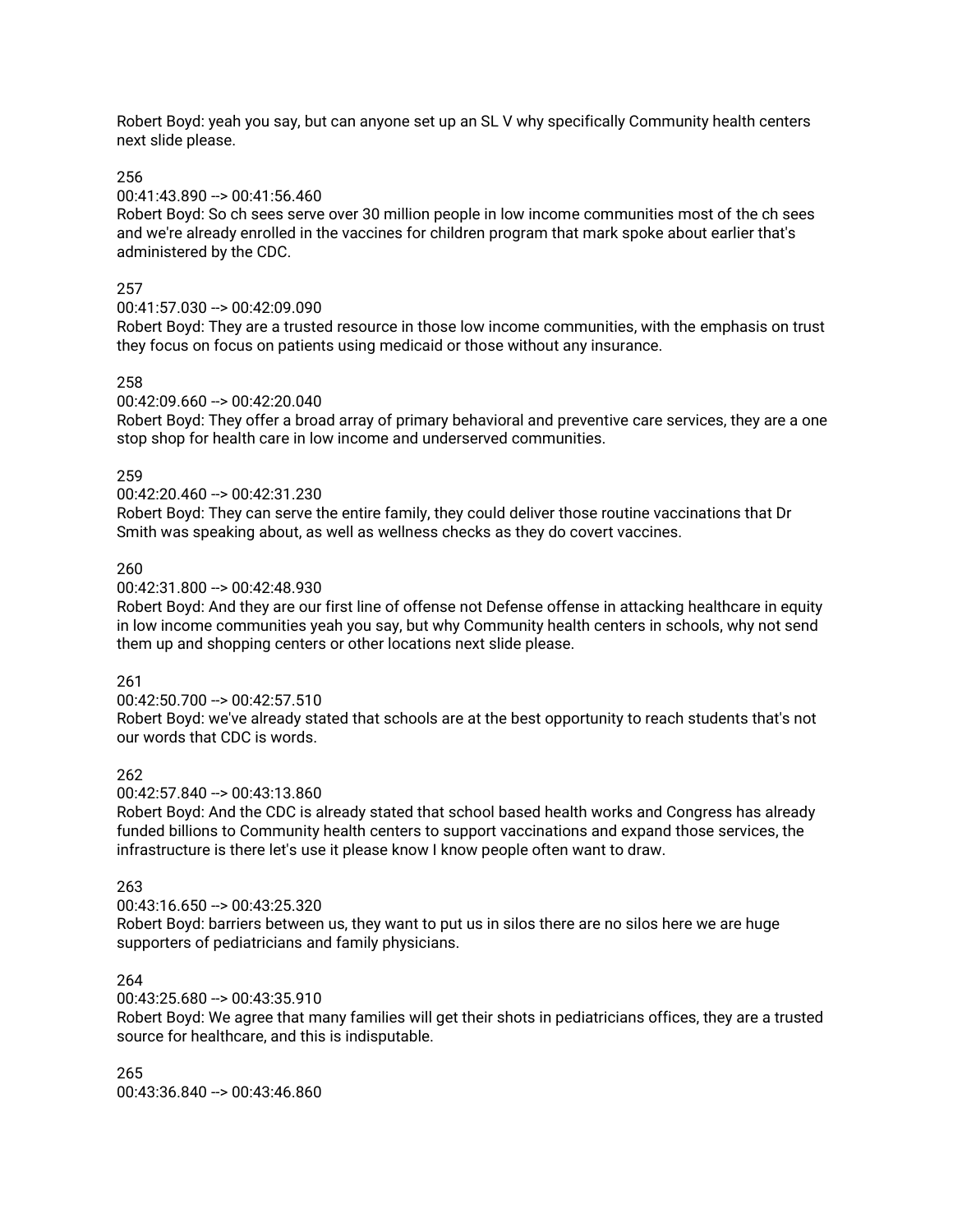Robert Boyd: yeah you say, but can anyone set up an SL V why specifically Community health centers next slide please.

256
00:41:43.890 --> 00:41:56.460
Robert Boyd: So ch sees serve over 30 million people in low income communities most of the ch sees and we're already enrolled in the vaccines for children program that mark spoke about earlier that's administered by the CDC.

257
00:41:57.030 --> 00:42:09.090
Robert Boyd: They are a trusted resource in those low income communities, with the emphasis on trust they focus on focus on patients using medicaid or those without any insurance.

258
00:42:09.660 --> 00:42:20.040
Robert Boyd: They offer a broad array of primary behavioral and preventive care services, they are a one stop shop for health care in low income and underserved communities.

259
00:42:20.460 --> 00:42:31.230
Robert Boyd: They can serve the entire family, they could deliver those routine vaccinations that Dr Smith was speaking about, as well as wellness checks as they do covert vaccines.

260
00:42:31.800 --> 00:42:48.930
Robert Boyd: And they are our first line of offense not Defense offense in attacking healthcare in equity in low income communities yeah you say, but why Community health centers in schools, why not send them up and shopping centers or other locations next slide please.

261
00:42:50.700 --> 00:42:57.510
Robert Boyd: we've already stated that schools are at the best opportunity to reach students that's not our words that CDC is words.

262
00:42:57.840 --> 00:43:13.860
Robert Boyd: And the CDC is already stated that school based health works and Congress has already funded billions to Community health centers to support vaccinations and expand those services, the infrastructure is there let's use it please know I know people often want to draw.

263
00:43:16.650 --> 00:43:25.320
Robert Boyd: barriers between us, they want to put us in silos there are no silos here we are huge supporters of pediatricians and family physicians.

264
00:43:25.680 --> 00:43:35.910
Robert Boyd: We agree that many families will get their shots in pediatricians offices, they are a trusted source for healthcare, and this is indisputable.

265
00:43:36.840 --> 00:43:46.860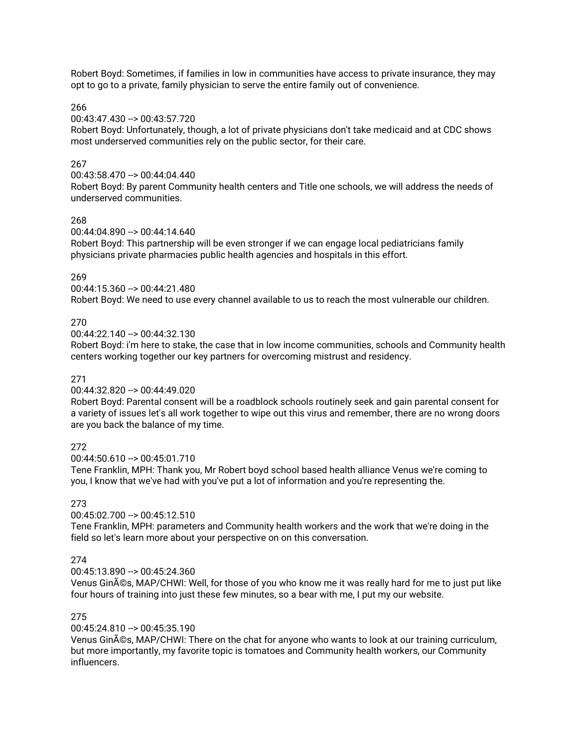Robert Boyd: Sometimes, if families in low in communities have access to private insurance, they may opt to go to a private, family physician to serve the entire family out of convenience.

266
00:43:47.430 --> 00:43:57.720
Robert Boyd: Unfortunately, though, a lot of private physicians don't take medicaid and at CDC shows most underserved communities rely on the public sector, for their care.

267
00:43:58.470 --> 00:44:04.440
Robert Boyd: By parent Community health centers and Title one schools, we will address the needs of underserved communities.

268
00:44:04.890 --> 00:44:14.640
Robert Boyd: This partnership will be even stronger if we can engage local pediatricians family physicians private pharmacies public health agencies and hospitals in this effort.

269
00:44:15.360 --> 00:44:21.480
Robert Boyd: We need to use every channel available to us to reach the most vulnerable our children.

270
00:44:22.140 --> 00:44:32.130
Robert Boyd: i'm here to stake, the case that in low income communities, schools and Community health centers working together our key partners for overcoming mistrust and residency.

271
00:44:32.820 --> 00:44:49.020
Robert Boyd: Parental consent will be a roadblock schools routinely seek and gain parental consent for a variety of issues let's all work together to wipe out this virus and remember, there are no wrong doors are you back the balance of my time.

272
00:44:50.610 --> 00:45:01.710
Tene Franklin, MPH: Thank you, Mr Robert boyd school based health alliance Venus we're coming to you, I know that we've had with you've put a lot of information and you're representing the.

273
00:45:02.700 --> 00:45:12.510
Tene Franklin, MPH: parameters and Community health workers and the work that we're doing in the field so let's learn more about your perspective on on this conversation.

274
00:45:13.890 --> 00:45:24.360
Venus GinÃ©s, MAP/CHWI: Well, for those of you who know me it was really hard for me to just put like four hours of training into just these few minutes, so a bear with me, I put my our website.

275
00:45:24.810 --> 00:45:35.190
Venus GinÃ©s, MAP/CHWI: There on the chat for anyone who wants to look at our training curriculum, but more importantly, my favorite topic is tomatoes and Community health workers, our Community influencers.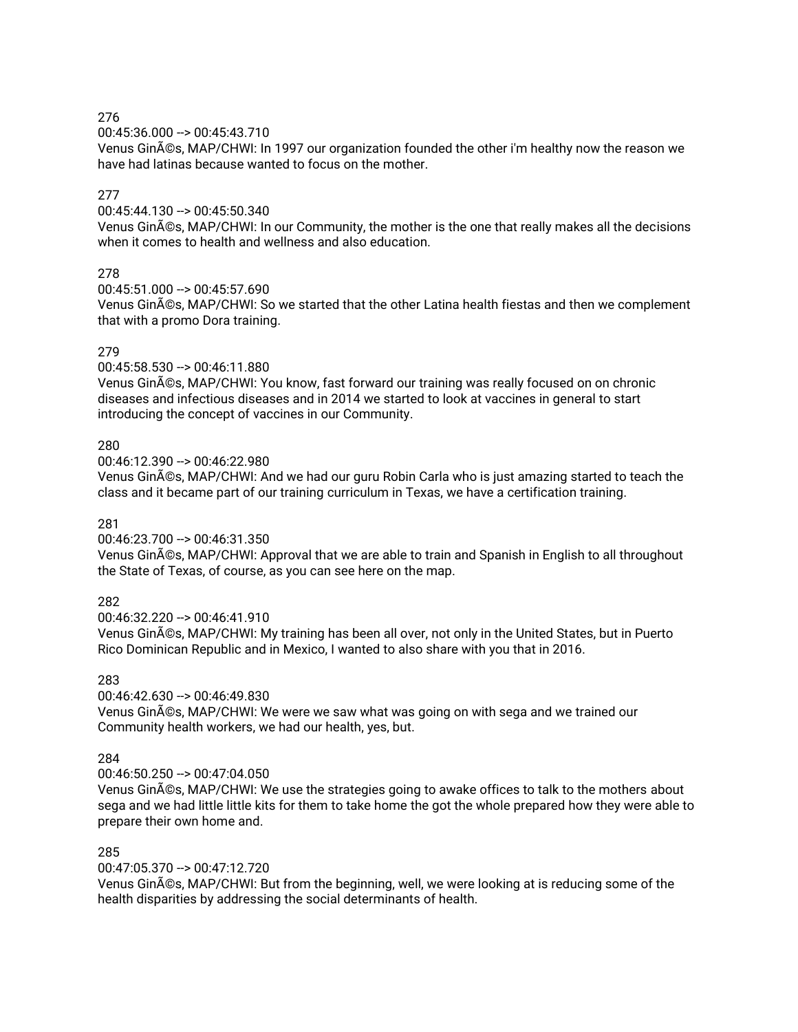276
00:45:36.000 --> 00:45:43.710
Venus GinÃ©s, MAP/CHWI: In 1997 our organization founded the other i'm healthy now the reason we have had latinas because wanted to focus on the mother.

277
00:45:44.130 --> 00:45:50.340
Venus GinÃ©s, MAP/CHWI: In our Community, the mother is the one that really makes all the decisions when it comes to health and wellness and also education.

278
00:45:51.000 --> 00:45:57.690
Venus GinÃ©s, MAP/CHWI: So we started that the other Latina health fiestas and then we complement that with a promo Dora training.

279
00:45:58.530 --> 00:46:11.880
Venus GinÃ©s, MAP/CHWI: You know, fast forward our training was really focused on on chronic diseases and infectious diseases and in 2014 we started to look at vaccines in general to start introducing the concept of vaccines in our Community.

280
00:46:12.390 --> 00:46:22.980
Venus GinÃ©s, MAP/CHWI: And we had our guru Robin Carla who is just amazing started to teach the class and it became part of our training curriculum in Texas, we have a certification training.

281
00:46:23.700 --> 00:46:31.350
Venus GinÃ©s, MAP/CHWI: Approval that we are able to train and Spanish in English to all throughout the State of Texas, of course, as you can see here on the map.

282
00:46:32.220 --> 00:46:41.910
Venus GinÃ©s, MAP/CHWI: My training has been all over, not only in the United States, but in Puerto Rico Dominican Republic and in Mexico, I wanted to also share with you that in 2016.

283
00:46:42.630 --> 00:46:49.830
Venus GinÃ©s, MAP/CHWI: We were we saw what was going on with sega and we trained our Community health workers, we had our health, yes, but.

284
00:46:50.250 --> 00:47:04.050
Venus GinÃ©s, MAP/CHWI: We use the strategies going to awake offices to talk to the mothers about sega and we had little little kits for them to take home the got the whole prepared how they were able to prepare their own home and.

285
00:47:05.370 --> 00:47:12.720
Venus GinÃ©s, MAP/CHWI: But from the beginning, well, we were looking at is reducing some of the health disparities by addressing the social determinants of health.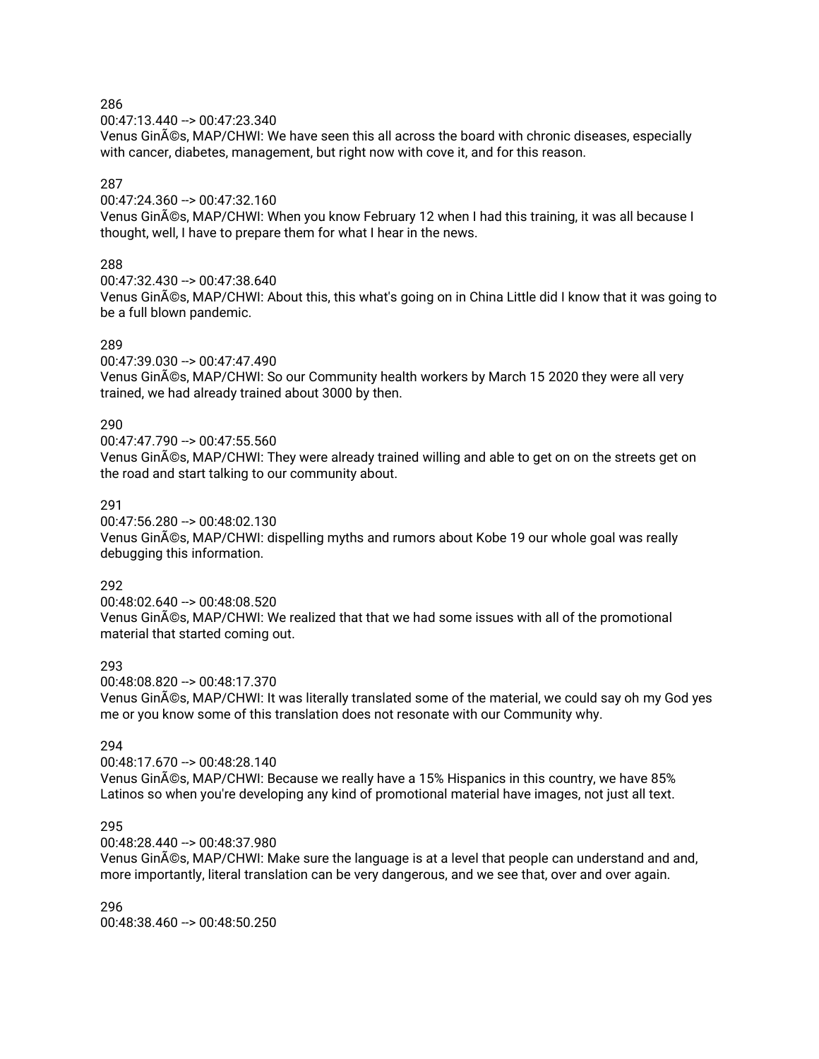286
00:47:13.440 --> 00:47:23.340
Venus GinÃ©s, MAP/CHWI: We have seen this all across the board with chronic diseases, especially with cancer, diabetes, management, but right now with cove it, and for this reason.

287
00:47:24.360 --> 00:47:32.160
Venus GinÃ©s, MAP/CHWI: When you know February 12 when I had this training, it was all because I thought, well, I have to prepare them for what I hear in the news.

288
00:47:32.430 --> 00:47:38.640
Venus GinÃ©s, MAP/CHWI: About this, this what's going on in China Little did I know that it was going to be a full blown pandemic.

289
00:47:39.030 --> 00:47:47.490
Venus GinÃ©s, MAP/CHWI: So our Community health workers by March 15 2020 they were all very trained, we had already trained about 3000 by then.

290
00:47:47.790 --> 00:47:55.560
Venus GinÃ©s, MAP/CHWI: They were already trained willing and able to get on on the streets get on the road and start talking to our community about.

291
00:47:56.280 --> 00:48:02.130
Venus GinÃ©s, MAP/CHWI: dispelling myths and rumors about Kobe 19 our whole goal was really debugging this information.

292
00:48:02.640 --> 00:48:08.520
Venus GinÃ©s, MAP/CHWI: We realized that that we had some issues with all of the promotional material that started coming out.

293
00:48:08.820 --> 00:48:17.370
Venus GinÃ©s, MAP/CHWI: It was literally translated some of the material, we could say oh my God yes me or you know some of this translation does not resonate with our Community why.

294
00:48:17.670 --> 00:48:28.140
Venus GinÃ©s, MAP/CHWI: Because we really have a 15% Hispanics in this country, we have 85% Latinos so when you're developing any kind of promotional material have images, not just all text.

295
00:48:28.440 --> 00:48:37.980
Venus GinÃ©s, MAP/CHWI: Make sure the language is at a level that people can understand and and, more importantly, literal translation can be very dangerous, and we see that, over and over again.

296
00:48:38.460 --> 00:48:50.250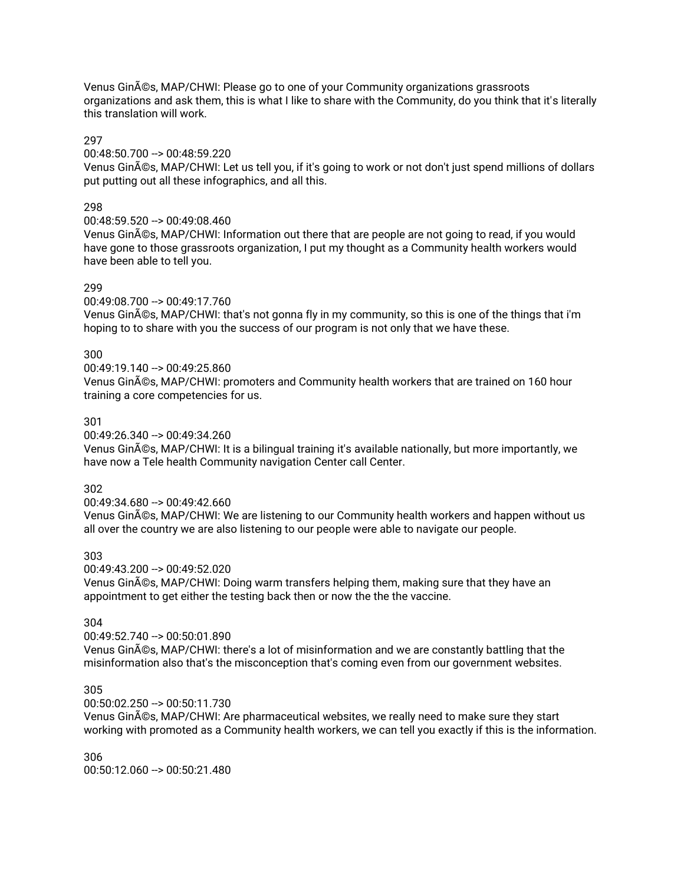Venus GinÃ©s, MAP/CHWI: Please go to one of your Community organizations grassroots organizations and ask them, this is what I like to share with the Community, do you think that it's literally this translation will work.

297
00:48:50.700 --> 00:48:59.220
Venus GinÃ©s, MAP/CHWI: Let us tell you, if it's going to work or not don't just spend millions of dollars put putting out all these infographics, and all this.

298
00:48:59.520 --> 00:49:08.460
Venus GinÃ©s, MAP/CHWI: Information out there that are people are not going to read, if you would have gone to those grassroots organization, I put my thought as a Community health workers would have been able to tell you.

299
00:49:08.700 --> 00:49:17.760
Venus GinÃ©s, MAP/CHWI: that's not gonna fly in my community, so this is one of the things that i'm hoping to to share with you the success of our program is not only that we have these.

300
00:49:19.140 --> 00:49:25.860
Venus GinÃ©s, MAP/CHWI: promoters and Community health workers that are trained on 160 hour training a core competencies for us.

301
00:49:26.340 --> 00:49:34.260
Venus GinÃ©s, MAP/CHWI: It is a bilingual training it's available nationally, but more importantly, we have now a Tele health Community navigation Center call Center.

302
00:49:34.680 --> 00:49:42.660
Venus GinÃ©s, MAP/CHWI: We are listening to our Community health workers and happen without us all over the country we are also listening to our people were able to navigate our people.

303
00:49:43.200 --> 00:49:52.020
Venus GinÃ©s, MAP/CHWI: Doing warm transfers helping them, making sure that they have an appointment to get either the testing back then or now the the the vaccine.

304
00:49:52.740 --> 00:50:01.890
Venus GinÃ©s, MAP/CHWI: there's a lot of misinformation and we are constantly battling that the misinformation also that's the misconception that's coming even from our government websites.

305
00:50:02.250 --> 00:50:11.730
Venus GinÃ©s, MAP/CHWI: Are pharmaceutical websites, we really need to make sure they start working with promoted as a Community health workers, we can tell you exactly if this is the information.

306
00:50:12.060 --> 00:50:21.480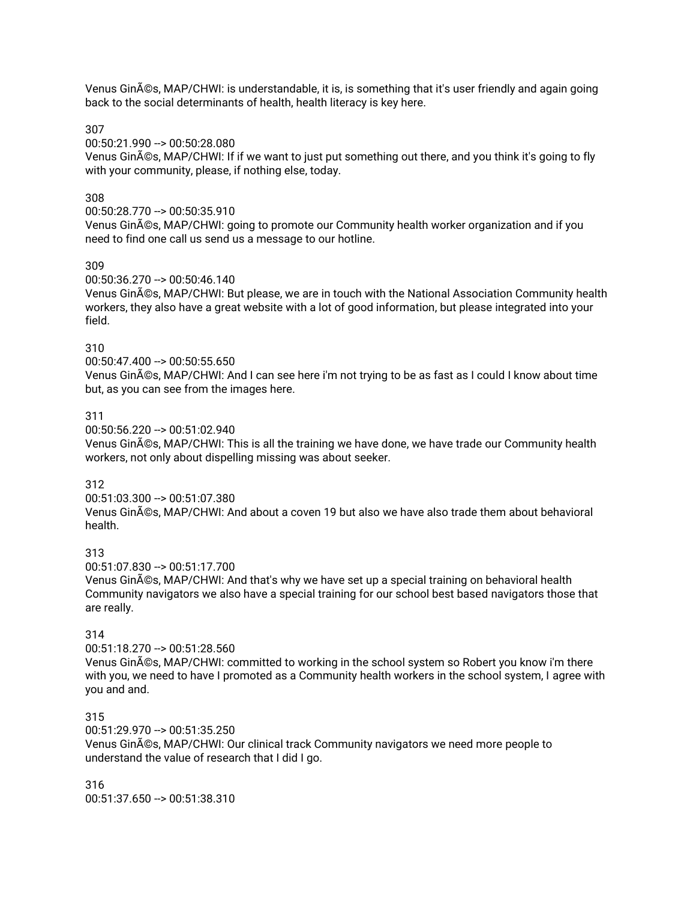Venus GinÃ©s, MAP/CHWI: is understandable, it is, is something that it's user friendly and again going back to the social determinants of health, health literacy is key here.

307
00:50:21.990 --> 00:50:28.080
Venus GinÃ©s, MAP/CHWI: If if we want to just put something out there, and you think it's going to fly with your community, please, if nothing else, today.

308
00:50:28.770 --> 00:50:35.910
Venus GinÃ©s, MAP/CHWI: going to promote our Community health worker organization and if you need to find one call us send us a message to our hotline.

309
00:50:36.270 --> 00:50:46.140
Venus GinÃ©s, MAP/CHWI: But please, we are in touch with the National Association Community health workers, they also have a great website with a lot of good information, but please integrated into your field.

310
00:50:47.400 --> 00:50:55.650
Venus GinÃ©s, MAP/CHWI: And I can see here i'm not trying to be as fast as I could I know about time but, as you can see from the images here.

311
00:50:56.220 --> 00:51:02.940
Venus GinÃ©s, MAP/CHWI: This is all the training we have done, we have trade our Community health workers, not only about dispelling missing was about seeker.

312
00:51:03.300 --> 00:51:07.380
Venus GinÃ©s, MAP/CHWI: And about a coven 19 but also we have also trade them about behavioral health.

313
00:51:07.830 --> 00:51:17.700
Venus GinÃ©s, MAP/CHWI: And that's why we have set up a special training on behavioral health Community navigators we also have a special training for our school best based navigators those that are really.

314
00:51:18.270 --> 00:51:28.560
Venus GinÃ©s, MAP/CHWI: committed to working in the school system so Robert you know i'm there with you, we need to have I promoted as a Community health workers in the school system, I agree with you and and.

315
00:51:29.970 --> 00:51:35.250
Venus GinÃ©s, MAP/CHWI: Our clinical track Community navigators we need more people to understand the value of research that I did I go.

316
00:51:37.650 --> 00:51:38.310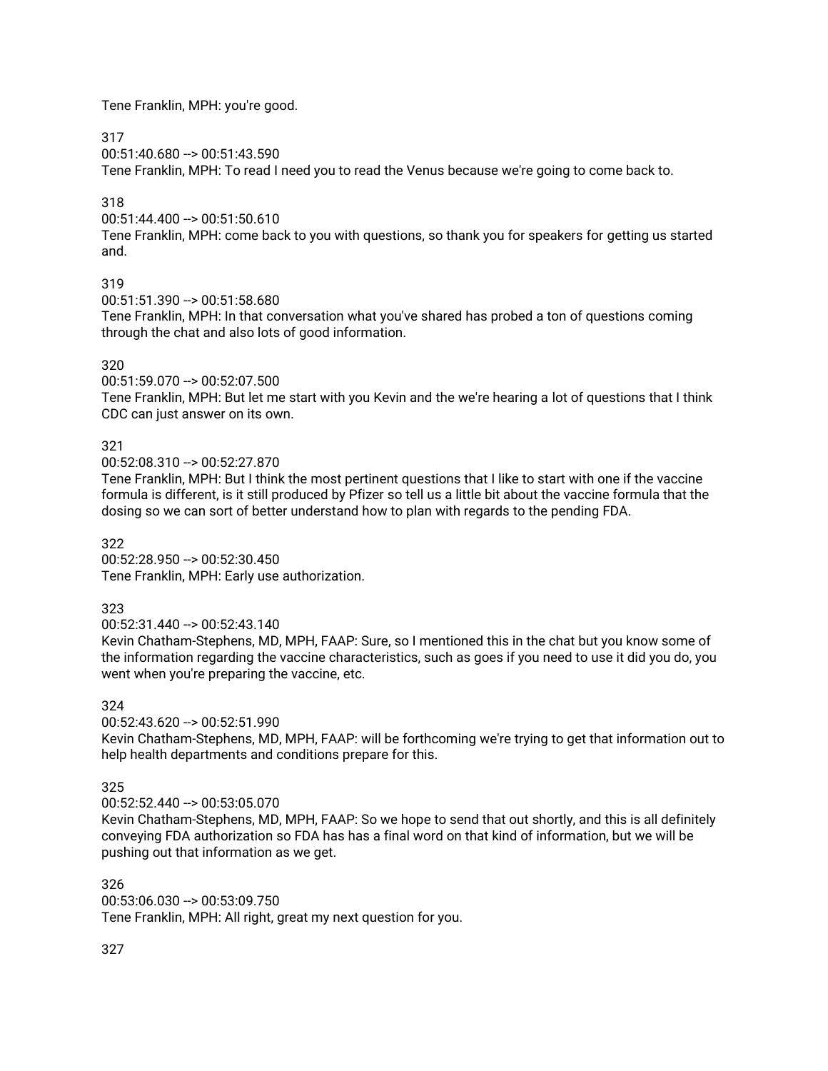Tene Franklin, MPH: you're good.

317
00:51:40.680 --> 00:51:43.590
Tene Franklin, MPH: To read I need you to read the Venus because we're going to come back to.

318
00:51:44.400 --> 00:51:50.610
Tene Franklin, MPH: come back to you with questions, so thank you for speakers for getting us started and.

319
00:51:51.390 --> 00:51:58.680
Tene Franklin, MPH: In that conversation what you've shared has probed a ton of questions coming through the chat and also lots of good information.

320
00:51:59.070 --> 00:52:07.500
Tene Franklin, MPH: But let me start with you Kevin and the we're hearing a lot of questions that I think CDC can just answer on its own.

321
00:52:08.310 --> 00:52:27.870
Tene Franklin, MPH: But I think the most pertinent questions that I like to start with one if the vaccine formula is different, is it still produced by Pfizer so tell us a little bit about the vaccine formula that the dosing so we can sort of better understand how to plan with regards to the pending FDA.

322
00:52:28.950 --> 00:52:30.450
Tene Franklin, MPH: Early use authorization.

323
00:52:31.440 --> 00:52:43.140
Kevin Chatham-Stephens, MD, MPH, FAAP: Sure, so I mentioned this in the chat but you know some of the information regarding the vaccine characteristics, such as goes if you need to use it did you do, you went when you're preparing the vaccine, etc.

324
00:52:43.620 --> 00:52:51.990
Kevin Chatham-Stephens, MD, MPH, FAAP: will be forthcoming we're trying to get that information out to help health departments and conditions prepare for this.

325
00:52:52.440 --> 00:53:05.070
Kevin Chatham-Stephens, MD, MPH, FAAP: So we hope to send that out shortly, and this is all definitely conveying FDA authorization so FDA has has a final word on that kind of information, but we will be pushing out that information as we get.

326
00:53:06.030 --> 00:53:09.750
Tene Franklin, MPH: All right, great my next question for you.

327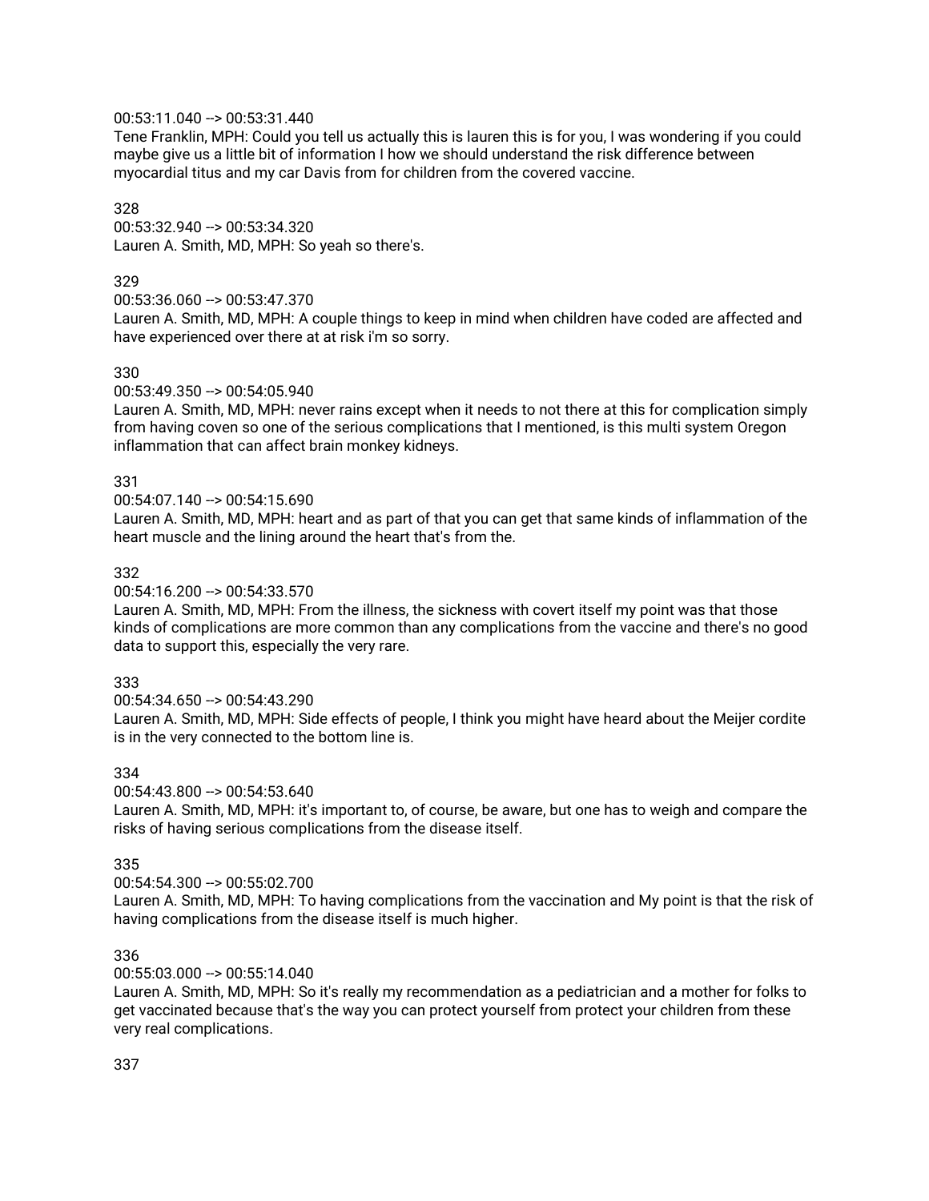00:53:11.040 --> 00:53:31.440
Tene Franklin, MPH: Could you tell us actually this is lauren this is for you, I was wondering if you could maybe give us a little bit of information I how we should understand the risk difference between myocardial titus and my car Davis from for children from the covered vaccine.

328
00:53:32.940 --> 00:53:34.320
Lauren A. Smith, MD, MPH: So yeah so there's.

329
00:53:36.060 --> 00:53:47.370
Lauren A. Smith, MD, MPH: A couple things to keep in mind when children have coded are affected and have experienced over there at at risk i'm so sorry.

330
00:53:49.350 --> 00:54:05.940
Lauren A. Smith, MD, MPH: never rains except when it needs to not there at this for complication simply from having coven so one of the serious complications that I mentioned, is this multi system Oregon inflammation that can affect brain monkey kidneys.

331
00:54:07.140 --> 00:54:15.690
Lauren A. Smith, MD, MPH: heart and as part of that you can get that same kinds of inflammation of the heart muscle and the lining around the heart that's from the.

332
00:54:16.200 --> 00:54:33.570
Lauren A. Smith, MD, MPH: From the illness, the sickness with covert itself my point was that those kinds of complications are more common than any complications from the vaccine and there's no good data to support this, especially the very rare.

333
00:54:34.650 --> 00:54:43.290
Lauren A. Smith, MD, MPH: Side effects of people, I think you might have heard about the Meijer cordite is in the very connected to the bottom line is.

334
00:54:43.800 --> 00:54:53.640
Lauren A. Smith, MD, MPH: it's important to, of course, be aware, but one has to weigh and compare the risks of having serious complications from the disease itself.

335
00:54:54.300 --> 00:55:02.700
Lauren A. Smith, MD, MPH: To having complications from the vaccination and My point is that the risk of having complications from the disease itself is much higher.

336
00:55:03.000 --> 00:55:14.040
Lauren A. Smith, MD, MPH: So it's really my recommendation as a pediatrician and a mother for folks to get vaccinated because that's the way you can protect yourself from protect your children from these very real complications.

337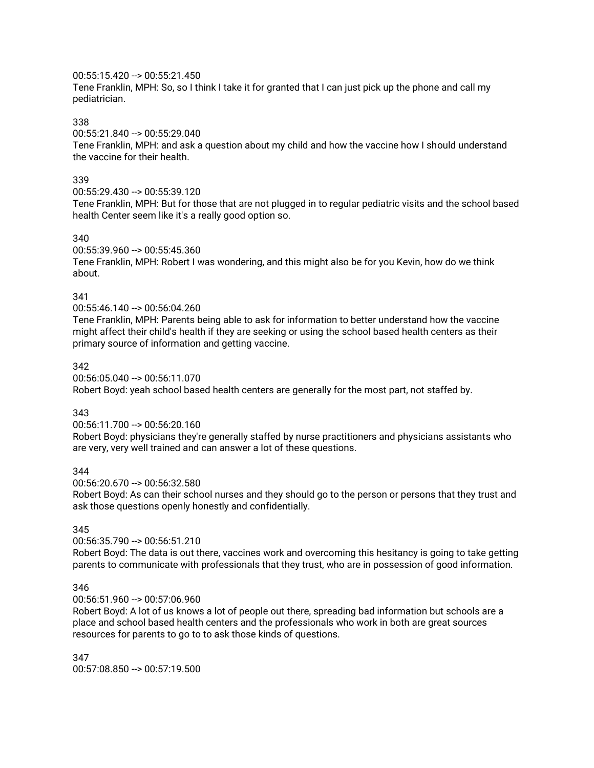00:55:15.420 --> 00:55:21.450
Tene Franklin, MPH: So, so I think I take it for granted that I can just pick up the phone and call my pediatrician.

338
00:55:21.840 --> 00:55:29.040
Tene Franklin, MPH: and ask a question about my child and how the vaccine how I should understand the vaccine for their health.

339
00:55:29.430 --> 00:55:39.120
Tene Franklin, MPH: But for those that are not plugged in to regular pediatric visits and the school based health Center seem like it's a really good option so.

340
00:55:39.960 --> 00:55:45.360
Tene Franklin, MPH: Robert I was wondering, and this might also be for you Kevin, how do we think about.

341
00:55:46.140 --> 00:56:04.260
Tene Franklin, MPH: Parents being able to ask for information to better understand how the vaccine might affect their child's health if they are seeking or using the school based health centers as their primary source of information and getting vaccine.

342
00:56:05.040 --> 00:56:11.070
Robert Boyd: yeah school based health centers are generally for the most part, not staffed by.

343
00:56:11.700 --> 00:56:20.160
Robert Boyd: physicians they're generally staffed by nurse practitioners and physicians assistants who are very, very well trained and can answer a lot of these questions.

344
00:56:20.670 --> 00:56:32.580
Robert Boyd: As can their school nurses and they should go to the person or persons that they trust and ask those questions openly honestly and confidentially.

345
00:56:35.790 --> 00:56:51.210
Robert Boyd: The data is out there, vaccines work and overcoming this hesitancy is going to take getting parents to communicate with professionals that they trust, who are in possession of good information.

346
00:56:51.960 --> 00:57:06.960
Robert Boyd: A lot of us knows a lot of people out there, spreading bad information but schools are a place and school based health centers and the professionals who work in both are great sources resources for parents to go to to ask those kinds of questions.

347
00:57:08.850 --> 00:57:19.500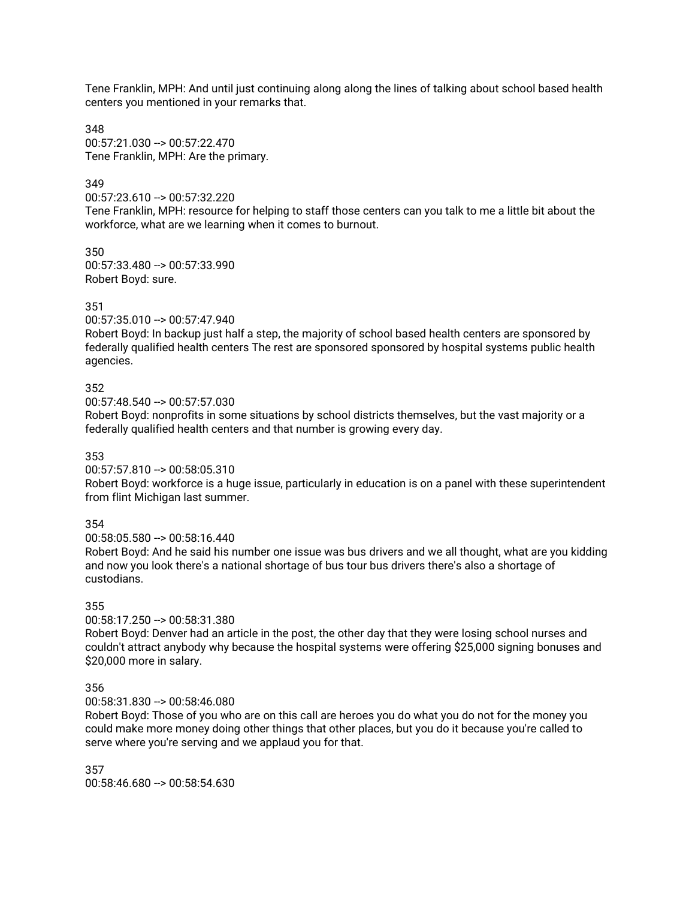Tene Franklin, MPH: And until just continuing along along the lines of talking about school based health centers you mentioned in your remarks that.

348
00:57:21.030 --> 00:57:22.470
Tene Franklin, MPH: Are the primary.

349
00:57:23.610 --> 00:57:32.220
Tene Franklin, MPH: resource for helping to staff those centers can you talk to me a little bit about the workforce, what are we learning when it comes to burnout.

350
00:57:33.480 --> 00:57:33.990
Robert Boyd: sure.

351
00:57:35.010 --> 00:57:47.940
Robert Boyd: In backup just half a step, the majority of school based health centers are sponsored by federally qualified health centers The rest are sponsored sponsored by hospital systems public health agencies.

352
00:57:48.540 --> 00:57:57.030
Robert Boyd: nonprofits in some situations by school districts themselves, but the vast majority or a federally qualified health centers and that number is growing every day.

353
00:57:57.810 --> 00:58:05.310
Robert Boyd: workforce is a huge issue, particularly in education is on a panel with these superintendent from flint Michigan last summer.

354
00:58:05.580 --> 00:58:16.440
Robert Boyd: And he said his number one issue was bus drivers and we all thought, what are you kidding and now you look there's a national shortage of bus tour bus drivers there's also a shortage of custodians.

355
00:58:17.250 --> 00:58:31.380
Robert Boyd: Denver had an article in the post, the other day that they were losing school nurses and couldn't attract anybody why because the hospital systems were offering $25,000 signing bonuses and $20,000 more in salary.

356
00:58:31.830 --> 00:58:46.080
Robert Boyd: Those of you who are on this call are heroes you do what you do not for the money you could make more money doing other things that other places, but you do it because you're called to serve where you're serving and we applaud you for that.

357
00:58:46.680 --> 00:58:54.630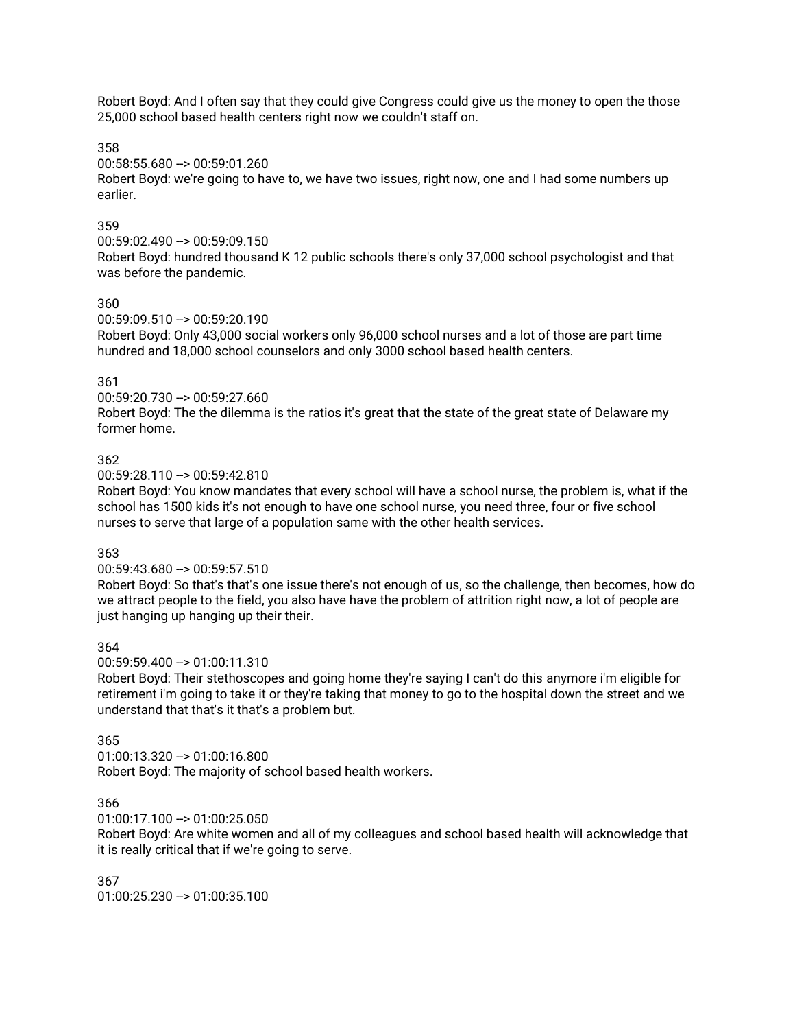Robert Boyd: And I often say that they could give Congress could give us the money to open the those 25,000 school based health centers right now we couldn't staff on.

358
00:58:55.680 --> 00:59:01.260
Robert Boyd: we're going to have to, we have two issues, right now, one and I had some numbers up earlier.

359
00:59:02.490 --> 00:59:09.150
Robert Boyd: hundred thousand K 12 public schools there's only 37,000 school psychologist and that was before the pandemic.

360
00:59:09.510 --> 00:59:20.190
Robert Boyd: Only 43,000 social workers only 96,000 school nurses and a lot of those are part time hundred and 18,000 school counselors and only 3000 school based health centers.

361
00:59:20.730 --> 00:59:27.660
Robert Boyd: The the dilemma is the ratios it's great that the state of the great state of Delaware my former home.

362
00:59:28.110 --> 00:59:42.810
Robert Boyd: You know mandates that every school will have a school nurse, the problem is, what if the school has 1500 kids it's not enough to have one school nurse, you need three, four or five school nurses to serve that large of a population same with the other health services.

363
00:59:43.680 --> 00:59:57.510
Robert Boyd: So that's that's one issue there's not enough of us, so the challenge, then becomes, how do we attract people to the field, you also have have the problem of attrition right now, a lot of people are just hanging up hanging up their their.

364
00:59:59.400 --> 01:00:11.310
Robert Boyd: Their stethoscopes and going home they're saying I can't do this anymore i'm eligible for retirement i'm going to take it or they're taking that money to go to the hospital down the street and we understand that that's it that's a problem but.

365
01:00:13.320 --> 01:00:16.800
Robert Boyd: The majority of school based health workers.

366
01:00:17.100 --> 01:00:25.050
Robert Boyd: Are white women and all of my colleagues and school based health will acknowledge that it is really critical that if we're going to serve.

367
01:00:25.230 --> 01:00:35.100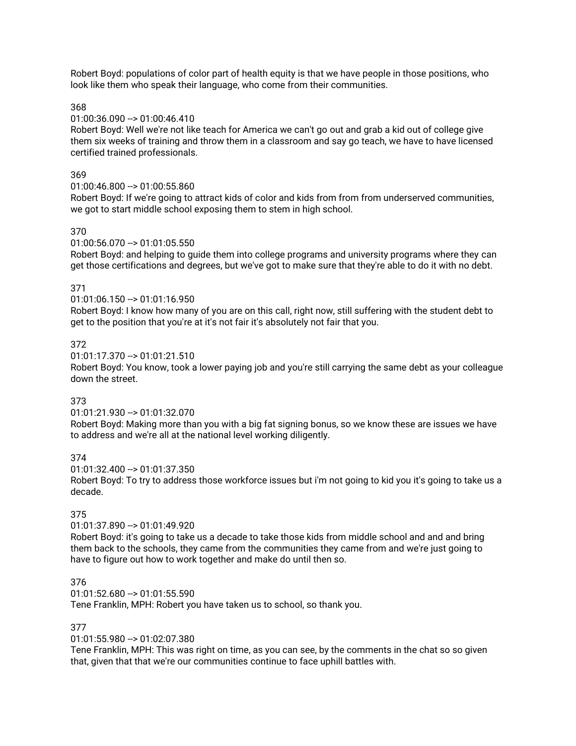Robert Boyd: populations of color part of health equity is that we have people in those positions, who look like them who speak their language, who come from their communities.

368
01:00:36.090 --> 01:00:46.410
Robert Boyd: Well we're not like teach for America we can't go out and grab a kid out of college give them six weeks of training and throw them in a classroom and say go teach, we have to have licensed certified trained professionals.

369
01:00:46.800 --> 01:00:55.860
Robert Boyd: If we're going to attract kids of color and kids from from from underserved communities, we got to start middle school exposing them to stem in high school.

370
01:00:56.070 --> 01:01:05.550
Robert Boyd: and helping to guide them into college programs and university programs where they can get those certifications and degrees, but we've got to make sure that they're able to do it with no debt.

371
01:01:06.150 --> 01:01:16.950
Robert Boyd: I know how many of you are on this call, right now, still suffering with the student debt to get to the position that you're at it's not fair it's absolutely not fair that you.

372
01:01:17.370 --> 01:01:21.510
Robert Boyd: You know, took a lower paying job and you're still carrying the same debt as your colleague down the street.

373
01:01:21.930 --> 01:01:32.070
Robert Boyd: Making more than you with a big fat signing bonus, so we know these are issues we have to address and we're all at the national level working diligently.

374
01:01:32.400 --> 01:01:37.350
Robert Boyd: To try to address those workforce issues but i'm not going to kid you it's going to take us a decade.

375
01:01:37.890 --> 01:01:49.920
Robert Boyd: it's going to take us a decade to take those kids from middle school and and and bring them back to the schools, they came from the communities they came from and we're just going to have to figure out how to work together and make do until then so.

376
01:01:52.680 --> 01:01:55.590
Tene Franklin, MPH: Robert you have taken us to school, so thank you.

377
01:01:55.980 --> 01:02:07.380
Tene Franklin, MPH: This was right on time, as you can see, by the comments in the chat so so given that, given that that we're our communities continue to face uphill battles with.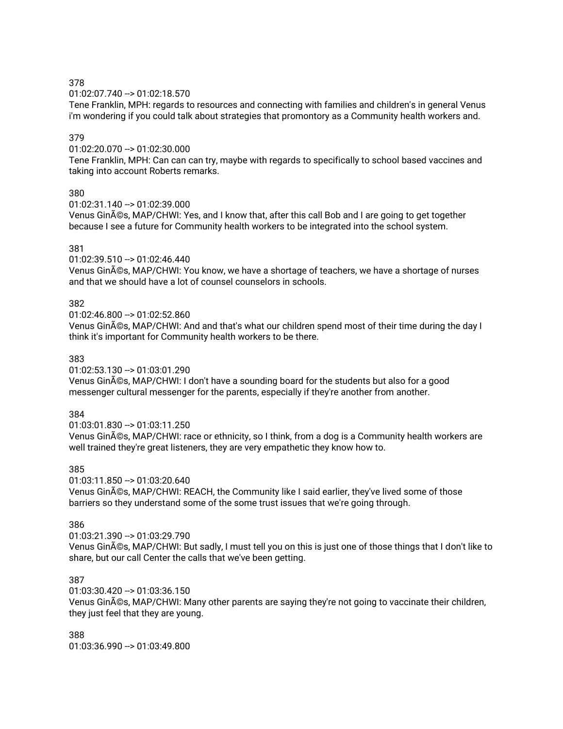378
01:02:07.740 --> 01:02:18.570
Tene Franklin, MPH: regards to resources and connecting with families and children's in general Venus i'm wondering if you could talk about strategies that promontory as a Community health workers and.

379
01:02:20.070 --> 01:02:30.000
Tene Franklin, MPH: Can can can try, maybe with regards to specifically to school based vaccines and taking into account Roberts remarks.

380
01:02:31.140 --> 01:02:39.000
Venus GinÃ©s, MAP/CHWI: Yes, and I know that, after this call Bob and I are going to get together because I see a future for Community health workers to be integrated into the school system.

381
01:02:39.510 --> 01:02:46.440
Venus GinÃ©s, MAP/CHWI: You know, we have a shortage of teachers, we have a shortage of nurses and that we should have a lot of counsel counselors in schools.

382
01:02:46.800 --> 01:02:52.860
Venus GinÃ©s, MAP/CHWI: And and that's what our children spend most of their time during the day I think it's important for Community health workers to be there.

383
01:02:53.130 --> 01:03:01.290
Venus GinÃ©s, MAP/CHWI: I don't have a sounding board for the students but also for a good messenger cultural messenger for the parents, especially if they're another from another.

384
01:03:01.830 --> 01:03:11.250
Venus GinÃ©s, MAP/CHWI: race or ethnicity, so I think, from a dog is a Community health workers are well trained they're great listeners, they are very empathetic they know how to.

385
01:03:11.850 --> 01:03:20.640
Venus GinÃ©s, MAP/CHWI: REACH, the Community like I said earlier, they've lived some of those barriers so they understand some of the some trust issues that we're going through.

386
01:03:21.390 --> 01:03:29.790
Venus GinÃ©s, MAP/CHWI: But sadly, I must tell you on this is just one of those things that I don't like to share, but our call Center the calls that we've been getting.

387
01:03:30.420 --> 01:03:36.150
Venus GinÃ©s, MAP/CHWI: Many other parents are saying they're not going to vaccinate their children, they just feel that they are young.

388
01:03:36.990 --> 01:03:49.800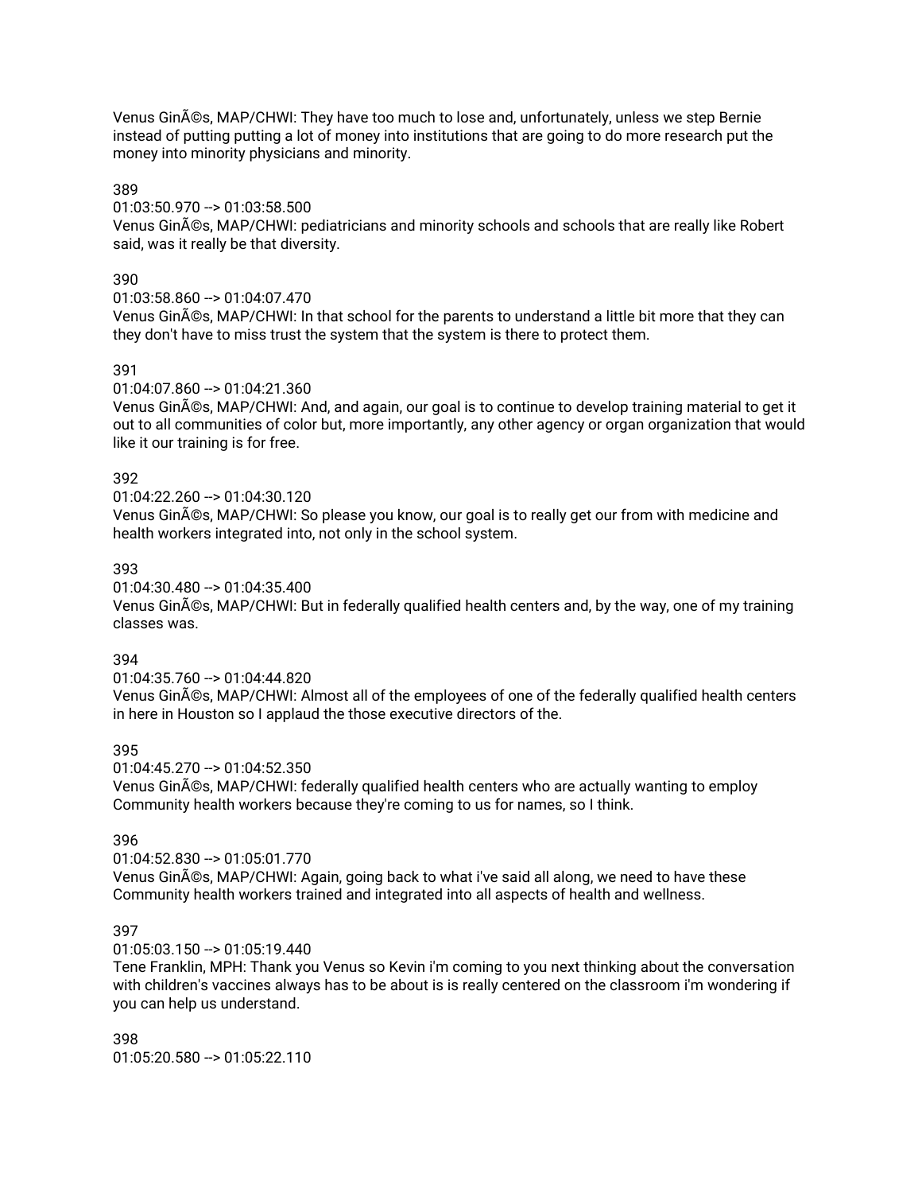Venus GinÃ©s, MAP/CHWI: They have too much to lose and, unfortunately, unless we step Bernie instead of putting putting a lot of money into institutions that are going to do more research put the money into minority physicians and minority.

389
01:03:50.970 --> 01:03:58.500
Venus GinÃ©s, MAP/CHWI: pediatricians and minority schools and schools that are really like Robert said, was it really be that diversity.

390
01:03:58.860 --> 01:04:07.470
Venus GinÃ©s, MAP/CHWI: In that school for the parents to understand a little bit more that they can they don't have to miss trust the system that the system is there to protect them.

391
01:04:07.860 --> 01:04:21.360
Venus GinÃ©s, MAP/CHWI: And, and again, our goal is to continue to develop training material to get it out to all communities of color but, more importantly, any other agency or organ organization that would like it our training is for free.

392
01:04:22.260 --> 01:04:30.120
Venus GinÃ©s, MAP/CHWI: So please you know, our goal is to really get our from with medicine and health workers integrated into, not only in the school system.

393
01:04:30.480 --> 01:04:35.400
Venus GinÃ©s, MAP/CHWI: But in federally qualified health centers and, by the way, one of my training classes was.

394
01:04:35.760 --> 01:04:44.820
Venus GinÃ©s, MAP/CHWI: Almost all of the employees of one of the federally qualified health centers in here in Houston so I applaud the those executive directors of the.

395
01:04:45.270 --> 01:04:52.350
Venus GinÃ©s, MAP/CHWI: federally qualified health centers who are actually wanting to employ Community health workers because they're coming to us for names, so I think.

396
01:04:52.830 --> 01:05:01.770
Venus GinÃ©s, MAP/CHWI: Again, going back to what i've said all along, we need to have these Community health workers trained and integrated into all aspects of health and wellness.

397
01:05:03.150 --> 01:05:19.440
Tene Franklin, MPH: Thank you Venus so Kevin i'm coming to you next thinking about the conversation with children's vaccines always has to be about is is really centered on the classroom i'm wondering if you can help us understand.

398
01:05:20.580 --> 01:05:22.110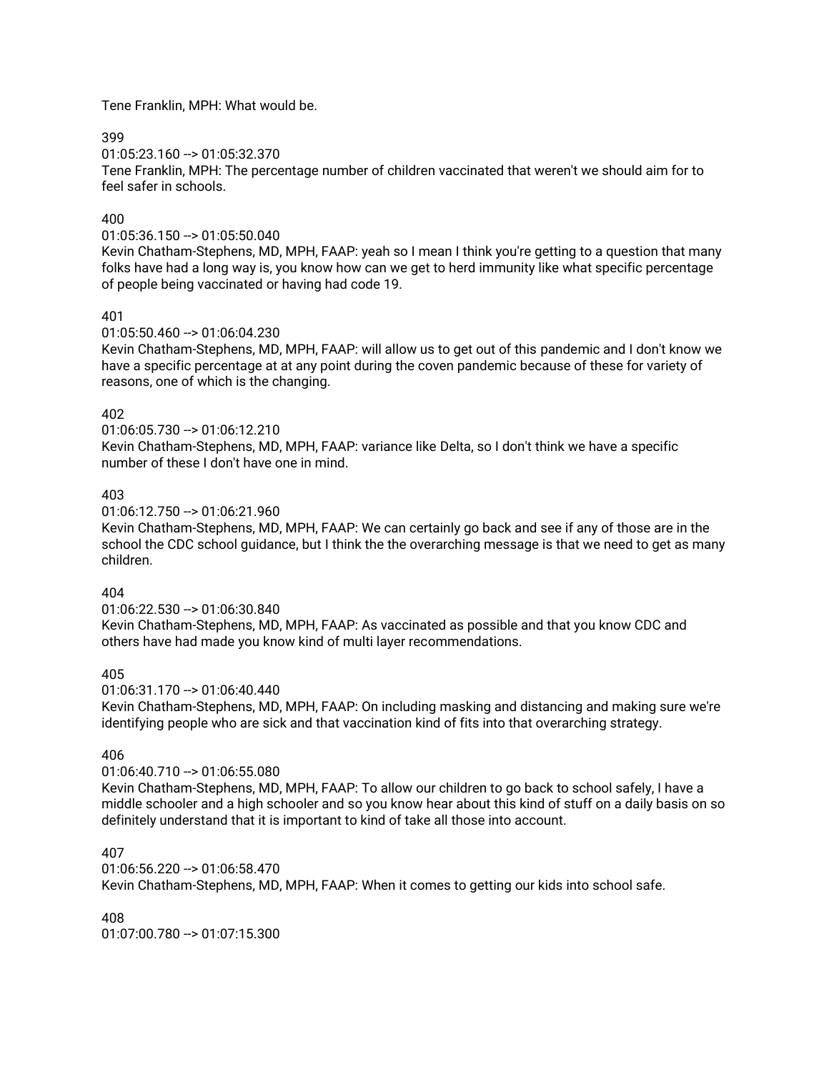Tene Franklin, MPH: What would be.

399
01:05:23.160 --> 01:05:32.370
Tene Franklin, MPH: The percentage number of children vaccinated that weren't we should aim for to feel safer in schools.

400
01:05:36.150 --> 01:05:50.040
Kevin Chatham-Stephens, MD, MPH, FAAP: yeah so I mean I think you're getting to a question that many folks have had a long way is, you know how can we get to herd immunity like what specific percentage of people being vaccinated or having had code 19.

401
01:05:50.460 --> 01:06:04.230
Kevin Chatham-Stephens, MD, MPH, FAAP: will allow us to get out of this pandemic and I don't know we have a specific percentage at at any point during the coven pandemic because of these for variety of reasons, one of which is the changing.

402
01:06:05.730 --> 01:06:12.210
Kevin Chatham-Stephens, MD, MPH, FAAP: variance like Delta, so I don't think we have a specific number of these I don't have one in mind.

403
01:06:12.750 --> 01:06:21.960
Kevin Chatham-Stephens, MD, MPH, FAAP: We can certainly go back and see if any of those are in the school the CDC school guidance, but I think the the overarching message is that we need to get as many children.

404
01:06:22.530 --> 01:06:30.840
Kevin Chatham-Stephens, MD, MPH, FAAP: As vaccinated as possible and that you know CDC and others have had made you know kind of multi layer recommendations.

405
01:06:31.170 --> 01:06:40.440
Kevin Chatham-Stephens, MD, MPH, FAAP: On including masking and distancing and making sure we're identifying people who are sick and that vaccination kind of fits into that overarching strategy.

406
01:06:40.710 --> 01:06:55.080
Kevin Chatham-Stephens, MD, MPH, FAAP: To allow our children to go back to school safely, I have a middle schooler and a high schooler and so you know hear about this kind of stuff on a daily basis on so definitely understand that it is important to kind of take all those into account.

407
01:06:56.220 --> 01:06:58.470
Kevin Chatham-Stephens, MD, MPH, FAAP: When it comes to getting our kids into school safe.

408
01:07:00.780 --> 01:07:15.300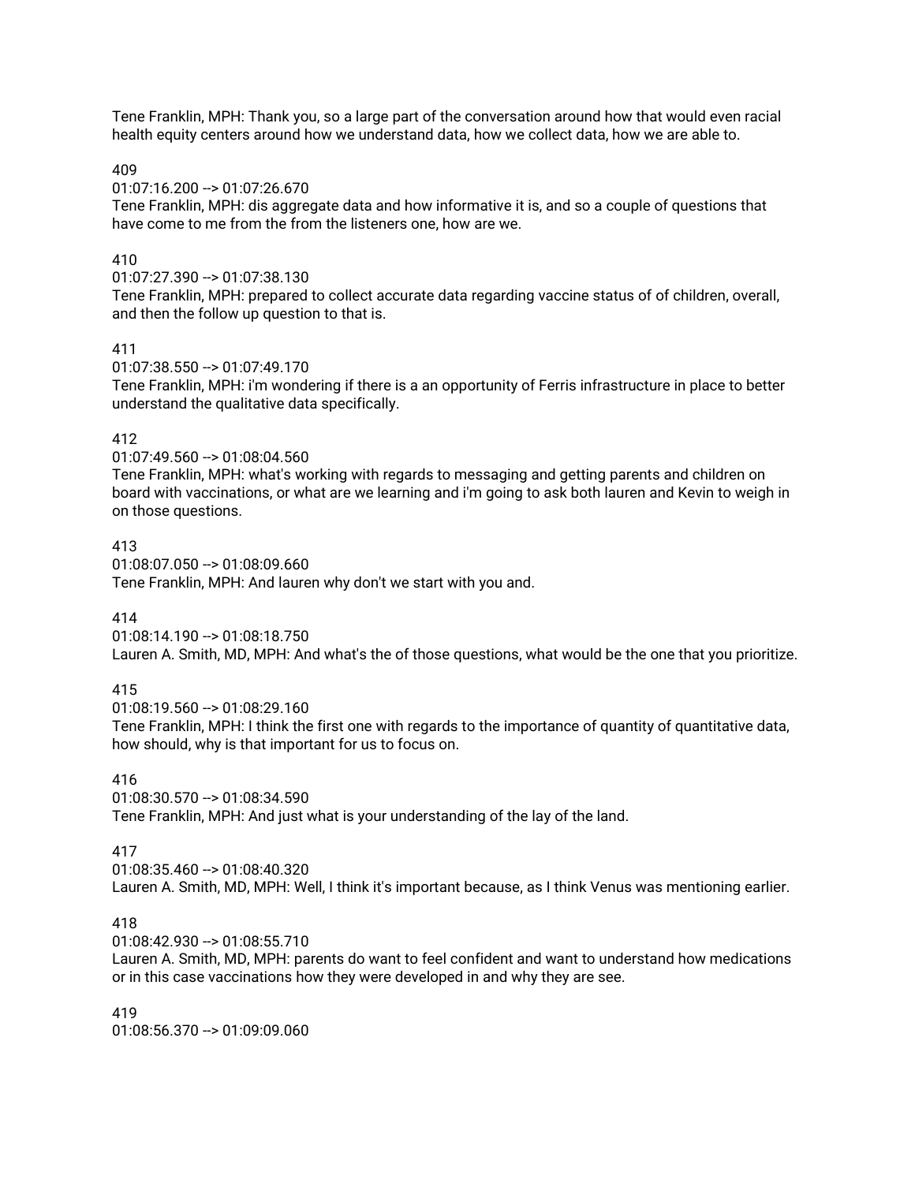Tene Franklin, MPH: Thank you, so a large part of the conversation around how that would even racial health equity centers around how we understand data, how we collect data, how we are able to.

409
01:07:16.200 --> 01:07:26.670
Tene Franklin, MPH: dis aggregate data and how informative it is, and so a couple of questions that have come to me from the from the listeners one, how are we.

410
01:07:27.390 --> 01:07:38.130
Tene Franklin, MPH: prepared to collect accurate data regarding vaccine status of of children, overall, and then the follow up question to that is.

411
01:07:38.550 --> 01:07:49.170
Tene Franklin, MPH: i'm wondering if there is a an opportunity of Ferris infrastructure in place to better understand the qualitative data specifically.

412
01:07:49.560 --> 01:08:04.560
Tene Franklin, MPH: what's working with regards to messaging and getting parents and children on board with vaccinations, or what are we learning and i'm going to ask both lauren and Kevin to weigh in on those questions.

413
01:08:07.050 --> 01:08:09.660
Tene Franklin, MPH: And lauren why don't we start with you and.

414
01:08:14.190 --> 01:08:18.750
Lauren A. Smith, MD, MPH: And what's the of those questions, what would be the one that you prioritize.

415
01:08:19.560 --> 01:08:29.160
Tene Franklin, MPH: I think the first one with regards to the importance of quantity of quantitative data, how should, why is that important for us to focus on.

416
01:08:30.570 --> 01:08:34.590
Tene Franklin, MPH: And just what is your understanding of the lay of the land.

417
01:08:35.460 --> 01:08:40.320
Lauren A. Smith, MD, MPH: Well, I think it's important because, as I think Venus was mentioning earlier.

418
01:08:42.930 --> 01:08:55.710
Lauren A. Smith, MD, MPH: parents do want to feel confident and want to understand how medications or in this case vaccinations how they were developed in and why they are see.

419
01:08:56.370 --> 01:09:09.060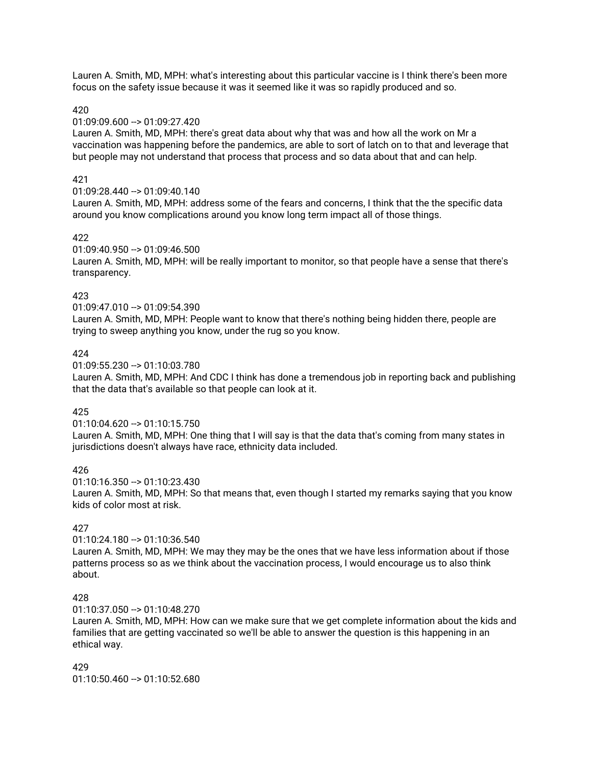Lauren A. Smith, MD, MPH: what's interesting about this particular vaccine is I think there's been more focus on the safety issue because it was it seemed like it was so rapidly produced and so.

420
01:09:09.600 --> 01:09:27.420
Lauren A. Smith, MD, MPH: there's great data about why that was and how all the work on Mr a vaccination was happening before the pandemics, are able to sort of latch on to that and leverage that but people may not understand that process that process and so data about that and can help.

421
01:09:28.440 --> 01:09:40.140
Lauren A. Smith, MD, MPH: address some of the fears and concerns, I think that the the specific data around you know complications around you know long term impact all of those things.

422
01:09:40.950 --> 01:09:46.500
Lauren A. Smith, MD, MPH: will be really important to monitor, so that people have a sense that there's transparency.

423
01:09:47.010 --> 01:09:54.390
Lauren A. Smith, MD, MPH: People want to know that there's nothing being hidden there, people are trying to sweep anything you know, under the rug so you know.

424
01:09:55.230 --> 01:10:03.780
Lauren A. Smith, MD, MPH: And CDC I think has done a tremendous job in reporting back and publishing that the data that's available so that people can look at it.

425
01:10:04.620 --> 01:10:15.750
Lauren A. Smith, MD, MPH: One thing that I will say is that the data that's coming from many states in jurisdictions doesn't always have race, ethnicity data included.

426
01:10:16.350 --> 01:10:23.430
Lauren A. Smith, MD, MPH: So that means that, even though I started my remarks saying that you know kids of color most at risk.

427
01:10:24.180 --> 01:10:36.540
Lauren A. Smith, MD, MPH: We may they may be the ones that we have less information about if those patterns process so as we think about the vaccination process, I would encourage us to also think about.

428
01:10:37.050 --> 01:10:48.270
Lauren A. Smith, MD, MPH: How can we make sure that we get complete information about the kids and families that are getting vaccinated so we'll be able to answer the question is this happening in an ethical way.

429
01:10:50.460 --> 01:10:52.680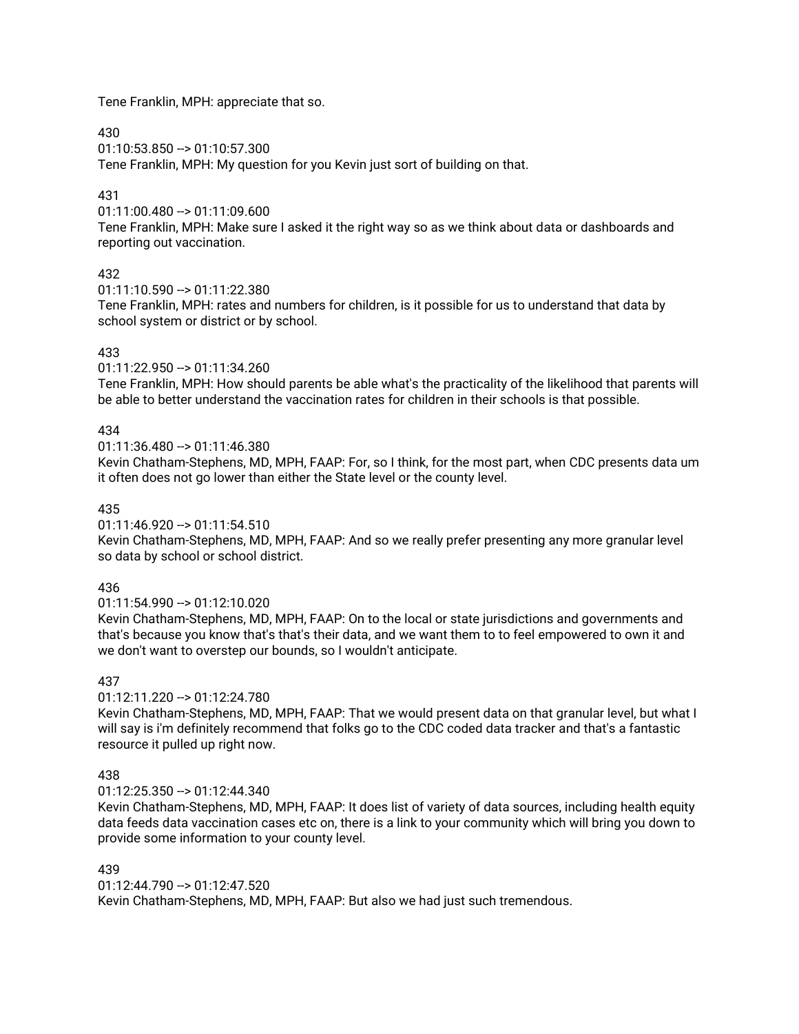Tene Franklin, MPH: appreciate that so.

430
01:10:53.850 --> 01:10:57.300
Tene Franklin, MPH: My question for you Kevin just sort of building on that.

431
01:11:00.480 --> 01:11:09.600
Tene Franklin, MPH: Make sure I asked it the right way so as we think about data or dashboards and reporting out vaccination.

432
01:11:10.590 --> 01:11:22.380
Tene Franklin, MPH: rates and numbers for children, is it possible for us to understand that data by school system or district or by school.

433
01:11:22.950 --> 01:11:34.260
Tene Franklin, MPH: How should parents be able what's the practicality of the likelihood that parents will be able to better understand the vaccination rates for children in their schools is that possible.

434
01:11:36.480 --> 01:11:46.380
Kevin Chatham-Stephens, MD, MPH, FAAP: For, so I think, for the most part, when CDC presents data um it often does not go lower than either the State level or the county level.

435
01:11:46.920 --> 01:11:54.510
Kevin Chatham-Stephens, MD, MPH, FAAP: And so we really prefer presenting any more granular level so data by school or school district.

436
01:11:54.990 --> 01:12:10.020
Kevin Chatham-Stephens, MD, MPH, FAAP: On to the local or state jurisdictions and governments and that's because you know that's that's their data, and we want them to to feel empowered to own it and we don't want to overstep our bounds, so I wouldn't anticipate.

437
01:12:11.220 --> 01:12:24.780
Kevin Chatham-Stephens, MD, MPH, FAAP: That we would present data on that granular level, but what I will say is i'm definitely recommend that folks go to the CDC coded data tracker and that's a fantastic resource it pulled up right now.

438
01:12:25.350 --> 01:12:44.340
Kevin Chatham-Stephens, MD, MPH, FAAP: It does list of variety of data sources, including health equity data feeds data vaccination cases etc on, there is a link to your community which will bring you down to provide some information to your county level.

439
01:12:44.790 --> 01:12:47.520
Kevin Chatham-Stephens, MD, MPH, FAAP: But also we had just such tremendous.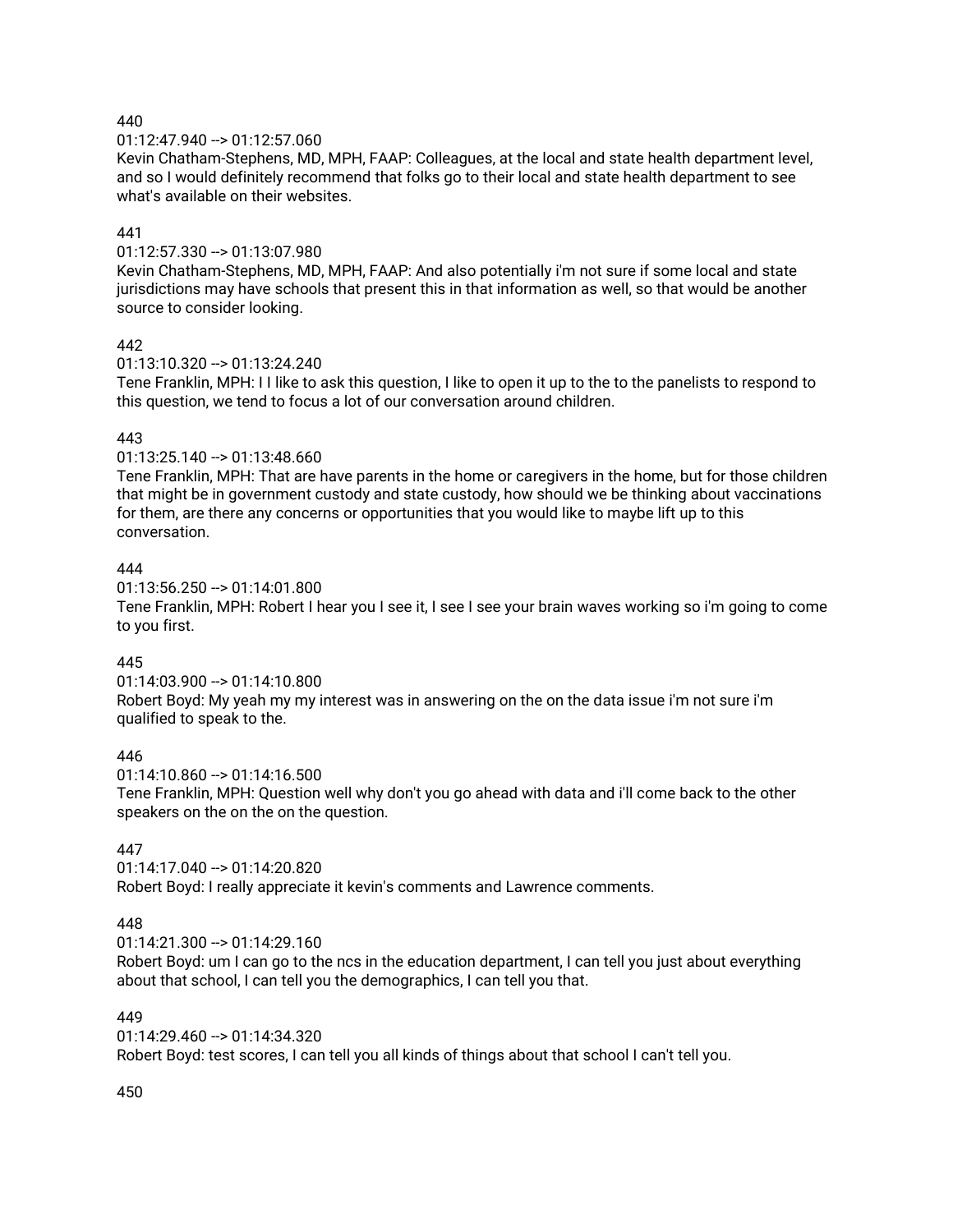440
01:12:47.940 --> 01:12:57.060
Kevin Chatham-Stephens, MD, MPH, FAAP: Colleagues, at the local and state health department level, and so I would definitely recommend that folks go to their local and state health department to see what's available on their websites.

441
01:12:57.330 --> 01:13:07.980
Kevin Chatham-Stephens, MD, MPH, FAAP: And also potentially i'm not sure if some local and state jurisdictions may have schools that present this in that information as well, so that would be another source to consider looking.

442
01:13:10.320 --> 01:13:24.240
Tene Franklin, MPH: I I like to ask this question, I like to open it up to the to the panelists to respond to this question, we tend to focus a lot of our conversation around children.

443
01:13:25.140 --> 01:13:48.660
Tene Franklin, MPH: That are have parents in the home or caregivers in the home, but for those children that might be in government custody and state custody, how should we be thinking about vaccinations for them, are there any concerns or opportunities that you would like to maybe lift up to this conversation.

444
01:13:56.250 --> 01:14:01.800
Tene Franklin, MPH: Robert I hear you I see it, I see I see your brain waves working so i'm going to come to you first.

445
01:14:03.900 --> 01:14:10.800
Robert Boyd: My yeah my my interest was in answering on the on the data issue i'm not sure i'm qualified to speak to the.

446
01:14:10.860 --> 01:14:16.500
Tene Franklin, MPH: Question well why don't you go ahead with data and i'll come back to the other speakers on the on the on the question.

447
01:14:17.040 --> 01:14:20.820
Robert Boyd: I really appreciate it kevin's comments and Lawrence comments.

448
01:14:21.300 --> 01:14:29.160
Robert Boyd: um I can go to the ncs in the education department, I can tell you just about everything about that school, I can tell you the demographics, I can tell you that.

449
01:14:29.460 --> 01:14:34.320
Robert Boyd: test scores, I can tell you all kinds of things about that school I can't tell you.

450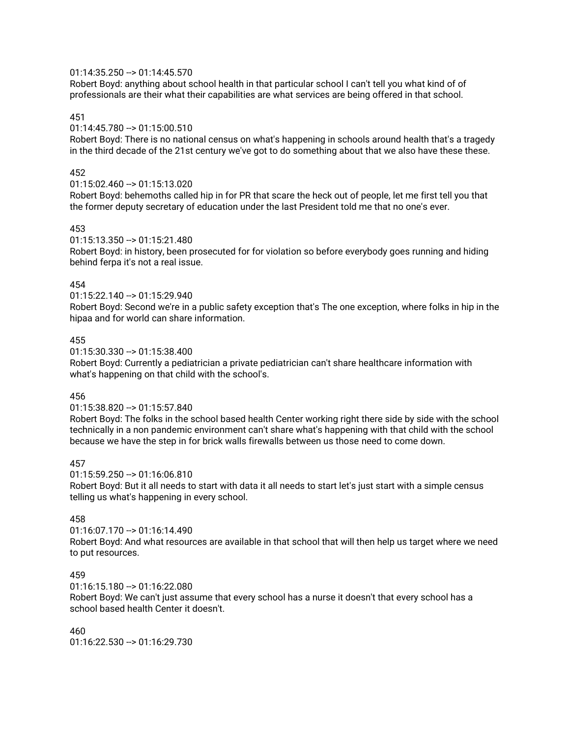01:14:35.250 --> 01:14:45.570
Robert Boyd: anything about school health in that particular school I can't tell you what kind of of professionals are their what their capabilities are what services are being offered in that school.

451
01:14:45.780 --> 01:15:00.510
Robert Boyd: There is no national census on what's happening in schools around health that's a tragedy in the third decade of the 21st century we've got to do something about that we also have these these.

452
01:15:02.460 --> 01:15:13.020
Robert Boyd: behemoths called hip in for PR that scare the heck out of people, let me first tell you that the former deputy secretary of education under the last President told me that no one's ever.

453
01:15:13.350 --> 01:15:21.480
Robert Boyd: in history, been prosecuted for for violation so before everybody goes running and hiding behind ferpa it's not a real issue.

454
01:15:22.140 --> 01:15:29.940
Robert Boyd: Second we're in a public safety exception that's The one exception, where folks in hip in the hipaa and for world can share information.

455
01:15:30.330 --> 01:15:38.400
Robert Boyd: Currently a pediatrician a private pediatrician can't share healthcare information with what's happening on that child with the school's.

456
01:15:38.820 --> 01:15:57.840
Robert Boyd: The folks in the school based health Center working right there side by side with the school technically in a non pandemic environment can't share what's happening with that child with the school because we have the step in for brick walls firewalls between us those need to come down.

457
01:15:59.250 --> 01:16:06.810
Robert Boyd: But it all needs to start with data it all needs to start let's just start with a simple census telling us what's happening in every school.

458
01:16:07.170 --> 01:16:14.490
Robert Boyd: And what resources are available in that school that will then help us target where we need to put resources.

459
01:16:15.180 --> 01:16:22.080
Robert Boyd: We can't just assume that every school has a nurse it doesn't that every school has a school based health Center it doesn't.

460
01:16:22.530 --> 01:16:29.730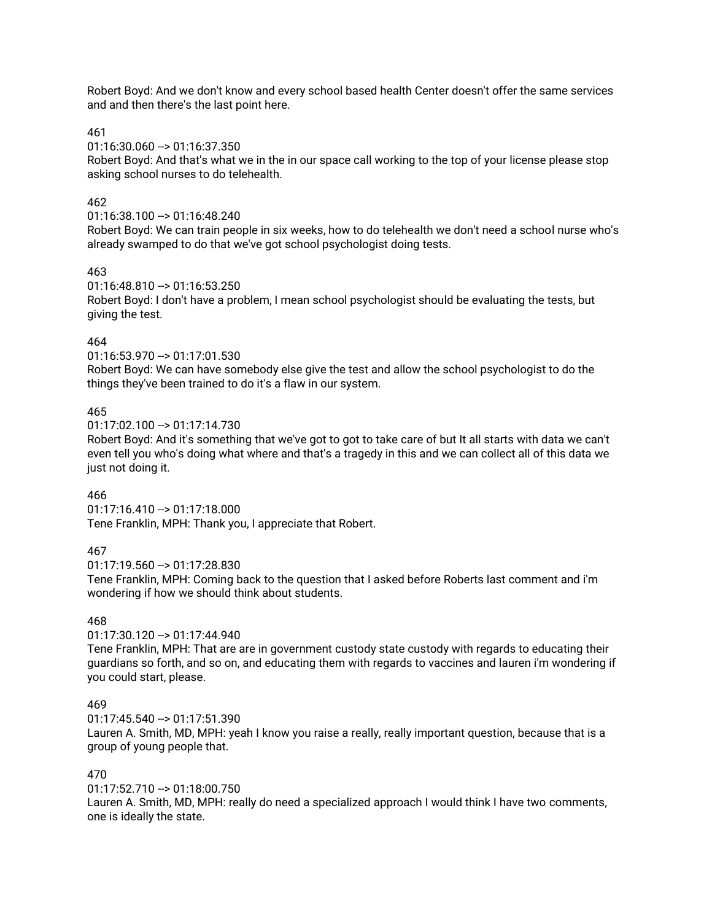Robert Boyd: And we don't know and every school based health Center doesn't offer the same services and and then there's the last point here.

461
01:16:30.060 --> 01:16:37.350
Robert Boyd: And that's what we in the in our space call working to the top of your license please stop asking school nurses to do telehealth.

462
01:16:38.100 --> 01:16:48.240
Robert Boyd: We can train people in six weeks, how to do telehealth we don't need a school nurse who's already swamped to do that we've got school psychologist doing tests.

463
01:16:48.810 --> 01:16:53.250
Robert Boyd: I don't have a problem, I mean school psychologist should be evaluating the tests, but giving the test.

464
01:16:53.970 --> 01:17:01.530
Robert Boyd: We can have somebody else give the test and allow the school psychologist to do the things they've been trained to do it's a flaw in our system.

465
01:17:02.100 --> 01:17:14.730
Robert Boyd: And it's something that we've got to got to take care of but It all starts with data we can't even tell you who's doing what where and that's a tragedy in this and we can collect all of this data we just not doing it.

466
01:17:16.410 --> 01:17:18.000
Tene Franklin, MPH: Thank you, I appreciate that Robert.

467
01:17:19.560 --> 01:17:28.830
Tene Franklin, MPH: Coming back to the question that I asked before Roberts last comment and i'm wondering if how we should think about students.

468
01:17:30.120 --> 01:17:44.940
Tene Franklin, MPH: That are are in government custody state custody with regards to educating their guardians so forth, and so on, and educating them with regards to vaccines and lauren i'm wondering if you could start, please.

469
01:17:45.540 --> 01:17:51.390
Lauren A. Smith, MD, MPH: yeah I know you raise a really, really important question, because that is a group of young people that.

470
01:17:52.710 --> 01:18:00.750
Lauren A. Smith, MD, MPH: really do need a specialized approach I would think I have two comments, one is ideally the state.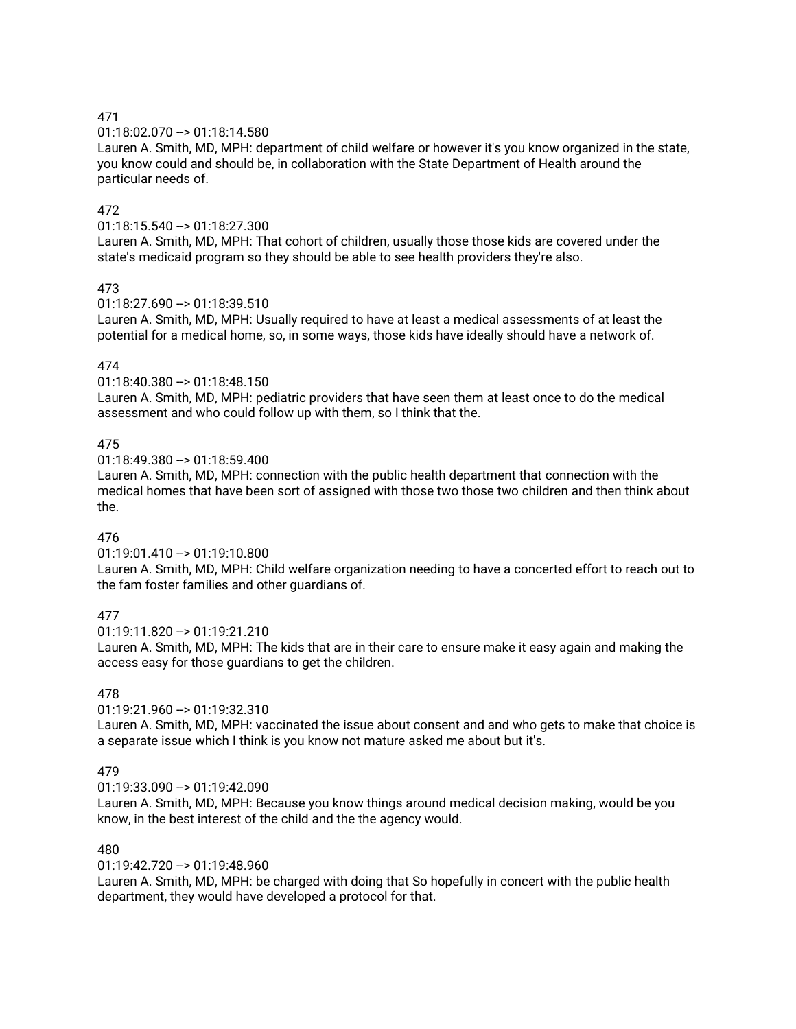471
01:18:02.070 --> 01:18:14.580
Lauren A. Smith, MD, MPH: department of child welfare or however it's you know organized in the state, you know could and should be, in collaboration with the State Department of Health around the particular needs of.

472
01:18:15.540 --> 01:18:27.300
Lauren A. Smith, MD, MPH: That cohort of children, usually those those kids are covered under the state's medicaid program so they should be able to see health providers they're also.

473
01:18:27.690 --> 01:18:39.510
Lauren A. Smith, MD, MPH: Usually required to have at least a medical assessments of at least the potential for a medical home, so, in some ways, those kids have ideally should have a network of.

474
01:18:40.380 --> 01:18:48.150
Lauren A. Smith, MD, MPH: pediatric providers that have seen them at least once to do the medical assessment and who could follow up with them, so I think that the.

475
01:18:49.380 --> 01:18:59.400
Lauren A. Smith, MD, MPH: connection with the public health department that connection with the medical homes that have been sort of assigned with those two those two children and then think about the.

476
01:19:01.410 --> 01:19:10.800
Lauren A. Smith, MD, MPH: Child welfare organization needing to have a concerted effort to reach out to the fam foster families and other guardians of.

477
01:19:11.820 --> 01:19:21.210
Lauren A. Smith, MD, MPH: The kids that are in their care to ensure make it easy again and making the access easy for those guardians to get the children.

478
01:19:21.960 --> 01:19:32.310
Lauren A. Smith, MD, MPH: vaccinated the issue about consent and and who gets to make that choice is a separate issue which I think is you know not mature asked me about but it's.

479
01:19:33.090 --> 01:19:42.090
Lauren A. Smith, MD, MPH: Because you know things around medical decision making, would be you know, in the best interest of the child and the the agency would.

480
01:19:42.720 --> 01:19:48.960
Lauren A. Smith, MD, MPH: be charged with doing that So hopefully in concert with the public health department, they would have developed a protocol for that.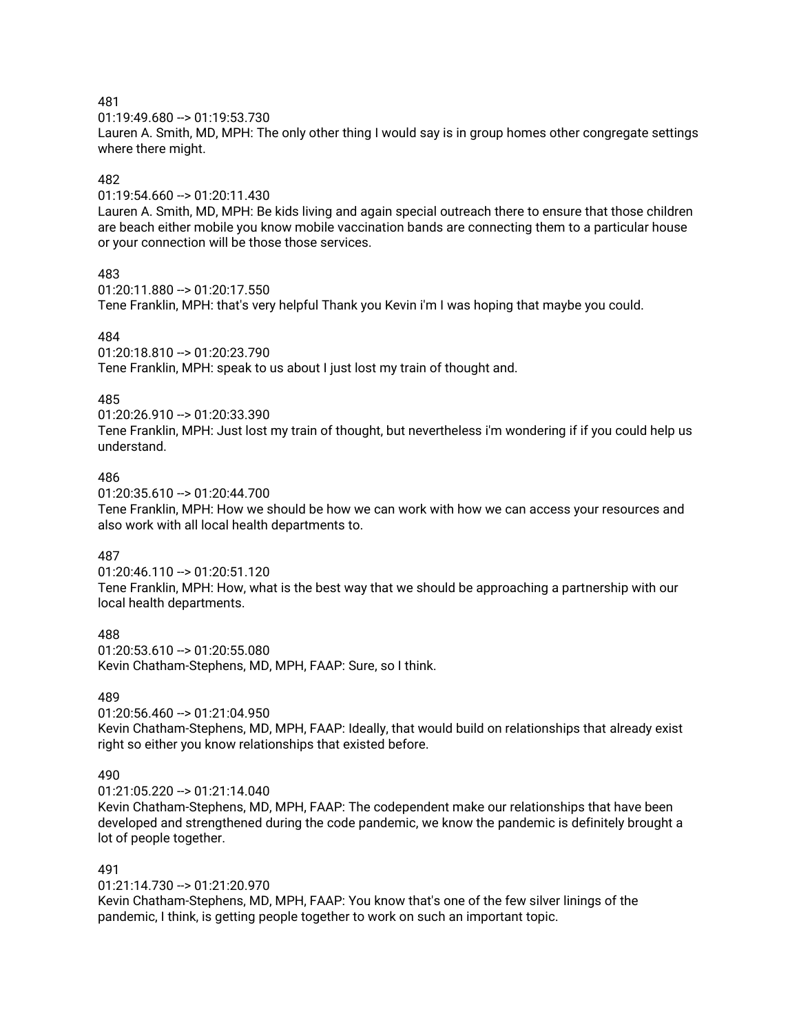481
01:19:49.680 --> 01:19:53.730
Lauren A. Smith, MD, MPH: The only other thing I would say is in group homes other congregate settings where there might.

482
01:19:54.660 --> 01:20:11.430
Lauren A. Smith, MD, MPH: Be kids living and again special outreach there to ensure that those children are beach either mobile you know mobile vaccination bands are connecting them to a particular house or your connection will be those those services.

483
01:20:11.880 --> 01:20:17.550
Tene Franklin, MPH: that's very helpful Thank you Kevin i'm I was hoping that maybe you could.

484
01:20:18.810 --> 01:20:23.790
Tene Franklin, MPH: speak to us about I just lost my train of thought and.

485
01:20:26.910 --> 01:20:33.390
Tene Franklin, MPH: Just lost my train of thought, but nevertheless i'm wondering if if you could help us understand.

486
01:20:35.610 --> 01:20:44.700
Tene Franklin, MPH: How we should be how we can work with how we can access your resources and also work with all local health departments to.

487
01:20:46.110 --> 01:20:51.120
Tene Franklin, MPH: How, what is the best way that we should be approaching a partnership with our local health departments.

488
01:20:53.610 --> 01:20:55.080
Kevin Chatham-Stephens, MD, MPH, FAAP: Sure, so I think.

489
01:20:56.460 --> 01:21:04.950
Kevin Chatham-Stephens, MD, MPH, FAAP: Ideally, that would build on relationships that already exist right so either you know relationships that existed before.

490
01:21:05.220 --> 01:21:14.040
Kevin Chatham-Stephens, MD, MPH, FAAP: The codependent make our relationships that have been developed and strengthened during the code pandemic, we know the pandemic is definitely brought a lot of people together.

491
01:21:14.730 --> 01:21:20.970
Kevin Chatham-Stephens, MD, MPH, FAAP: You know that's one of the few silver linings of the pandemic, I think, is getting people together to work on such an important topic.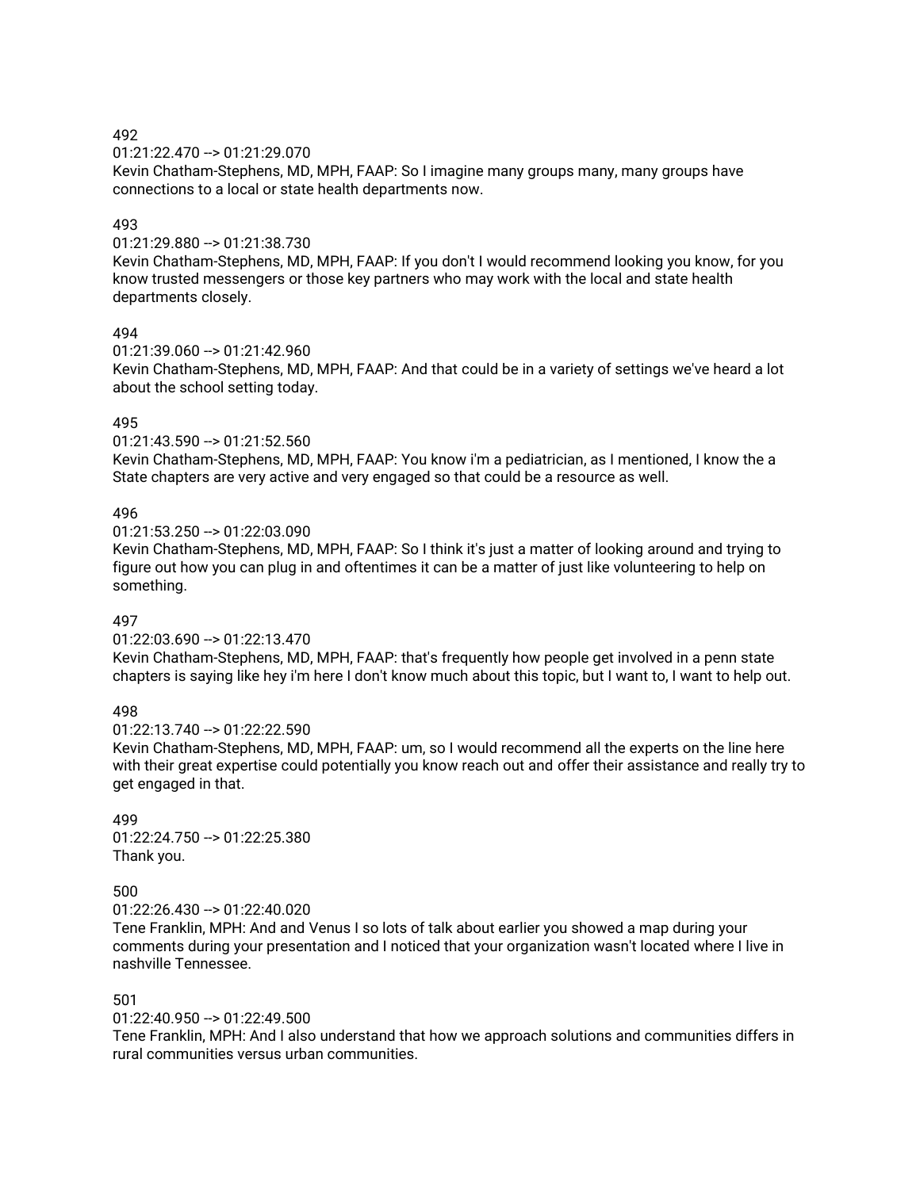492
01:21:22.470 --> 01:21:29.070
Kevin Chatham-Stephens, MD, MPH, FAAP: So I imagine many groups many, many groups have connections to a local or state health departments now.

493
01:21:29.880 --> 01:21:38.730
Kevin Chatham-Stephens, MD, MPH, FAAP: If you don't I would recommend looking you know, for you know trusted messengers or those key partners who may work with the local and state health departments closely.

494
01:21:39.060 --> 01:21:42.960
Kevin Chatham-Stephens, MD, MPH, FAAP: And that could be in a variety of settings we've heard a lot about the school setting today.

495
01:21:43.590 --> 01:21:52.560
Kevin Chatham-Stephens, MD, MPH, FAAP: You know i'm a pediatrician, as I mentioned, I know the a State chapters are very active and very engaged so that could be a resource as well.

496
01:21:53.250 --> 01:22:03.090
Kevin Chatham-Stephens, MD, MPH, FAAP: So I think it's just a matter of looking around and trying to figure out how you can plug in and oftentimes it can be a matter of just like volunteering to help on something.

497
01:22:03.690 --> 01:22:13.470
Kevin Chatham-Stephens, MD, MPH, FAAP: that's frequently how people get involved in a penn state chapters is saying like hey i'm here I don't know much about this topic, but I want to, I want to help out.

498
01:22:13.740 --> 01:22:22.590
Kevin Chatham-Stephens, MD, MPH, FAAP: um, so I would recommend all the experts on the line here with their great expertise could potentially you know reach out and offer their assistance and really try to get engaged in that.

499
01:22:24.750 --> 01:22:25.380
Thank you.

500
01:22:26.430 --> 01:22:40.020
Tene Franklin, MPH: And and Venus I so lots of talk about earlier you showed a map during your comments during your presentation and I noticed that your organization wasn't located where I live in nashville Tennessee.

501
01:22:40.950 --> 01:22:49.500
Tene Franklin, MPH: And I also understand that how we approach solutions and communities differs in rural communities versus urban communities.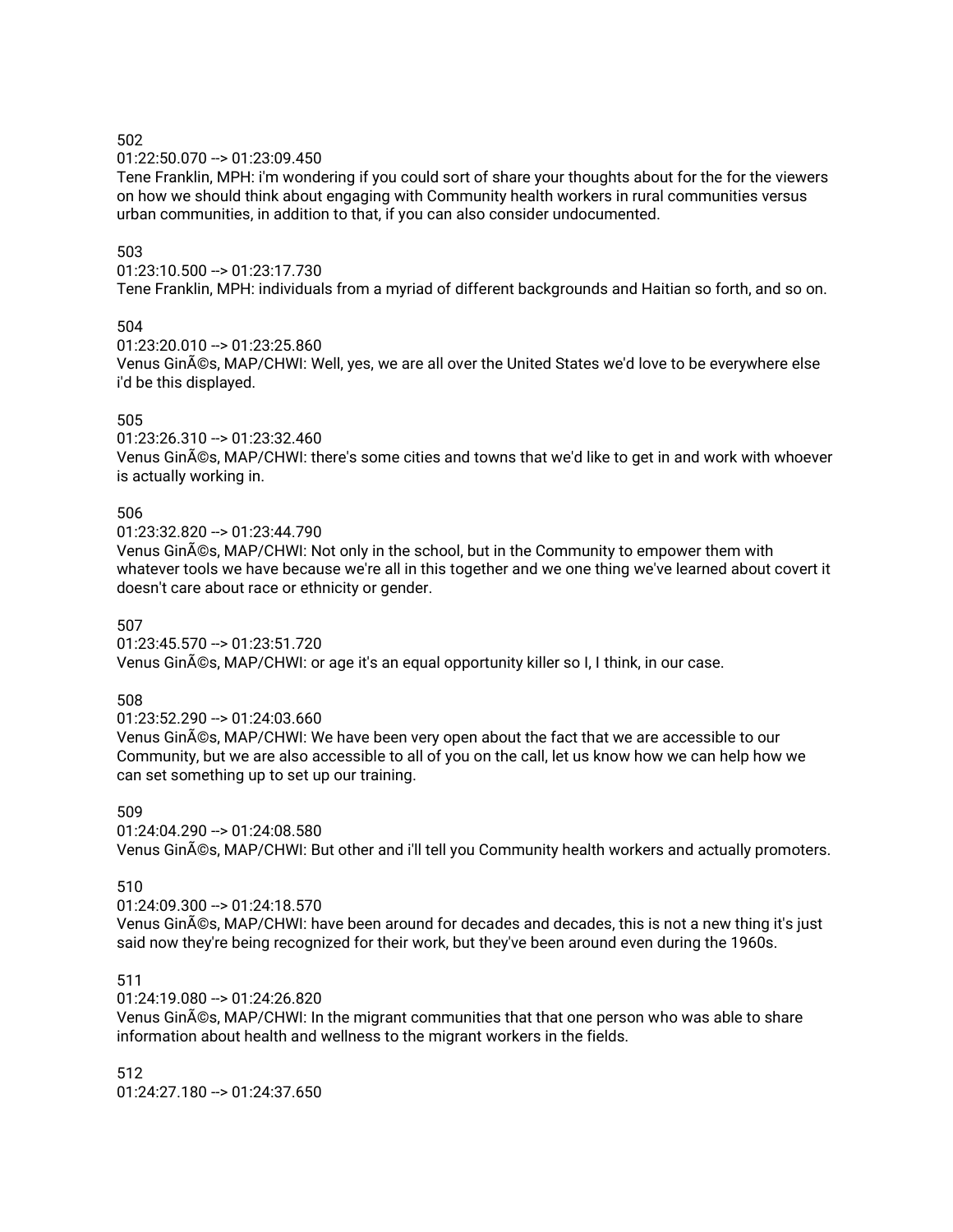502
01:22:50.070 --> 01:23:09.450
Tene Franklin, MPH: i'm wondering if you could sort of share your thoughts about for the for the viewers on how we should think about engaging with Community health workers in rural communities versus urban communities, in addition to that, if you can also consider undocumented.

503
01:23:10.500 --> 01:23:17.730
Tene Franklin, MPH: individuals from a myriad of different backgrounds and Haitian so forth, and so on.

504
01:23:20.010 --> 01:23:25.860
Venus GinÃ©s, MAP/CHWI: Well, yes, we are all over the United States we'd love to be everywhere else i'd be this displayed.

505
01:23:26.310 --> 01:23:32.460
Venus GinÃ©s, MAP/CHWI: there's some cities and towns that we'd like to get in and work with whoever is actually working in.

506
01:23:32.820 --> 01:23:44.790
Venus GinÃ©s, MAP/CHWI: Not only in the school, but in the Community to empower them with whatever tools we have because we're all in this together and we one thing we've learned about covert it doesn't care about race or ethnicity or gender.

507
01:23:45.570 --> 01:23:51.720
Venus GinÃ©s, MAP/CHWI: or age it's an equal opportunity killer so I, I think, in our case.

508
01:23:52.290 --> 01:24:03.660
Venus GinÃ©s, MAP/CHWI: We have been very open about the fact that we are accessible to our Community, but we are also accessible to all of you on the call, let us know how we can help how we can set something up to set up our training.

509
01:24:04.290 --> 01:24:08.580
Venus GinÃ©s, MAP/CHWI: But other and i'll tell you Community health workers and actually promoters.

510
01:24:09.300 --> 01:24:18.570
Venus GinÃ©s, MAP/CHWI: have been around for decades and decades, this is not a new thing it's just said now they're being recognized for their work, but they've been around even during the 1960s.

511
01:24:19.080 --> 01:24:26.820
Venus GinÃ©s, MAP/CHWI: In the migrant communities that that one person who was able to share information about health and wellness to the migrant workers in the fields.

512
01:24:27.180 --> 01:24:37.650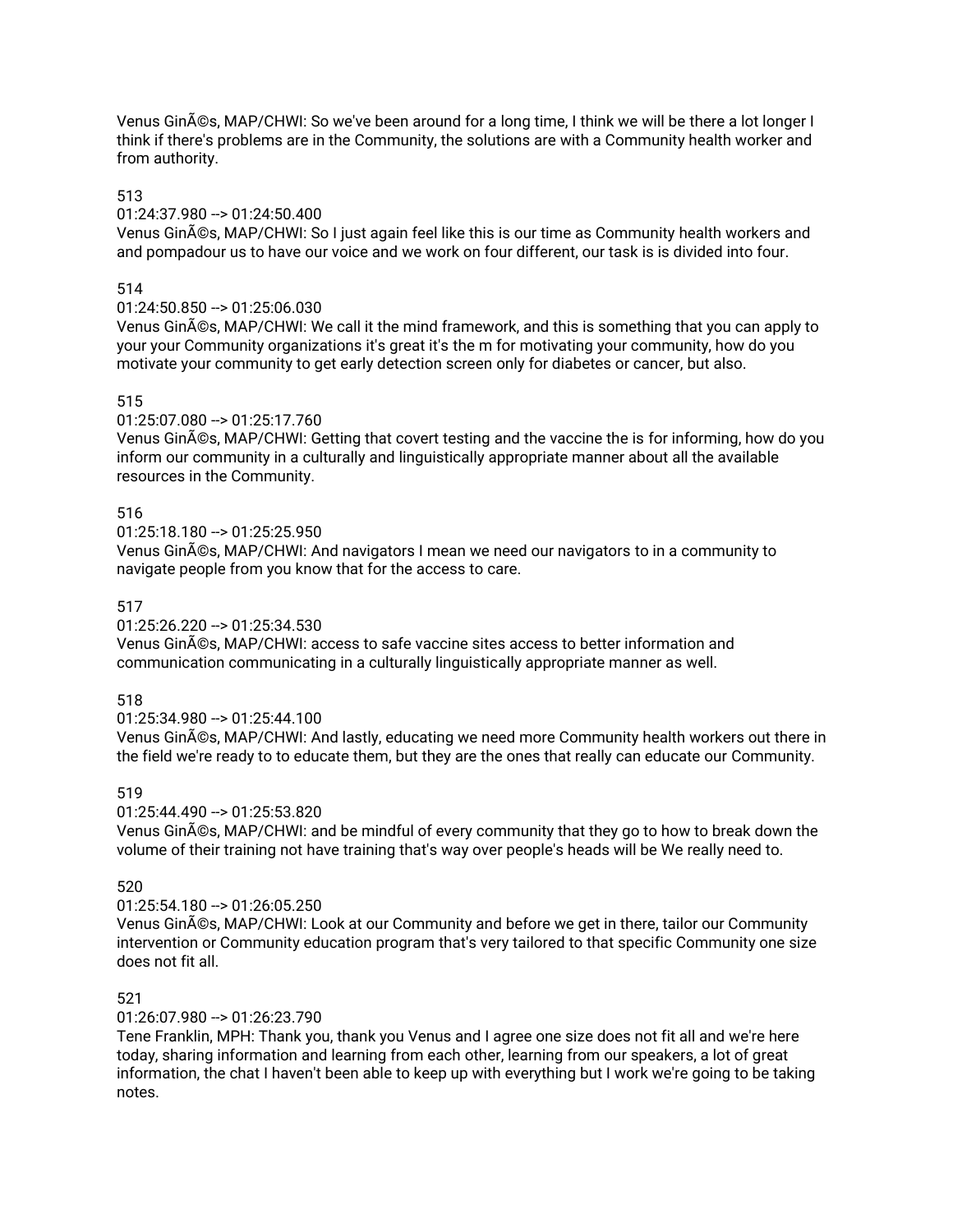Venus GinÃ©s, MAP/CHWI: So we've been around for a long time, I think we will be there a lot longer I think if there's problems are in the Community, the solutions are with a Community health worker and from authority.

513

01:24:37.980 --> 01:24:50.400

Venus GinÃ©s, MAP/CHWI: So I just again feel like this is our time as Community health workers and and pompadour us to have our voice and we work on four different, our task is is divided into four.

514

01:24:50.850 --> 01:25:06.030

Venus GinÃ©s, MAP/CHWI: We call it the mind framework, and this is something that you can apply to your your Community organizations it's great it's the m for motivating your community, how do you motivate your community to get early detection screen only for diabetes or cancer, but also.

515

01:25:07.080 --> 01:25:17.760

Venus GinÃ©s, MAP/CHWI: Getting that covert testing and the vaccine the is for informing, how do you inform our community in a culturally and linguistically appropriate manner about all the available resources in the Community.

516

01:25:18.180 --> 01:25:25.950

Venus GinÃ©s, MAP/CHWI: And navigators I mean we need our navigators to in a community to navigate people from you know that for the access to care.

517

01:25:26.220 --> 01:25:34.530

Venus GinÃ©s, MAP/CHWI: access to safe vaccine sites access to better information and communication communicating in a culturally linguistically appropriate manner as well.

518

01:25:34.980 --> 01:25:44.100

Venus GinÃ©s, MAP/CHWI: And lastly, educating we need more Community health workers out there in the field we're ready to to educate them, but they are the ones that really can educate our Community.

519

01:25:44.490 --> 01:25:53.820

Venus GinÃ©s, MAP/CHWI: and be mindful of every community that they go to how to break down the volume of their training not have training that's way over people's heads will be We really need to.

520

01:25:54.180 --> 01:26:05.250

Venus GinÃ©s, MAP/CHWI: Look at our Community and before we get in there, tailor our Community intervention or Community education program that's very tailored to that specific Community one size does not fit all.

521

01:26:07.980 --> 01:26:23.790

Tene Franklin, MPH: Thank you, thank you Venus and I agree one size does not fit all and we're here today, sharing information and learning from each other, learning from our speakers, a lot of great information, the chat I haven't been able to keep up with everything but I work we're going to be taking notes.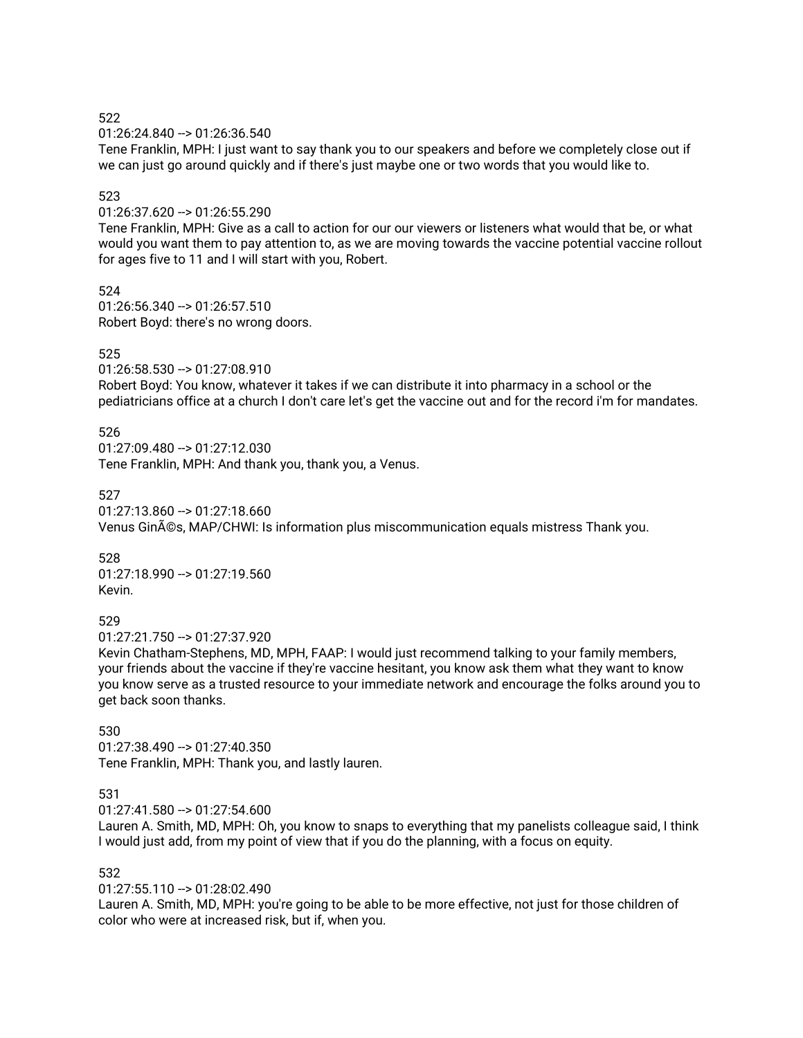522
01:26:24.840 --> 01:26:36.540
Tene Franklin, MPH: I just want to say thank you to our speakers and before we completely close out if we can just go around quickly and if there's just maybe one or two words that you would like to.

523
01:26:37.620 --> 01:26:55.290
Tene Franklin, MPH: Give as a call to action for our our viewers or listeners what would that be, or what would you want them to pay attention to, as we are moving towards the vaccine potential vaccine rollout for ages five to 11 and I will start with you, Robert.

524
01:26:56.340 --> 01:26:57.510
Robert Boyd: there's no wrong doors.

525
01:26:58.530 --> 01:27:08.910
Robert Boyd: You know, whatever it takes if we can distribute it into pharmacy in a school or the pediatricians office at a church I don't care let's get the vaccine out and for the record i'm for mandates.

526
01:27:09.480 --> 01:27:12.030
Tene Franklin, MPH: And thank you, thank you, a Venus.

527
01:27:13.860 --> 01:27:18.660
Venus GinÃ©s, MAP/CHWI: Is information plus miscommunication equals mistress Thank you.

528
01:27:18.990 --> 01:27:19.560
Kevin.

529
01:27:21.750 --> 01:27:37.920
Kevin Chatham-Stephens, MD, MPH, FAAP: I would just recommend talking to your family members, your friends about the vaccine if they're vaccine hesitant, you know ask them what they want to know you know serve as a trusted resource to your immediate network and encourage the folks around you to get back soon thanks.

530
01:27:38.490 --> 01:27:40.350
Tene Franklin, MPH: Thank you, and lastly lauren.

531
01:27:41.580 --> 01:27:54.600
Lauren A. Smith, MD, MPH: Oh, you know to snaps to everything that my panelists colleague said, I think I would just add, from my point of view that if you do the planning, with a focus on equity.

532
01:27:55.110 --> 01:28:02.490
Lauren A. Smith, MD, MPH: you're going to be able to be more effective, not just for those children of color who were at increased risk, but if, when you.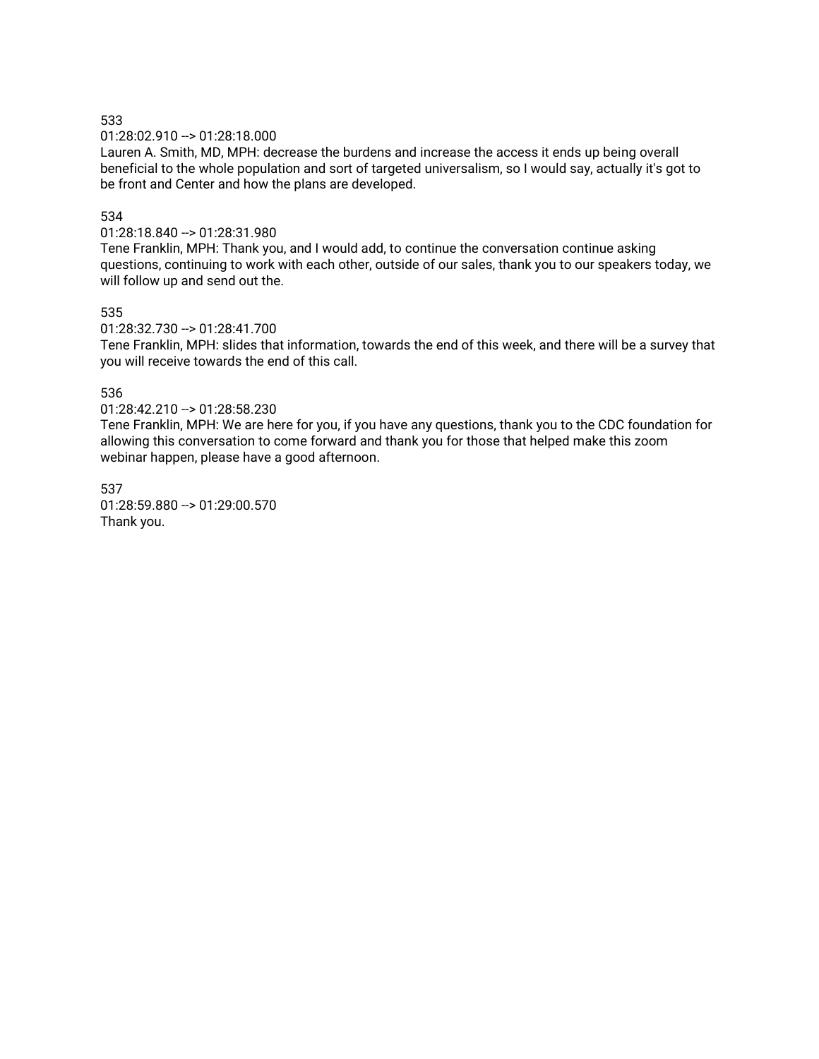533

01:28:02.910 --> 01:28:18.000

Lauren A. Smith, MD, MPH: decrease the burdens and increase the access it ends up being overall beneficial to the whole population and sort of targeted universalism, so I would say, actually it's got to be front and Center and how the plans are developed.

534

01:28:18.840 --> 01:28:31.980

Tene Franklin, MPH: Thank you, and I would add, to continue the conversation continue asking questions, continuing to work with each other, outside of our sales, thank you to our speakers today, we will follow up and send out the.

535

01:28:32.730 --> 01:28:41.700

Tene Franklin, MPH: slides that information, towards the end of this week, and there will be a survey that you will receive towards the end of this call.

536

01:28:42.210 --> 01:28:58.230

Tene Franklin, MPH: We are here for you, if you have any questions, thank you to the CDC foundation for allowing this conversation to come forward and thank you for those that helped make this zoom webinar happen, please have a good afternoon.

537

01:28:59.880 --> 01:29:00.570

Thank you.